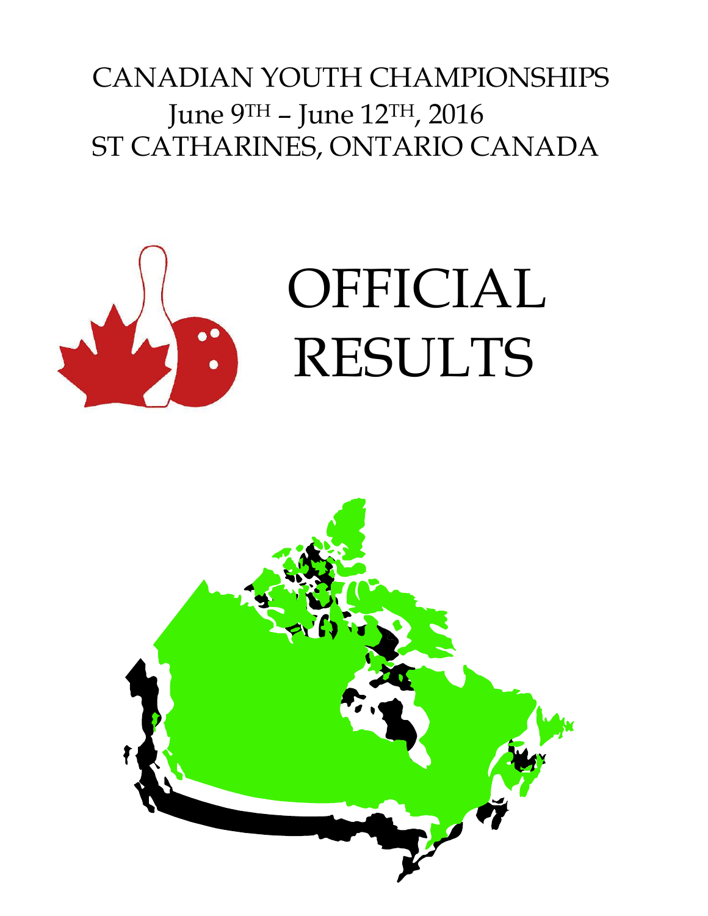# CANADIAN YOUTH CHAMPIONSHIPS

June 9TH – June 12TH, 2016

ST CATHARINES, ONTARIO CANADA

# OFFICIAL RESULTS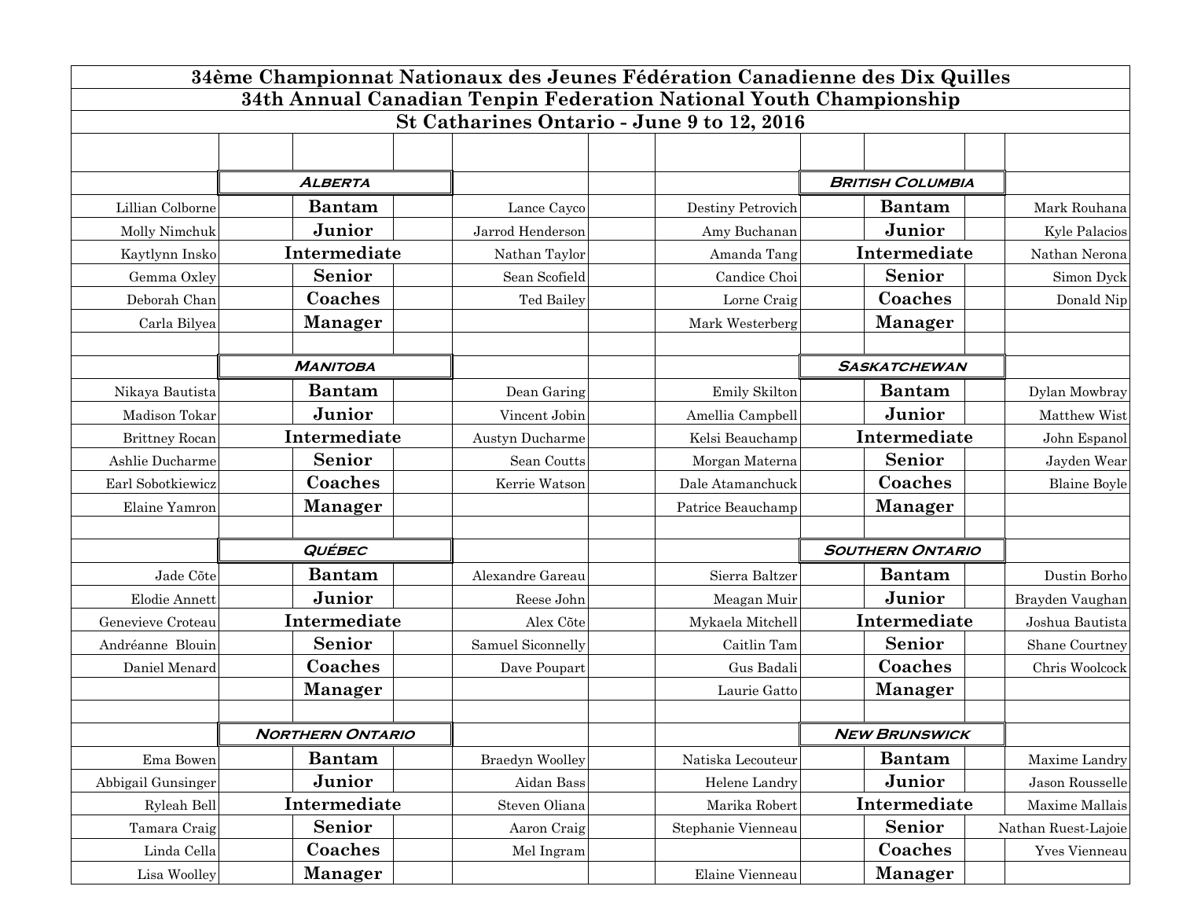# 34ème Championnat Nationaux des Jeunes Fédération Canadienne des Dix Quilles

## 34th Annual Canadian Tenpin Federation National Youth Championship

### St Catharines Ontario - June 9 to 12, 2016

| | | | | | |
|---|---|---|---|---|---|
| | ***Alberta*** | | | ***British Columbia*** | |
| Lillian Colborne | **Bantam** | Lance Cayco | Destiny Petrovich | **Bantam** | Mark Rouhana |
| Molly Nimchuk | **Junior** | Jarrod Henderson | Amy Buchanan | **Junior** | Kyle Palacios |
| Kaytlynn Insko | **Intermediate** | Nathan Taylor | Amanda Tang | **Intermediate** | Nathan Nerona |
| Gemma Oxley | **Senior** | Sean Scofield | Candice Choi | **Senior** | Simon Dyck |
| Deborah Chan | **Coaches** | Ted Bailey | Lorne Craig | **Coaches** | Donald Nip |
| Carla Bilyea | **Manager** | | Mark Westerberg | **Manager** | |
| | | | | | |
| | ***Manitoba*** | | | ***Saskatchewan*** | |
| Nikaya Bautista | **Bantam** | Dean Garing | Emily Skilton | **Bantam** | Dylan Mowbray |
| Madison Tokar | **Junior** | Vincent Jobin | Amellia Campbell | **Junior** | Matthew Wist |
| Brittney Rocan | **Intermediate** | Austyn Ducharme | Kelsi Beauchamp | **Intermediate** | John Espanol |
| Ashlie Ducharme | **Senior** | Sean Coutts | Morgan Materna | **Senior** | Jayden Wear |
| Earl Sobotkiewicz | **Coaches** | Kerrie Watson | Dale Atamanchuck | **Coaches** | Blaine Boyle |
| Elaine Yamron | **Manager** | | Patrice Beauchamp | **Manager** | |
| | | | | | |
| | ***Québec*** | | | ***Southern Ontario*** | |
| Jade Cõte | **Bantam** | Alexandre Gareau | Sierra Baltzer | **Bantam** | Dustin Borho |
| Elodie Annett | **Junior** | Reese John | Meagan Muir | **Junior** | Brayden Vaughan |
| Genevieve Croteau | **Intermediate** | Alex Cõte | Mykaela Mitchell | **Intermediate** | Joshua Bautista |
| Andréanne Blouin | **Senior** | Samuel Siconnelly | Caitlin Tam | **Senior** | Shane Courtney |
| Daniel Menard | **Coaches** | Dave Poupart | Gus Badali | **Coaches** | Chris Woolcock |
| | **Manager** | | Laurie Gatto | **Manager** | |
| | | | | | |
| | ***Northern Ontario*** | | | ***New Brunswick*** | |
| Ema Bowen | **Bantam** | Braedyn Woolley | Natiska Lecouteur | **Bantam** | Maxime Landry |
| Abbigail Gunsinger | **Junior** | Aidan Bass | Helene Landry | **Junior** | Jason Rousselle |
| Ryleah Bell | **Intermediate** | Steven Oliana | Marika Robert | **Intermediate** | Maxime Mallais |
| Tamara Craig | **Senior** | Aaron Craig | Stephanie Vienneau | **Senior** | Nathan Ruest-Lajoie |
| Linda Cella | **Coaches** | Mel Ingram | | **Coaches** | Yves Vienneau |
| Lisa Woolley | **Manager** | | Elaine Vienneau | **Manager** | |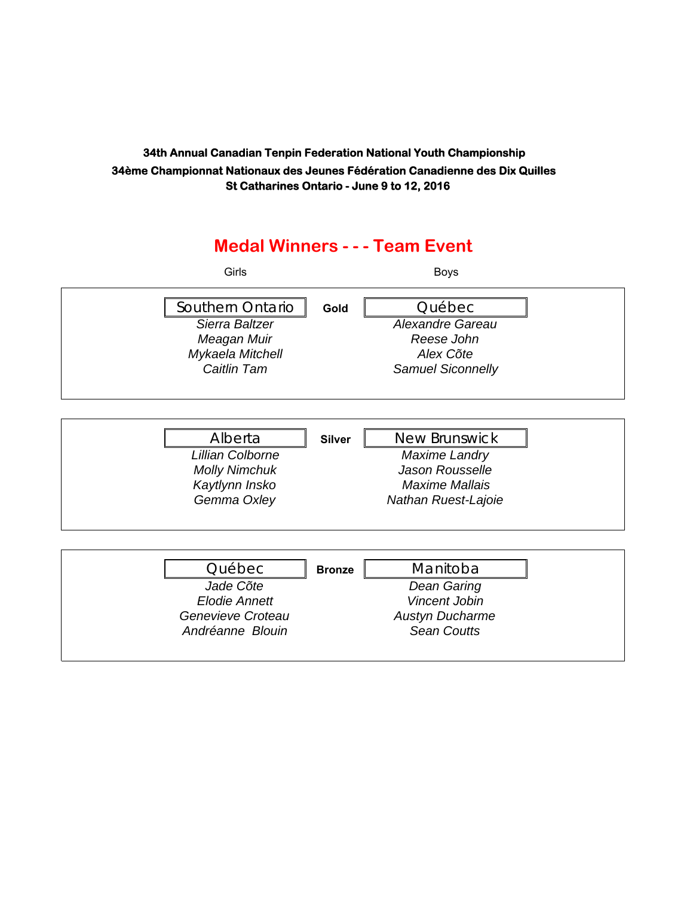**34th Annual Canadian Tenpin Federation National Youth Championship**
**34ème Championnat Nationaux des Jeunes Fédération Canadienne des Dix Quilles**
**St Catharines Ontario - June 9 to 12, 2016**

## Medal Winners - - - Team Event

| Girls | | Boys |
|---|---|---|
| Southern Ontario | **Gold** | Québec |
| *Sierra Baltzer* | | *Alexandre Gareau* |
| *Meagan Muir* | | *Reese John* |
| *Mykaela Mitchell* | | *Alex Cõte* |
| *Caitlin Tam* | | *Samuel Siconnelly* |
| Alberta | **Silver** | New Brunswick |
| *Lillian Colborne* | | *Maxime Landry* |
| *Molly Nimchuk* | | *Jason Rousselle* |
| *Kaytlynn Insko* | | *Maxime Mallais* |
| *Gemma Oxley* | | *Nathan Ruest-Lajoie* |
| Québec | **Bronze** | Manitoba |
| *Jade Cõte* | | *Dean Garing* |
| *Elodie Annett* | | *Vincent Jobin* |
| *Genevieve Croteau* | | *Austyn Ducharme* |
| *Andréanne Blouin* | | *Sean Coutts* |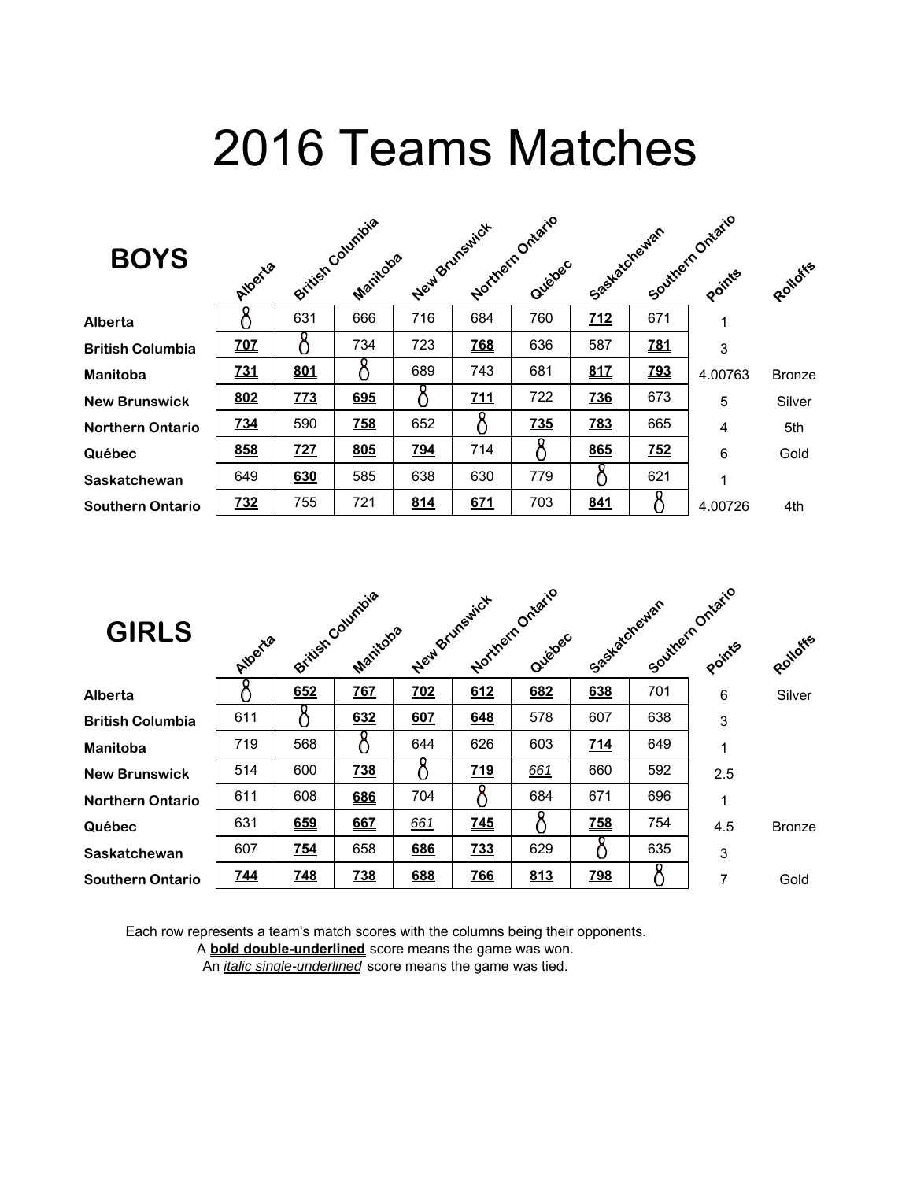# 2016 Teams Matches

## BOYS

| | Alberta | British Columbia | Manitoba | New Brunswick | Northern Ontario | Québec | Saskatchewan | Southern Ontario | Points | Rolloffs |
|---|---|---|---|---|---|---|---|---|---|---|
| **Alberta** | | 631 | 666 | 716 | 684 | 760 | **712** | 671 | 1 | |
| **British Columbia** | **707** | | 734 | 723 | **768** | 636 | 587 | **781** | 3 | |
| **Manitoba** | **731** | **801** | | 689 | 743 | 681 | **817** | **793** | 4.00763 | Bronze |
| **New Brunswick** | **802** | **773** | **695** | | **711** | 722 | **736** | 673 | 5 | Silver |
| **Northern Ontario** | **734** | 590 | **758** | 652 | | **735** | **783** | 665 | 4 | 5th |
| **Québec** | **858** | **727** | **805** | **794** | 714 | | **865** | **752** | 6 | Gold |
| **Saskatchewan** | 649 | **630** | 585 | 638 | 630 | 779 | | 621 | 1 | |
| **Southern Ontario** | **732** | 755 | 721 | **814** | **671** | 703 | **841** | | 4.00726 | 4th |

## GIRLS

| | Alberta | British Columbia | Manitoba | New Brunswick | Northern Ontario | Québec | Saskatchewan | Southern Ontario | Points | Rolloffs |
|---|---|---|---|---|---|---|---|---|---|---|
| **Alberta** | | **652** | **767** | **702** | **612** | **682** | **638** | 701 | 6 | Silver |
| **British Columbia** | 611 | | **632** | **607** | **648** | 578 | 607 | 638 | 3 | |
| **Manitoba** | 719 | 568 | | 644 | 626 | 603 | **714** | 649 | 1 | |
| **New Brunswick** | 514 | 600 | **738** | | **719** | *661* | 660 | 592 | 2.5 | |
| **Northern Ontario** | 611 | 608 | **686** | 704 | | 684 | 671 | 696 | 1 | |
| **Québec** | 631 | **659** | **667** | *661* | **745** | | **758** | 754 | 4.5 | Bronze |
| **Saskatchewan** | 607 | **754** | 658 | **686** | **733** | 629 | | 635 | 3 | |
| **Southern Ontario** | **744** | **748** | **738** | **688** | **766** | **813** | **798** | | 7 | Gold |

Each row represents a team's match scores with the columns being their opponents.

A **bold double-underlined** score means the game was won.

An *italic single-underlined* score means the game was tied.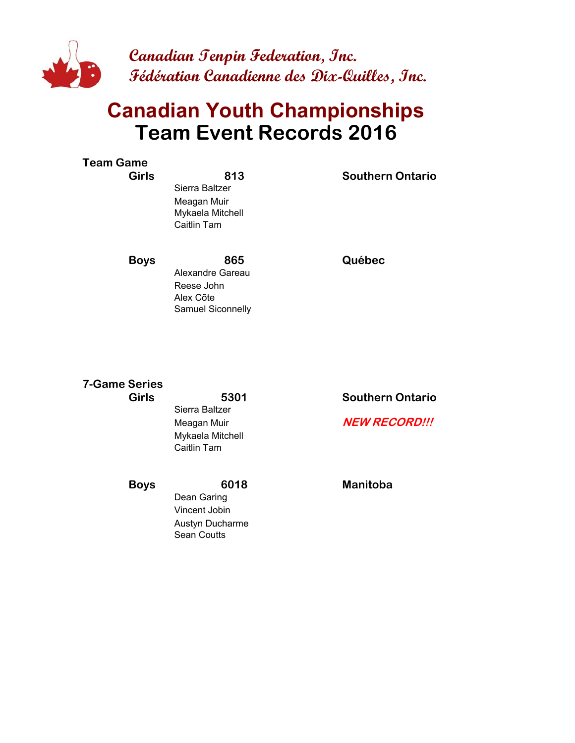Canadian Tenpin Federation, Inc.
Fédération Canadienne des Dix-Quilles, Inc.

# Canadian Youth Championships
# Team Event Records 2016

## Team Game

**Girls** — **813** — **Southern Ontario**

Sierra Baltzer
Meagan Muir
Mykaela Mitchell
Caitlin Tam

**Boys** — **865** — **Québec**

Alexandre Gareau
Reese John
Alex Cõte
Samuel Siconnelly

## 7-Game Series

**Girls** — **5301** — **Southern Ontario**

***NEW RECORD!!!***

Sierra Baltzer
Meagan Muir
Mykaela Mitchell
Caitlin Tam

**Boys** — **6018** — **Manitoba**

Dean Garing
Vincent Jobin
Austyn Ducharme
Sean Coutts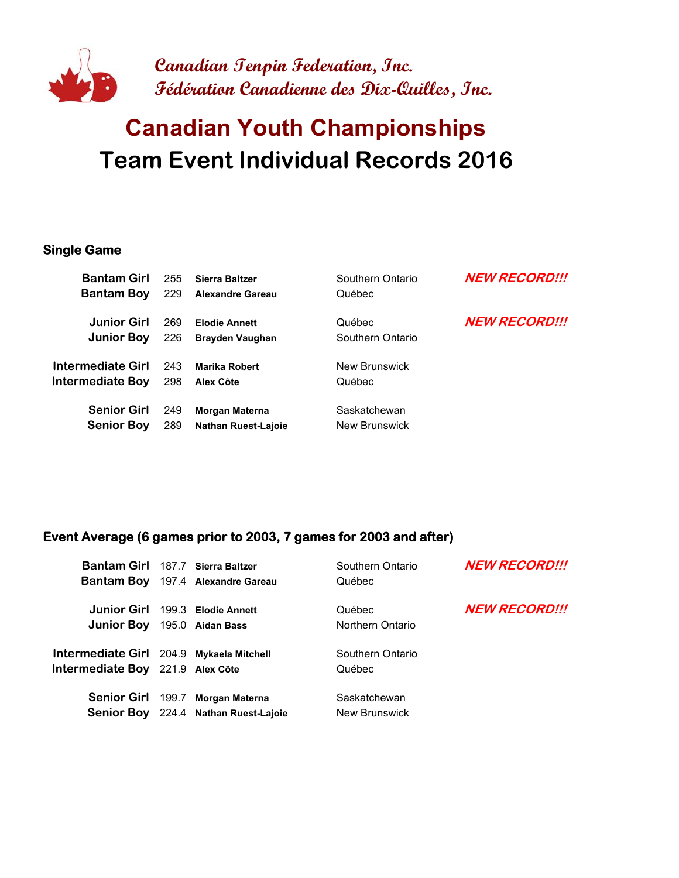Canadian Tenpin Federation, Inc.
Fédération Canadienne des Dix-Quilles, Inc.

# Canadian Youth Championships
# Team Event Individual Records 2016

### Single Game

| | | | | |
|---|---|---|---|---|
| **Bantam Girl** | 255 | **Sierra Baltzer** | Southern Ontario | ***NEW RECORD!!!*** |
| **Bantam Boy** | 229 | **Alexandre Gareau** | Québec | |
| **Junior Girl** | 269 | **Elodie Annett** | Québec | ***NEW RECORD!!!*** |
| **Junior Boy** | 226 | **Brayden Vaughan** | Southern Ontario | |
| **Intermediate Girl** | 243 | **Marika Robert** | New Brunswick | |
| **Intermediate Boy** | 298 | **Alex Cõte** | Québec | |
| **Senior Girl** | 249 | **Morgan Materna** | Saskatchewan | |
| **Senior Boy** | 289 | **Nathan Ruest-Lajoie** | New Brunswick | |

### Event Average (6 games prior to 2003, 7 games for 2003 and after)

| | | | | |
|---|---|---|---|---|
| **Bantam Girl** | 187.7 | **Sierra Baltzer** | Southern Ontario | ***NEW RECORD!!!*** |
| **Bantam Boy** | 197.4 | **Alexandre Gareau** | Québec | |
| **Junior Girl** | 199.3 | **Elodie Annett** | Québec | ***NEW RECORD!!!*** |
| **Junior Boy** | 195.0 | **Aidan Bass** | Northern Ontario | |
| **Intermediate Girl** | 204.9 | **Mykaela Mitchell** | Southern Ontario | |
| **Intermediate Boy** | 221.9 | **Alex Cõte** | Québec | |
| **Senior Girl** | 199.7 | **Morgan Materna** | Saskatchewan | |
| **Senior Boy** | 224.4 | **Nathan Ruest-Lajoie** | New Brunswick | |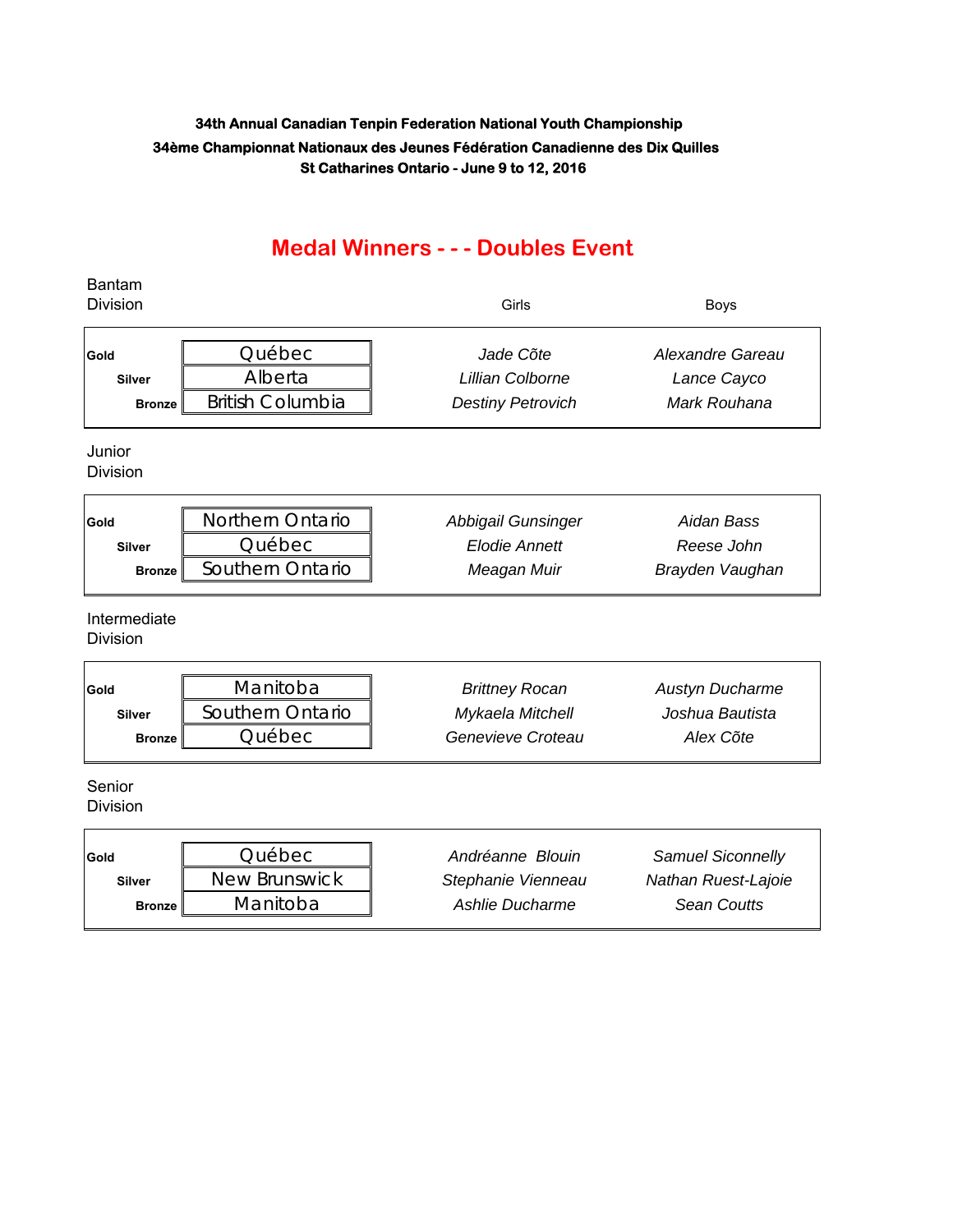**34th Annual Canadian Tenpin Federation National Youth Championship**
**34ème Championnat Nationaux des Jeunes Fédération Canadienne des Dix Quilles**
**St Catharines Ontario - June 9 to 12, 2016**

## Medal Winners - - - Doubles Event

Bantam Division

| | | Girls | Boys |
|---|---|---|---|
| **Gold** | Québec | *Jade Cõte* | *Alexandre Gareau* |
| **Silver** | Alberta | *Lillian Colborne* | *Lance Cayco* |
| **Bronze** | British Columbia | *Destiny Petrovich* | *Mark Rouhana* |

Junior Division

| | | | |
|---|---|---|---|
| **Gold** | Northern Ontario | *Abbigail Gunsinger* | *Aidan Bass* |
| **Silver** | Québec | *Elodie Annett* | *Reese John* |
| **Bronze** | Southern Ontario | *Meagan Muir* | *Brayden Vaughan* |

Intermediate Division

| | | | |
|---|---|---|---|
| **Gold** | Manitoba | *Brittney Rocan* | *Austyn Ducharme* |
| **Silver** | Southern Ontario | *Mykaela Mitchell* | *Joshua Bautista* |
| **Bronze** | Québec | *Genevieve Croteau* | *Alex Cõte* |

Senior Division

| | | | |
|---|---|---|---|
| **Gold** | Québec | *Andréanne Blouin* | *Samuel Siconnelly* |
| **Silver** | New Brunswick | *Stephanie Vienneau* | *Nathan Ruest-Lajoie* |
| **Bronze** | Manitoba | *Ashlie Ducharme* | *Sean Coutts* |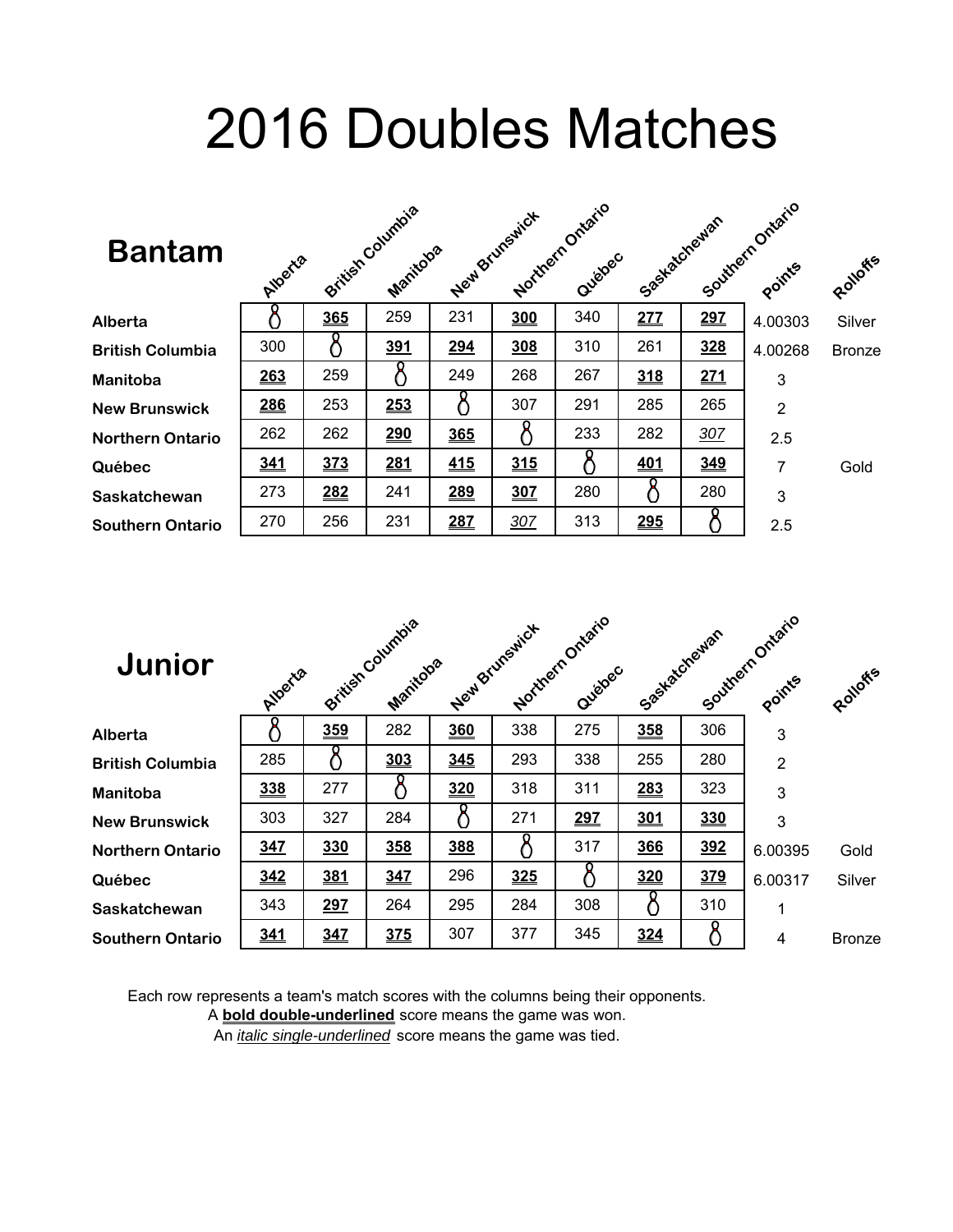# 2016 Doubles Matches

## Bantam

| | Alberta | British Columbia | Manitoba | New Brunswick | Northern Ontario | Québec | Saskatchewan | Southern Ontario | Points | Rolloffs |
|---|---|---|---|---|---|---|---|---|---|---|
| **Alberta** | | **365** | 259 | 231 | **300** | 340 | **277** | **297** | 4.00303 | Silver |
| **British Columbia** | 300 | | **391** | **294** | **308** | 310 | 261 | **328** | 4.00268 | Bronze |
| **Manitoba** | **263** | 259 | | 249 | 268 | 267 | **318** | **271** | 3 | |
| **New Brunswick** | **286** | 253 | **253** | | 307 | 291 | 285 | 265 | 2 | |
| **Northern Ontario** | 262 | 262 | **290** | **365** | | 233 | 282 | *307* | 2.5 | |
| **Québec** | **341** | **373** | **281** | **415** | **315** | | **401** | **349** | 7 | Gold |
| **Saskatchewan** | 273 | **282** | 241 | **289** | **307** | 280 | | 280 | 3 | |
| **Southern Ontario** | 270 | 256 | 231 | **287** | *307* | 313 | **295** | | 2.5 | |

## Junior

| | Alberta | British Columbia | Manitoba | New Brunswick | Northern Ontario | Québec | Saskatchewan | Southern Ontario | Points | Rolloffs |
|---|---|---|---|---|---|---|---|---|---|---|
| **Alberta** | | **359** | 282 | **360** | 338 | 275 | **358** | 306 | 3 | |
| **British Columbia** | 285 | | **303** | **345** | 293 | 338 | 255 | 280 | 2 | |
| **Manitoba** | **338** | 277 | | **320** | 318 | 311 | **283** | 323 | 3 | |
| **New Brunswick** | 303 | 327 | 284 | | 271 | **297** | **301** | **330** | 3 | |
| **Northern Ontario** | **347** | **330** | **358** | **388** | | 317 | **366** | **392** | 6.00395 | Gold |
| **Québec** | **342** | **381** | **347** | 296 | **325** | | **320** | **379** | 6.00317 | Silver |
| **Saskatchewan** | 343 | **297** | 264 | 295 | 284 | 308 | | 310 | 1 | |
| **Southern Ontario** | **341** | **347** | **375** | 307 | 377 | 345 | **324** | | 4 | Bronze |

Each row represents a team's match scores with the columns being their opponents.

A **bold double-underlined** score means the game was won.

An *italic single-underlined* score means the game was tied.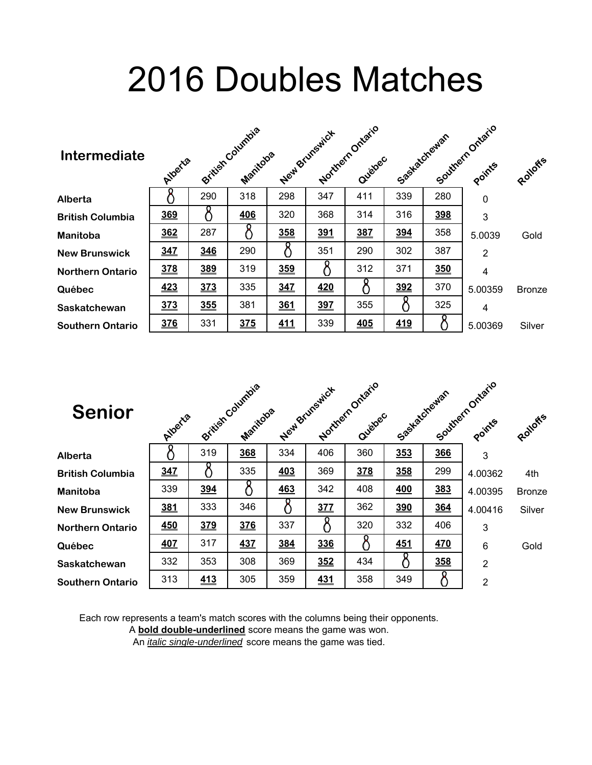# 2016 Doubles Matches

## Intermediate

| | Alberta | British Columbia | Manitoba | New Brunswick | Northern Ontario | Québec | Saskatchewan | Southern Ontario | Points | Rolloffs |
|---|---|---|---|---|---|---|---|---|---|---|
| **Alberta** | | 290 | 318 | 298 | 347 | 411 | 339 | 280 | 0 | |
| **British Columbia** | **369** | | **406** | 320 | 368 | 314 | 316 | **398** | 3 | |
| **Manitoba** | **362** | 287 | | **358** | **391** | **387** | **394** | 358 | 5.0039 | Gold |
| **New Brunswick** | **347** | **346** | 290 | | 351 | 290 | 302 | 387 | 2 | |
| **Northern Ontario** | **378** | **389** | 319 | **359** | | 312 | 371 | **350** | 4 | |
| **Québec** | **423** | **373** | 335 | **347** | **420** | | **392** | 370 | 5.00359 | Bronze |
| **Saskatchewan** | **373** | **355** | 381 | **361** | **397** | 355 | | 325 | 4 | |
| **Southern Ontario** | **376** | 331 | **375** | **411** | 339 | **405** | **419** | | 5.00369 | Silver |

## Senior

| | Alberta | British Columbia | Manitoba | New Brunswick | Northern Ontario | Québec | Saskatchewan | Southern Ontario | Points | Rolloffs |
|---|---|---|---|---|---|---|---|---|---|---|
| **Alberta** | | 319 | **368** | 334 | 406 | 360 | **353** | **366** | 3 | |
| **British Columbia** | **347** | | 335 | **403** | 369 | **378** | **358** | 299 | 4.00362 | 4th |
| **Manitoba** | 339 | **394** | | **463** | 342 | 408 | **400** | **383** | 4.00395 | Bronze |
| **New Brunswick** | **381** | 333 | 346 | | **377** | 362 | **390** | **364** | 4.00416 | Silver |
| **Northern Ontario** | **450** | **379** | **376** | 337 | | 320 | 332 | 406 | 3 | |
| **Québec** | **407** | 317 | **437** | **384** | **336** | | **451** | **470** | 6 | Gold |
| **Saskatchewan** | 332 | 353 | 308 | 369 | **352** | 434 | | **358** | 2 | |
| **Southern Ontario** | 313 | **413** | 305 | 359 | **431** | 358 | 349 | | 2 | |

Each row represents a team's match scores with the columns being their opponents.

A **bold double-underlined** score means the game was won.

An *italic single-underlined* score means the game was tied.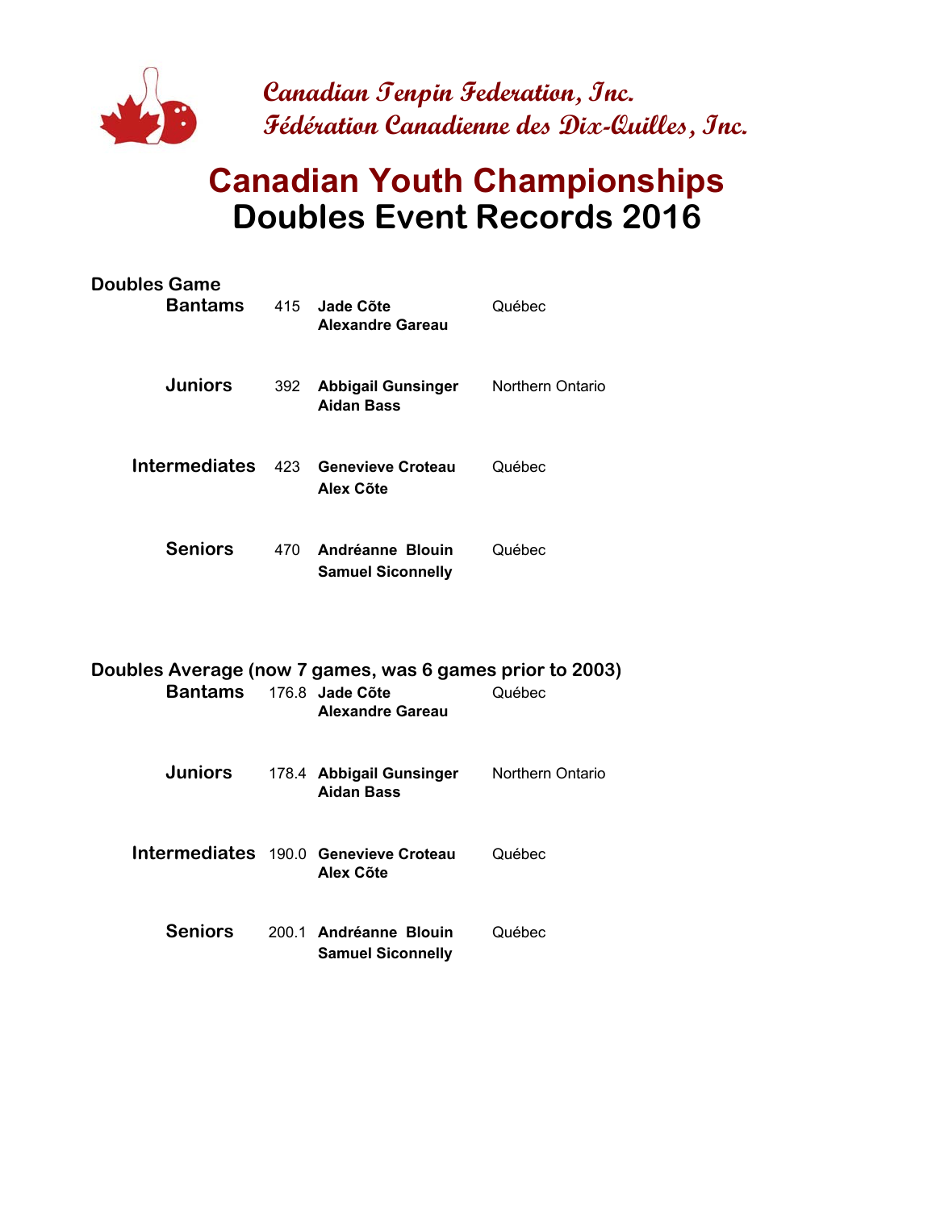Canadian Tenpin Federation, Inc.
Fédération Canadienne des Dix-Quilles, Inc.

# Canadian Youth Championships
# Doubles Event Records 2016

## Doubles Game

| | | | |
|---|---|---|---|
| **Bantams** | 415 | **Jade Cõte**<br>**Alexandre Gareau** | Québec |
| **Juniors** | 392 | **Abbigail Gunsinger**<br>**Aidan Bass** | Northern Ontario |
| **Intermediates** | 423 | **Genevieve Croteau**<br>**Alex Cõte** | Québec |
| **Seniors** | 470 | **Andréanne Blouin**<br>**Samuel Siconnelly** | Québec |

## Doubles Average (now 7 games, was 6 games prior to 2003)

| | | | |
|---|---|---|---|
| **Bantams** | 176.8 | **Jade Cõte**<br>**Alexandre Gareau** | Québec |
| **Juniors** | 178.4 | **Abbigail Gunsinger**<br>**Aidan Bass** | Northern Ontario |
| **Intermediates** | 190.0 | **Genevieve Croteau**<br>**Alex Cõte** | Québec |
| **Seniors** | 200.1 | **Andréanne Blouin**<br>**Samuel Siconnelly** | Québec |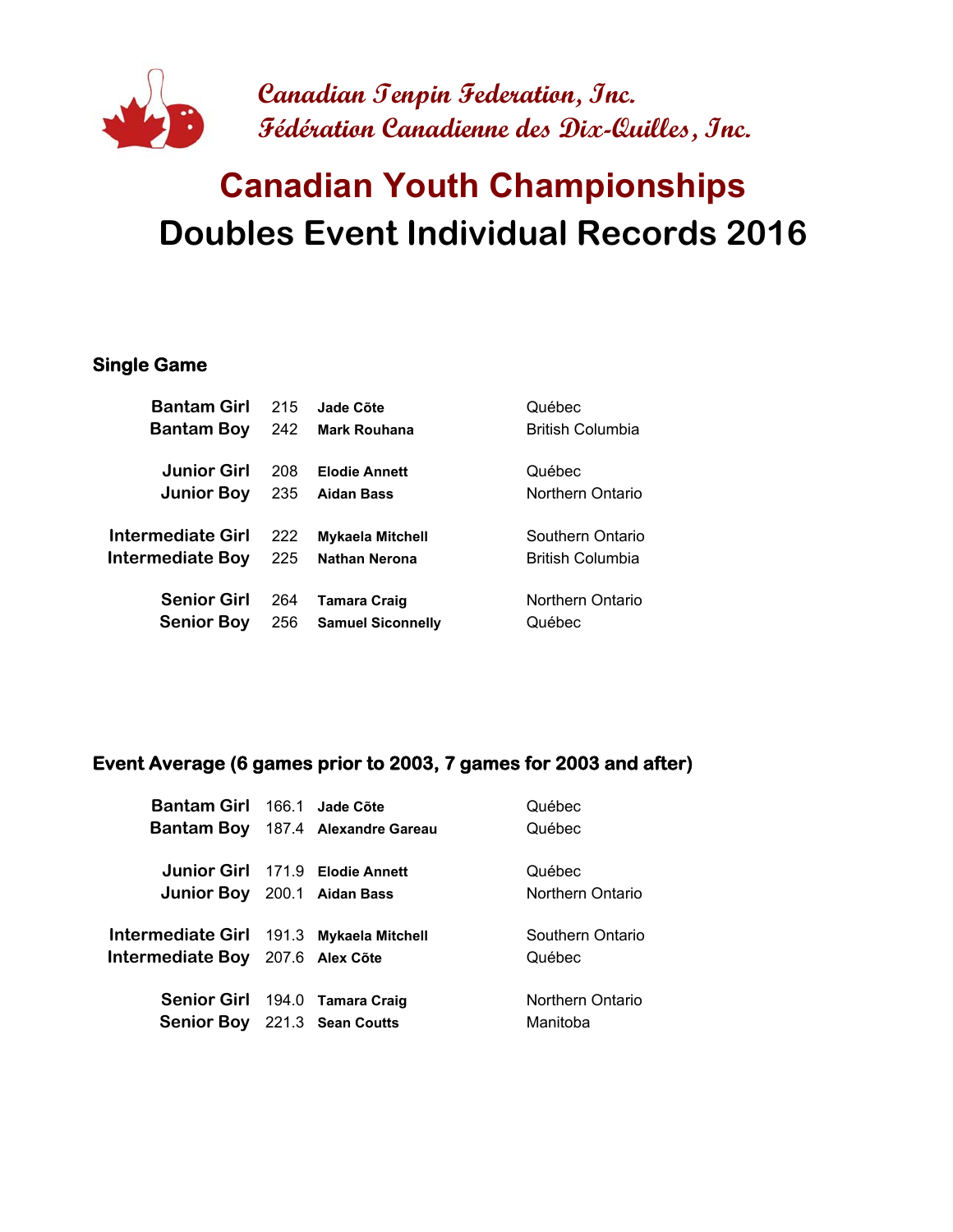Canadian Tenpin Federation, Inc.
Fédération Canadienne des Dix-Quilles, Inc.

# Canadian Youth Championships
# Doubles Event Individual Records 2016

### Single Game

| | | | |
|---|---|---|---|
| Bantam Girl | 215 | **Jade Côte** | Québec |
| Bantam Boy | 242 | **Mark Rouhana** | British Columbia |
| Junior Girl | 208 | **Elodie Annett** | Québec |
| Junior Boy | 235 | **Aidan Bass** | Northern Ontario |
| Intermediate Girl | 222 | **Mykaela Mitchell** | Southern Ontario |
| Intermediate Boy | 225 | **Nathan Nerona** | British Columbia |
| Senior Girl | 264 | **Tamara Craig** | Northern Ontario |
| Senior Boy | 256 | **Samuel Siconnelly** | Québec |

### Event Average (6 games prior to 2003, 7 games for 2003 and after)

| | | | |
|---|---|---|---|
| Bantam Girl | 166.1 | **Jade Côte** | Québec |
| Bantam Boy | 187.4 | **Alexandre Gareau** | Québec |
| Junior Girl | 171.9 | **Elodie Annett** | Québec |
| Junior Boy | 200.1 | **Aidan Bass** | Northern Ontario |
| Intermediate Girl | 191.3 | **Mykaela Mitchell** | Southern Ontario |
| Intermediate Boy | 207.6 | **Alex Côte** | Québec |
| Senior Girl | 194.0 | **Tamara Craig** | Northern Ontario |
| Senior Boy | 221.3 | **Sean Coutts** | Manitoba |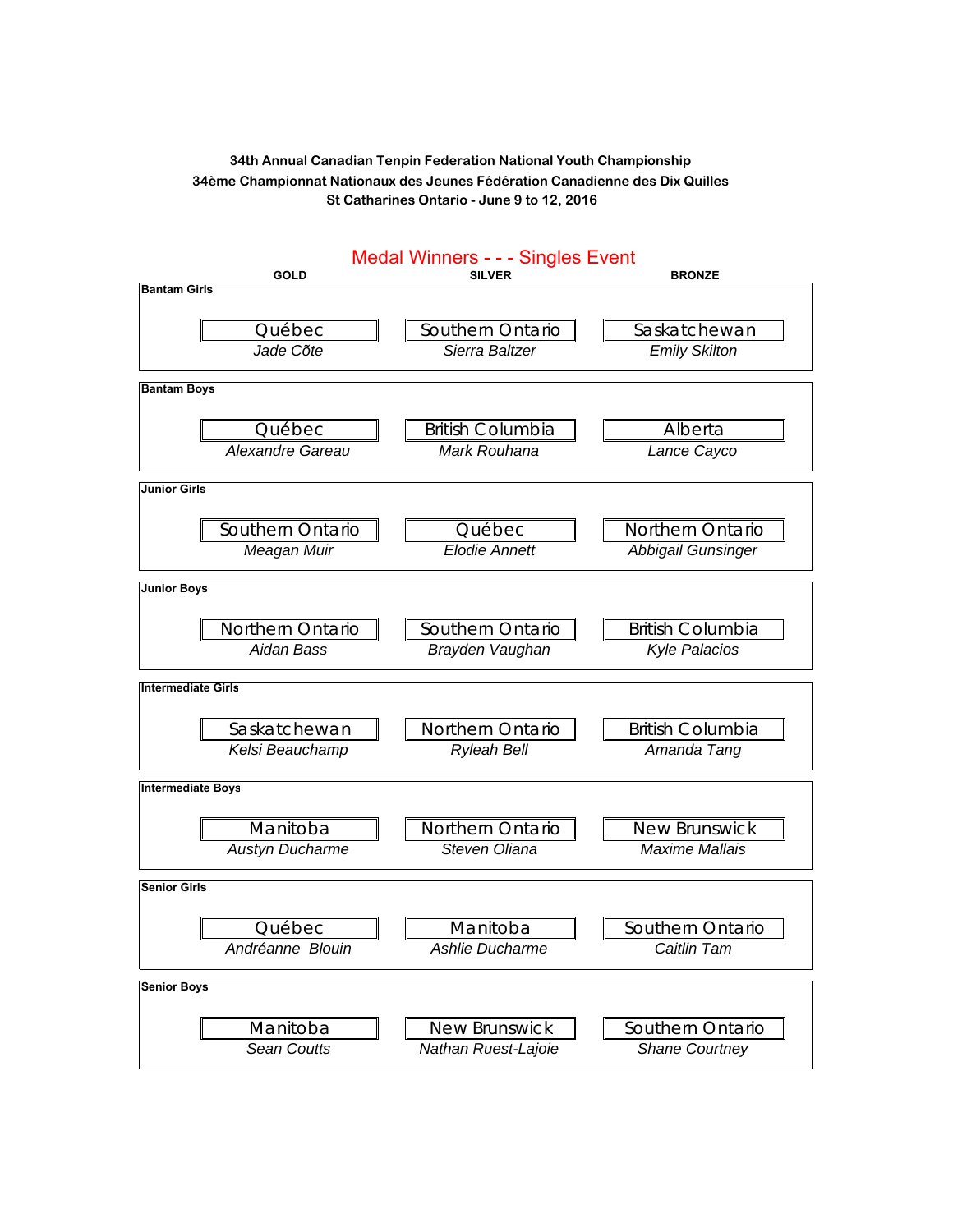**34th Annual Canadian Tenpin Federation National Youth Championship**
**34ème Championnat Nationaux des Jeunes Fédération Canadienne des Dix Quilles**
**St Catharines Ontario - June 9 to 12, 2016**

## Medal Winners - - - Singles Event

| | GOLD | SILVER | BRONZE |
|---|---|---|---|
| **Bantam Girls** | Québec<br>*Jade Côte* | Southern Ontario<br>*Sierra Baltzer* | Saskatchewan<br>*Emily Skilton* |
| **Bantam Boys** | Québec<br>*Alexandre Gareau* | British Columbia<br>*Mark Rouhana* | Alberta<br>*Lance Cayco* |
| **Junior Girls** | Southern Ontario<br>*Meagan Muir* | Québec<br>*Elodie Annett* | Northern Ontario<br>*Abbigail Gunsinger* |
| **Junior Boys** | Northern Ontario<br>*Aidan Bass* | Southern Ontario<br>*Brayden Vaughan* | British Columbia<br>*Kyle Palacios* |
| **Intermediate Girls** | Saskatchewan<br>*Kelsi Beauchamp* | Northern Ontario<br>*Ryleah Bell* | British Columbia<br>*Amanda Tang* |
| **Intermediate Boys** | Manitoba<br>*Austyn Ducharme* | Northern Ontario<br>*Steven Oliana* | New Brunswick<br>*Maxime Mallais* |
| **Senior Girls** | Québec<br>*Andréanne Blouin* | Manitoba<br>*Ashlie Ducharme* | Southern Ontario<br>*Caitlin Tam* |
| **Senior Boys** | Manitoba<br>*Sean Coutts* | New Brunswick<br>*Nathan Ruest-Lajoie* | Southern Ontario<br>*Shane Courtney* |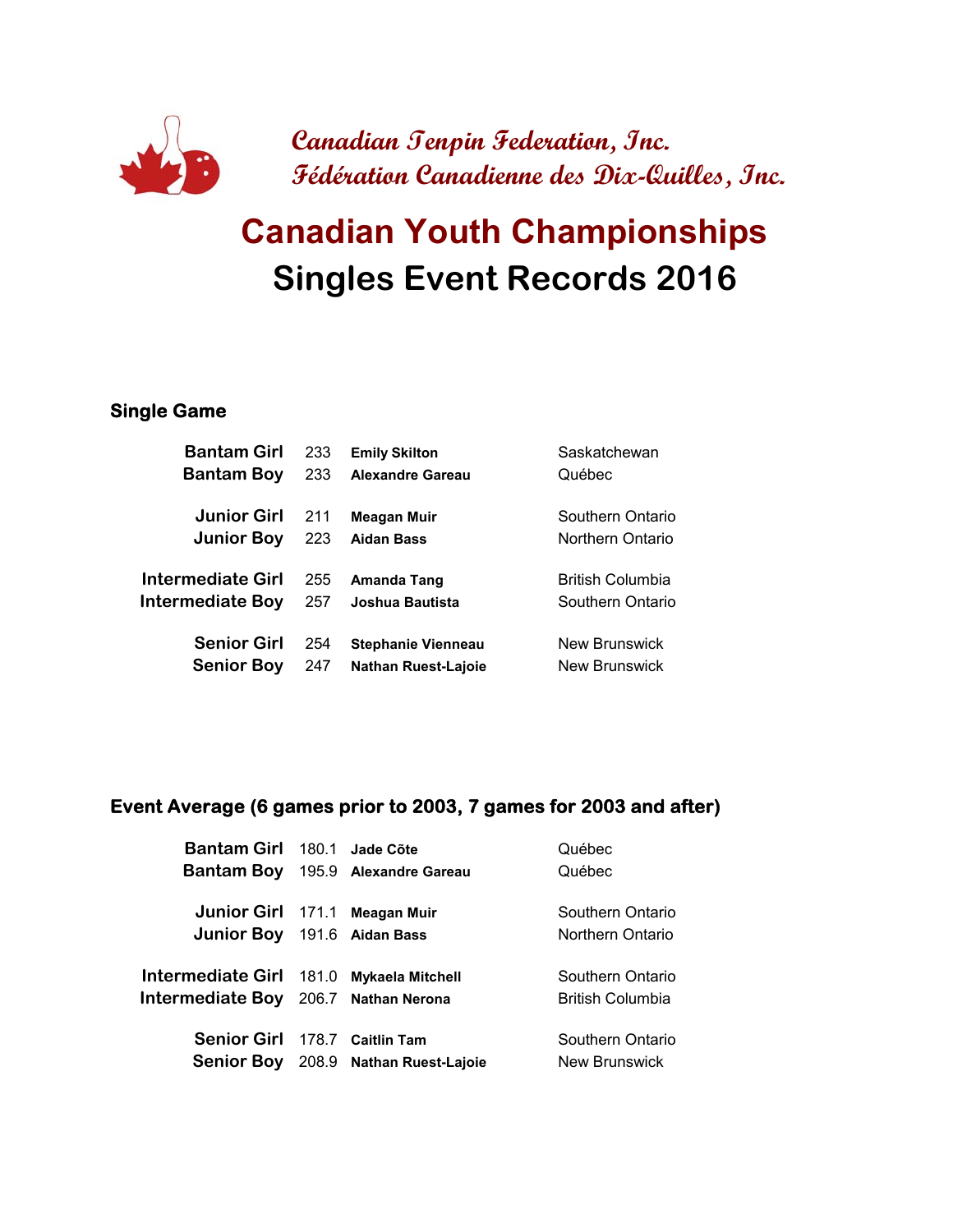Canadian Tenpin Federation, Inc.
Fédération Canadienne des Dix-Quilles, Inc.

# Canadian Youth Championships
# Singles Event Records 2016

### Single Game

| | | | |
|---|---|---|---|
| **Bantam Girl** | 233 | **Emily Skilton** | Saskatchewan |
| **Bantam Boy** | 233 | **Alexandre Gareau** | Québec |
| **Junior Girl** | 211 | **Meagan Muir** | Southern Ontario |
| **Junior Boy** | 223 | **Aidan Bass** | Northern Ontario |
| **Intermediate Girl** | 255 | **Amanda Tang** | British Columbia |
| **Intermediate Boy** | 257 | **Joshua Bautista** | Southern Ontario |
| **Senior Girl** | 254 | **Stephanie Vienneau** | New Brunswick |
| **Senior Boy** | 247 | **Nathan Ruest-Lajoie** | New Brunswick |

### Event Average (6 games prior to 2003, 7 games for 2003 and after)

| | | | |
|---|---|---|---|
| **Bantam Girl** | 180.1 | **Jade Côte** | Québec |
| **Bantam Boy** | 195.9 | **Alexandre Gareau** | Québec |
| **Junior Girl** | 171.1 | **Meagan Muir** | Southern Ontario |
| **Junior Boy** | 191.6 | **Aidan Bass** | Northern Ontario |
| **Intermediate Girl** | 181.0 | **Mykaela Mitchell** | Southern Ontario |
| **Intermediate Boy** | 206.7 | **Nathan Nerona** | British Columbia |
| **Senior Girl** | 178.7 | **Caitlin Tam** | Southern Ontario |
| **Senior Boy** | 208.9 | **Nathan Ruest-Lajoie** | New Brunswick |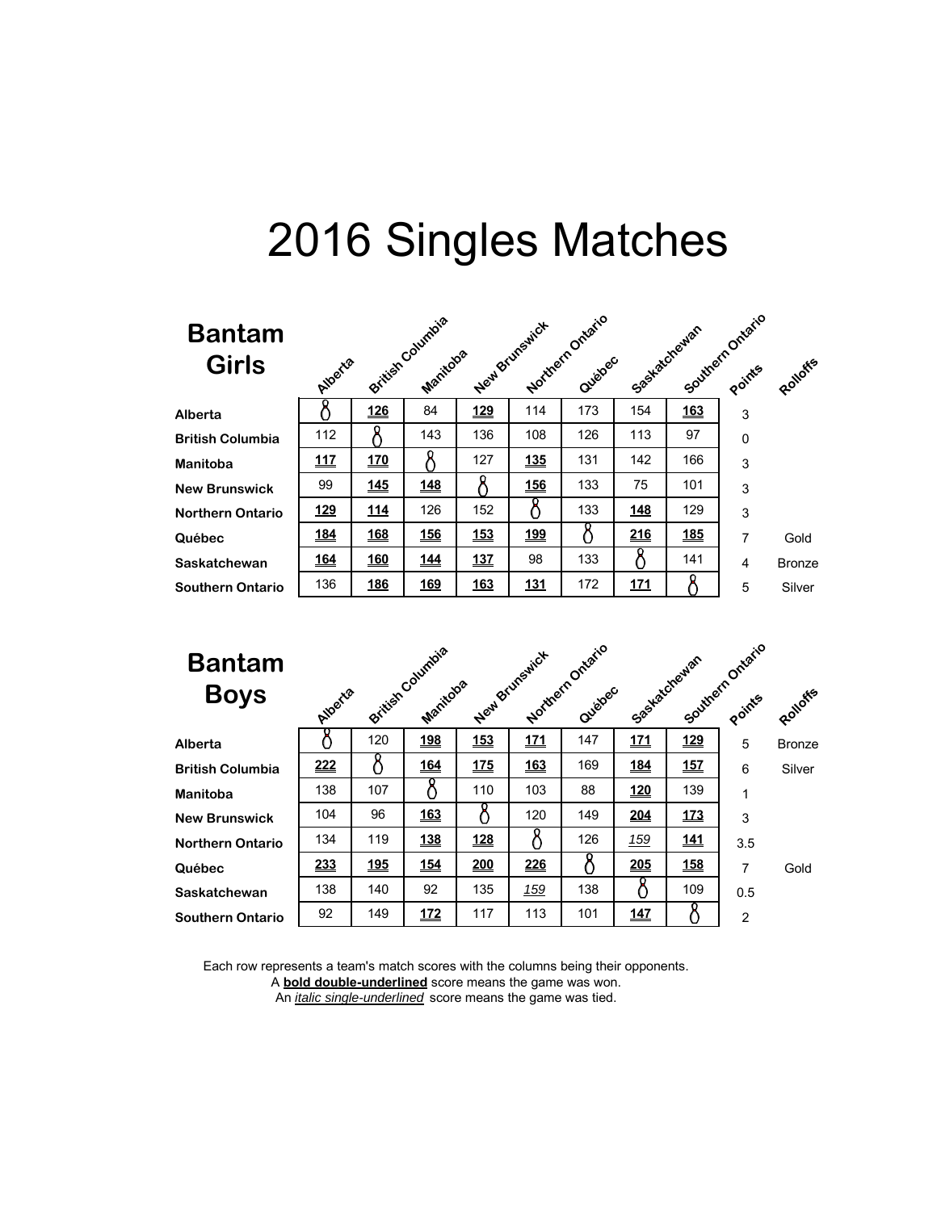# 2016 Singles Matches

## Bantam Girls

| | Alberta | British Columbia | Manitoba | New Brunswick | Northern Ontario | Québec | Saskatchewan | Southern Ontario | Points | Rolloffs |
|---|---|---|---|---|---|---|---|---|---|---|
| **Alberta** | | **126** | 84 | **129** | 114 | 173 | 154 | **163** | 3 | |
| **British Columbia** | 112 | | 143 | 136 | 108 | 126 | 113 | 97 | 0 | |
| **Manitoba** | **117** | **170** | | 127 | **135** | 131 | 142 | 166 | 3 | |
| **New Brunswick** | 99 | **145** | **148** | | **156** | 133 | 75 | 101 | 3 | |
| **Northern Ontario** | **129** | **114** | 126 | 152 | | 133 | **148** | 129 | 3 | |
| **Québec** | **184** | **168** | **156** | **153** | **199** | | **216** | **185** | 7 | Gold |
| **Saskatchewan** | **164** | **160** | **144** | **137** | 98 | 133 | | 141 | 4 | Bronze |
| **Southern Ontario** | 136 | **186** | **169** | **163** | **131** | 172 | **171** | | 5 | Silver |

## Bantam Boys

| | Alberta | British Columbia | Manitoba | New Brunswick | Northern Ontario | Québec | Saskatchewan | Southern Ontario | Points | Rolloffs |
|---|---|---|---|---|---|---|---|---|---|---|
| **Alberta** | | 120 | **198** | **153** | **171** | 147 | **171** | **129** | 5 | Bronze |
| **British Columbia** | **222** | | **164** | **175** | **163** | 169 | **184** | **157** | 6 | Silver |
| **Manitoba** | 138 | 107 | | 110 | 103 | 88 | **120** | 139 | 1 | |
| **New Brunswick** | 104 | 96 | **163** | | 120 | 149 | **204** | **173** | 3 | |
| **Northern Ontario** | 134 | 119 | **138** | **128** | | 126 | *159* | **141** | 3.5 | |
| **Québec** | **233** | **195** | **154** | **200** | **226** | | **205** | **158** | 7 | Gold |
| **Saskatchewan** | 138 | 140 | 92 | 135 | *159* | 138 | | 109 | 0.5 | |
| **Southern Ontario** | 92 | 149 | **172** | 117 | 113 | 101 | **147** | | 2 | |

Each row represents a team's match scores with the columns being their opponents.

A **bold double-underlined** score means the game was won.

An *italic single-underlined* score means the game was tied.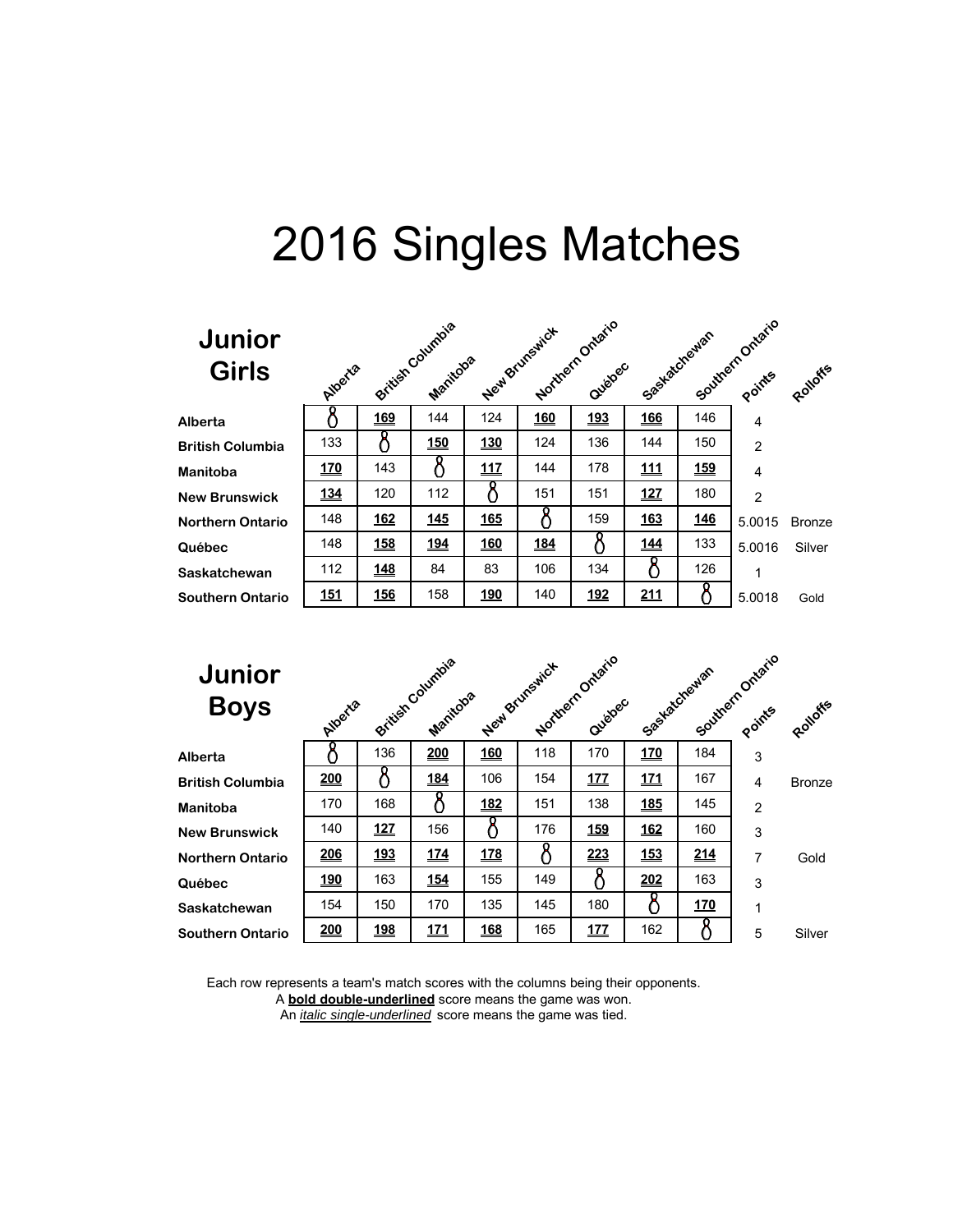# 2016 Singles Matches

## Junior Girls

| | Alberta | British Columbia | Manitoba | New Brunswick | Northern Ontario | Québec | Saskatchewan | Southern Ontario | Points | Rolloffs |
|---|---|---|---|---|---|---|---|---|---|---|
| **Alberta** | | **169** | 144 | 124 | **160** | **193** | **166** | 146 | 4 | |
| **British Columbia** | 133 | | **150** | **130** | 124 | 136 | 144 | 150 | 2 | |
| **Manitoba** | **170** | 143 | | **117** | 144 | 178 | **111** | **159** | 4 | |
| **New Brunswick** | **134** | 120 | 112 | | 151 | 151 | **127** | 180 | 2 | |
| **Northern Ontario** | 148 | **162** | **145** | **165** | | 159 | **163** | **146** | 5.0015 | Bronze |
| **Québec** | 148 | **158** | **194** | **160** | **184** | | **144** | 133 | 5.0016 | Silver |
| **Saskatchewan** | 112 | **148** | 84 | 83 | 106 | 134 | | 126 | 1 | |
| **Southern Ontario** | **151** | **156** | 158 | **190** | 140 | **192** | **211** | | 5.0018 | Gold |

## Junior Boys

| | Alberta | British Columbia | Manitoba | New Brunswick | Northern Ontario | Québec | Saskatchewan | Southern Ontario | Points | Rolloffs |
|---|---|---|---|---|---|---|---|---|---|---|
| **Alberta** | | 136 | **200** | **160** | 118 | 170 | **170** | 184 | 3 | |
| **British Columbia** | **200** | | **184** | 106 | 154 | **177** | **171** | 167 | 4 | Bronze |
| **Manitoba** | 170 | 168 | | **182** | 151 | 138 | **185** | 145 | 2 | |
| **New Brunswick** | 140 | **127** | 156 | | 176 | **159** | **162** | 160 | 3 | |
| **Northern Ontario** | **206** | **193** | **174** | **178** | | **223** | **153** | **214** | 7 | Gold |
| **Québec** | **190** | 163 | **154** | 155 | 149 | | **202** | 163 | 3 | |
| **Saskatchewan** | 154 | 150 | 170 | 135 | 145 | 180 | | **170** | 1 | |
| **Southern Ontario** | **200** | **198** | **171** | **168** | 165 | **177** | 162 | | 5 | Silver |

Each row represents a team's match scores with the columns being their opponents.

A **bold double-underlined** score means the game was won.

An *italic single-underlined* score means the game was tied.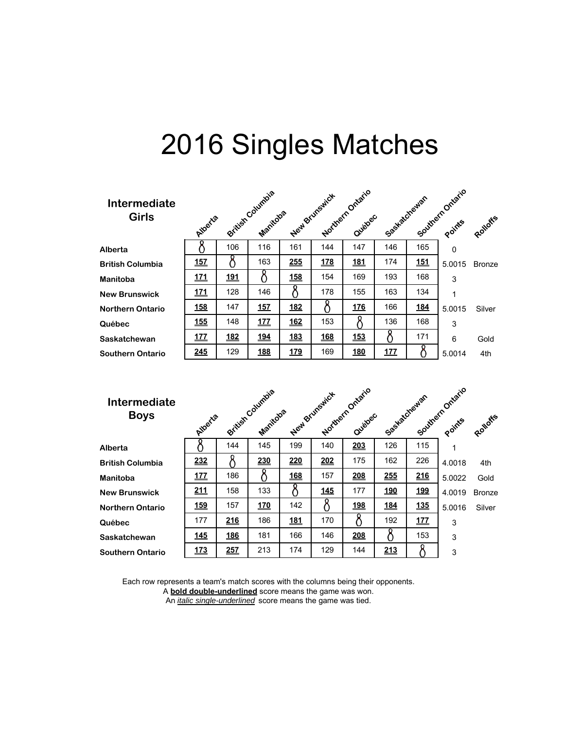# 2016 Singles Matches

| Intermediate Girls | Alberta | British Columbia | Manitoba | New Brunswick | Northern Ontario | Québec | Saskatchewan | Southern Ontario | Points | Rolloffs |
|---|---|---|---|---|---|---|---|---|---|---|
| **Alberta** | | 106 | 116 | 161 | 144 | 147 | 146 | 165 | 0 | |
| **British Columbia** | **157** | | 163 | **255** | **178** | **181** | 174 | **151** | 5.0015 | Bronze |
| **Manitoba** | **171** | **191** | | **158** | 154 | 169 | 193 | 168 | 3 | |
| **New Brunswick** | **171** | 128 | 146 | | 178 | 155 | 163 | 134 | 1 | |
| **Northern Ontario** | **158** | 147 | **157** | **182** | | **176** | 166 | **184** | 5.0015 | Silver |
| **Québec** | **155** | 148 | **177** | **162** | 153 | | 136 | 168 | 3 | |
| **Saskatchewan** | **177** | **182** | **194** | **183** | **168** | **153** | | 171 | 6 | Gold |
| **Southern Ontario** | **245** | 129 | **188** | **179** | 169 | **180** | **177** | | 5.0014 | 4th |

| Intermediate Boys | Alberta | British Columbia | Manitoba | New Brunswick | Northern Ontario | Québec | Saskatchewan | Southern Ontario | Points | Rolloffs |
|---|---|---|---|---|---|---|---|---|---|---|
| **Alberta** | | 144 | 145 | 199 | 140 | **203** | 126 | 115 | 1 | |
| **British Columbia** | **232** | | **230** | **220** | **202** | 175 | 162 | 226 | 4.0018 | 4th |
| **Manitoba** | **177** | 186 | | **168** | 157 | **208** | **255** | **216** | 5.0022 | Gold |
| **New Brunswick** | **211** | 158 | 133 | | **145** | 177 | **190** | **199** | 4.0019 | Bronze |
| **Northern Ontario** | **159** | 157 | **170** | 142 | | **198** | **184** | **135** | 5.0016 | Silver |
| **Québec** | 177 | **216** | 186 | **181** | 170 | | 192 | **177** | 3 | |
| **Saskatchewan** | **145** | **186** | 181 | 166 | 146 | **208** | | 153 | 3 | |
| **Southern Ontario** | **173** | **257** | 213 | 174 | 129 | 144 | **213** | | 3 | |

Each row represents a team's match scores with the columns being their opponents.

A **bold double-underlined** score means the game was won.

An *italic single-underlined* score means the game was tied.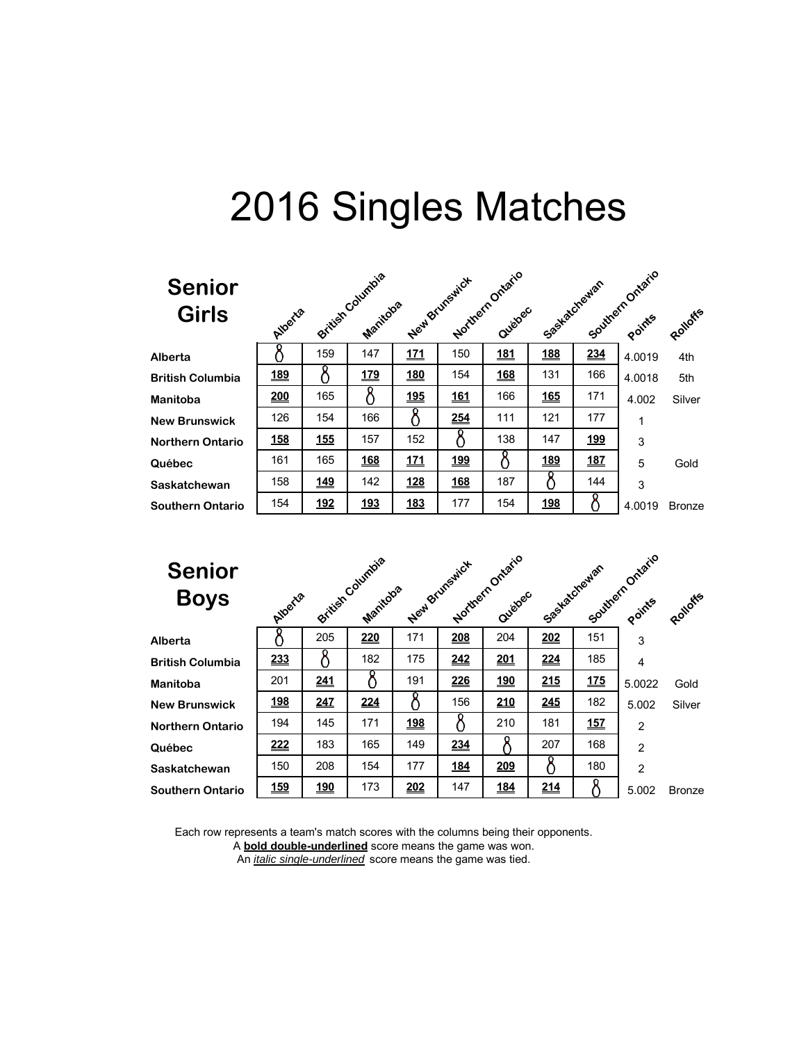# 2016 Singles Matches

## Senior Girls

| | Alberta | British Columbia | Manitoba | New Brunswick | Northern Ontario | Québec | Saskatchewan | Southern Ontario | Points | Rolloffs |
|---|---|---|---|---|---|---|---|---|---|---|
| **Alberta** | | 159 | 147 | **171** | 150 | **181** | **188** | **234** | 4.0019 | 4th |
| **British Columbia** | **189** | | **179** | **180** | 154 | **168** | 131 | 166 | 4.0018 | 5th |
| **Manitoba** | **200** | 165 | | **195** | **161** | 166 | **165** | 171 | 4.002 | Silver |
| **New Brunswick** | 126 | 154 | 166 | | **254** | 111 | 121 | 177 | 1 | |
| **Northern Ontario** | **158** | **155** | 157 | 152 | | 138 | 147 | **199** | 3 | |
| **Québec** | 161 | 165 | **168** | **171** | **199** | | **189** | **187** | 5 | Gold |
| **Saskatchewan** | 158 | **149** | 142 | **128** | **168** | 187 | | 144 | 3 | |
| **Southern Ontario** | 154 | **192** | **193** | **183** | 177 | 154 | **198** | | 4.0019 | Bronze |

## Senior Boys

| | Alberta | British Columbia | Manitoba | New Brunswick | Northern Ontario | Québec | Saskatchewan | Southern Ontario | Points | Rolloffs |
|---|---|---|---|---|---|---|---|---|---|---|
| **Alberta** | | 205 | **220** | 171 | **208** | 204 | **202** | 151 | 3 | |
| **British Columbia** | **233** | | 182 | 175 | **242** | **201** | **224** | 185 | 4 | |
| **Manitoba** | 201 | **241** | | 191 | **226** | **190** | **215** | **175** | 5.0022 | Gold |
| **New Brunswick** | **198** | **247** | **224** | | 156 | **210** | **245** | 182 | 5.002 | Silver |
| **Northern Ontario** | 194 | 145 | 171 | **198** | | 210 | 181 | **157** | 2 | |
| **Québec** | **222** | 183 | 165 | 149 | **234** | | 207 | 168 | 2 | |
| **Saskatchewan** | 150 | 208 | 154 | 177 | **184** | **209** | | 180 | 2 | |
| **Southern Ontario** | **159** | **190** | 173 | **202** | 147 | **184** | **214** | | 5.002 | Bronze |

Each row represents a team's match scores with the columns being their opponents.

A **bold double-underlined** score means the game was won.

An *italic single-underlined* score means the game was tied.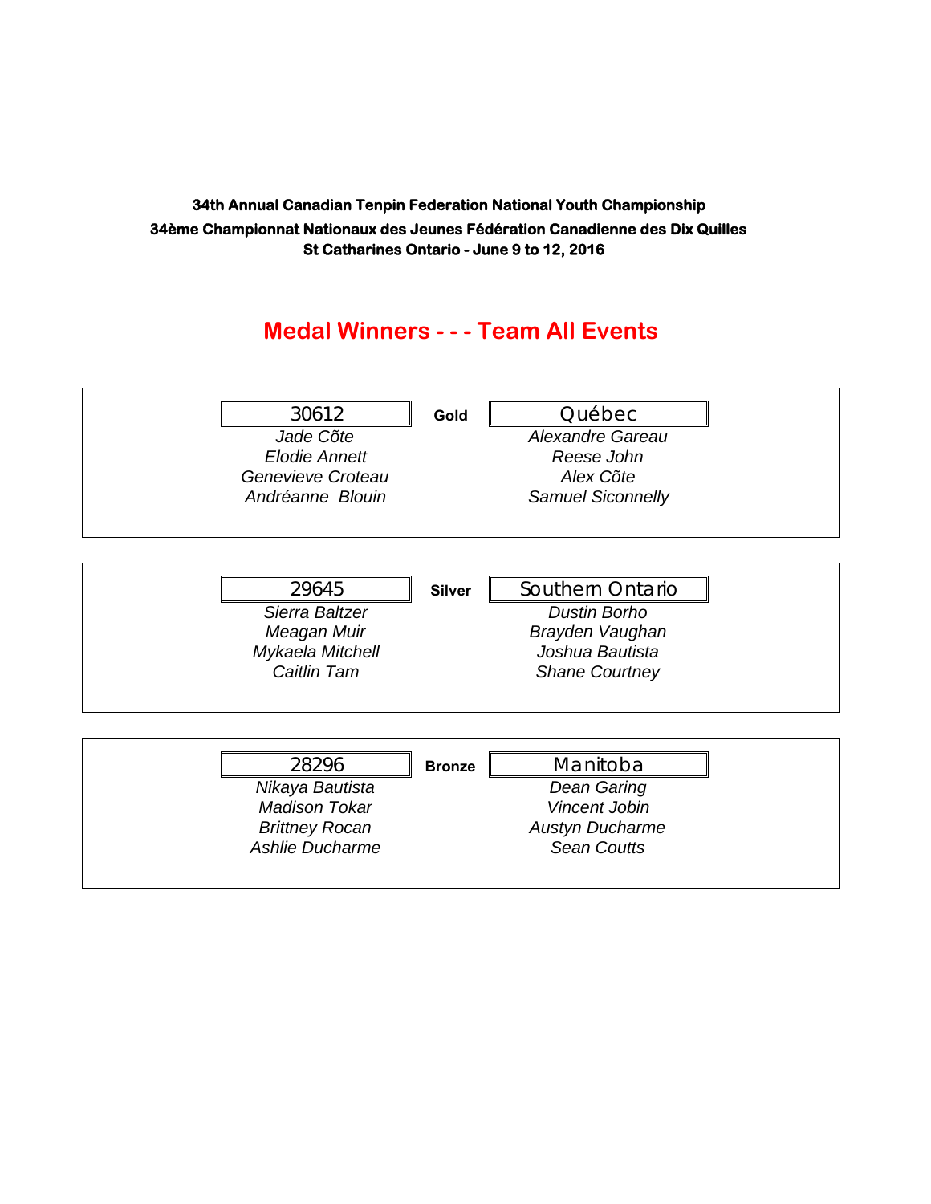**34th Annual Canadian Tenpin Federation National Youth Championship**
**34ème Championnat Nationaux des Jeunes Fédération Canadienne des Dix Quilles**
**St Catharines Ontario - June 9 to 12, 2016**

## Medal Winners - - - Team All Events

| 30612 | **Gold** | Québec |
|---|---|---|
| *Jade Côte* | | *Alexandre Gareau* |
| *Elodie Annett* | | *Reese John* |
| *Genevieve Croteau* | | *Alex Côte* |
| *Andréanne Blouin* | | *Samuel Siconnelly* |

| 29645 | **Silver** | Southern Ontario |
|---|---|---|
| *Sierra Baltzer* | | *Dustin Borho* |
| *Meagan Muir* | | *Brayden Vaughan* |
| *Mykaela Mitchell* | | *Joshua Bautista* |
| *Caitlin Tam* | | *Shane Courtney* |

| 28296 | **Bronze** | Manitoba |
|---|---|---|
| *Nikaya Bautista* | | *Dean Garing* |
| *Madison Tokar* | | *Vincent Jobin* |
| *Brittney Rocan* | | *Austyn Ducharme* |
| *Ashlie Ducharme* | | *Sean Coutts* |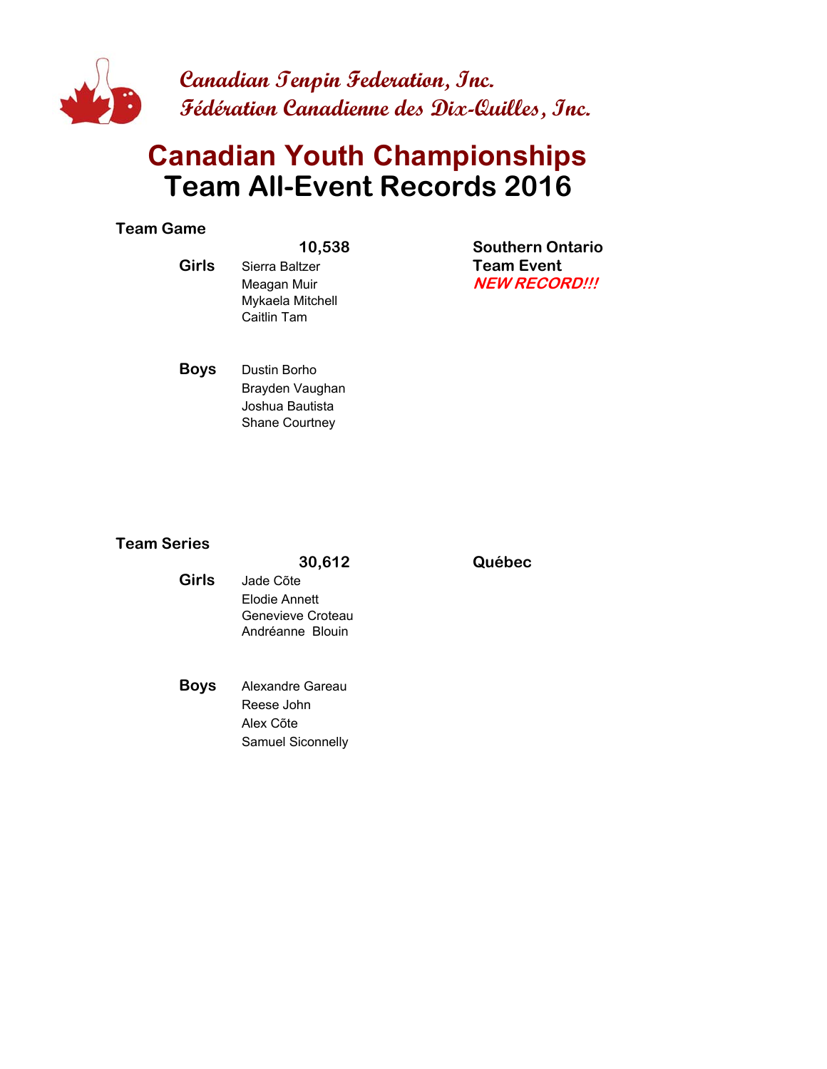Canadian Tenpin Federation, Inc.
Fédération Canadienne des Dix-Quilles, Inc.

# Canadian Youth Championships
## Team All-Event Records 2016

### Team Game

**10,538** — **Southern Ontario**
**Team Event**
***NEW RECORD!!!***

**Girls**
Sierra Baltzer
Meagan Muir
Mykaela Mitchell
Caitlin Tam

**Boys**
Dustin Borho
Brayden Vaughan
Joshua Bautista
Shane Courtney

### Team Series

**30,612** — **Québec**

**Girls**
Jade Cõte
Elodie Annett
Genevieve Croteau
Andréanne Blouin

**Boys**
Alexandre Gareau
Reese John
Alex Cõte
Samuel Siconnelly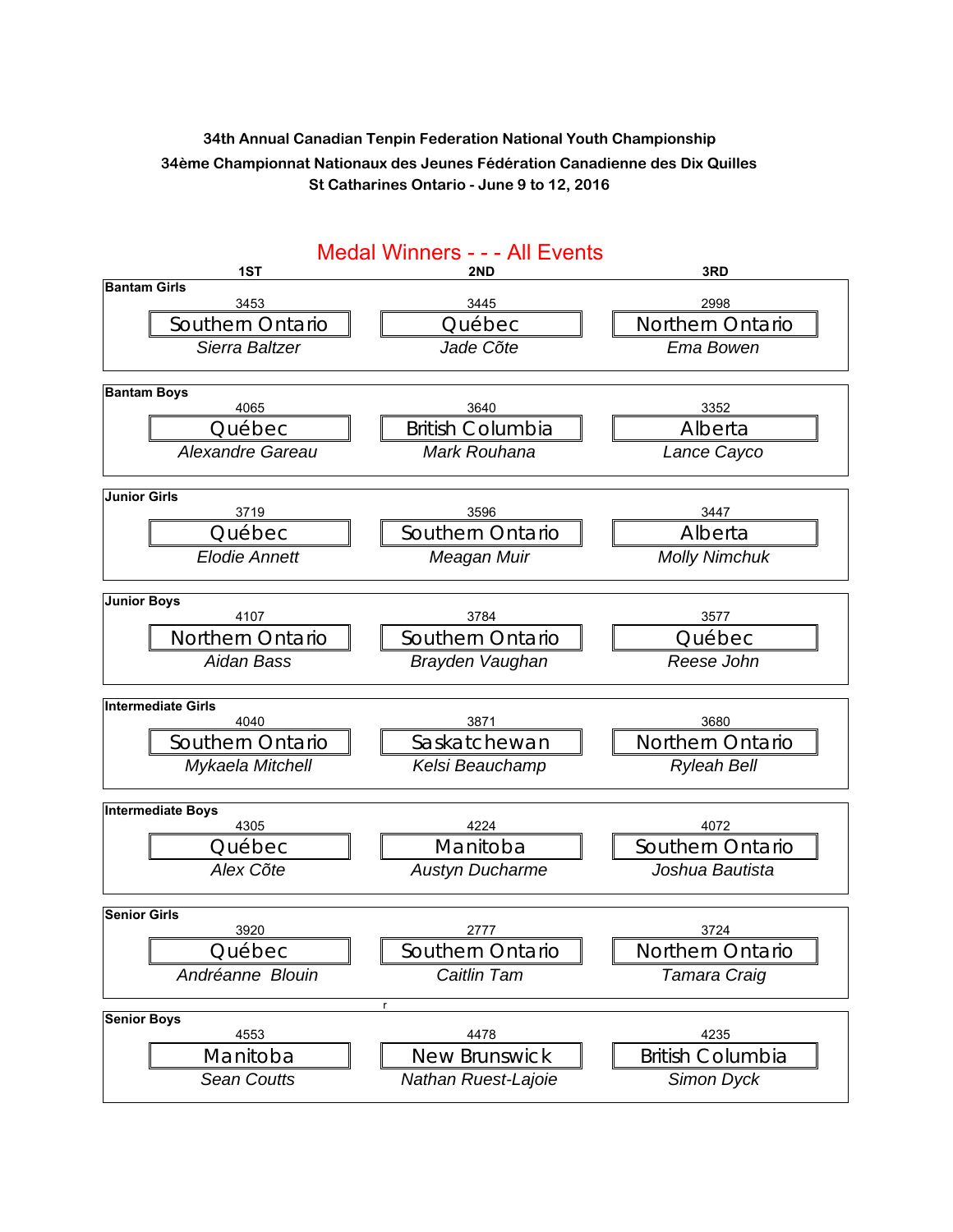**34th Annual Canadian Tenpin Federation National Youth Championship**

**34ème Championnat Nationaux des Jeunes Fédération Canadienne des Dix Quilles**

**St Catharines Ontario - June 9 to 12, 2016**

## Medal Winners - - - All Events

| | 1ST | 2ND | 3RD |
|---|---|---|---|
| **Bantam Girls** | 3453 | 3445 | 2998 |
| | Southern Ontario | Québec | Northern Ontario |
| | *Sierra Baltzer* | *Jade Cõte* | *Ema Bowen* |
| **Bantam Boys** | 4065 | 3640 | 3352 |
| | Québec | British Columbia | Alberta |
| | *Alexandre Gareau* | *Mark Rouhana* | *Lance Cayco* |
| **Junior Girls** | 3719 | 3596 | 3447 |
| | Québec | Southern Ontario | Alberta |
| | *Elodie Annett* | *Meagan Muir* | *Molly Nimchuk* |
| **Junior Boys** | 4107 | 3784 | 3577 |
| | Northern Ontario | Southern Ontario | Québec |
| | *Aidan Bass* | *Brayden Vaughan* | *Reese John* |
| **Intermediate Girls** | 4040 | 3871 | 3680 |
| | Southern Ontario | Saskatchewan | Northern Ontario |
| | *Mykaela Mitchell* | *Kelsi Beauchamp* | *Ryleah Bell* |
| **Intermediate Boys** | 4305 | 4224 | 4072 |
| | Québec | Manitoba | Southern Ontario |
| | *Alex Cõte* | *Austyn Ducharme* | *Joshua Bautista* |
| **Senior Girls** | 3920 | 2777 | 3724 |
| | Québec | Southern Ontario | Northern Ontario |
| | *Andréanne Blouin* | *Caitlin Tam* | *Tamara Craig* |
| **Senior Boys** | 4553 | 4478 | 4235 |
| | Manitoba | New Brunswick | British Columbia |
| | *Sean Coutts* | *Nathan Ruest-Lajoie* | *Simon Dyck* |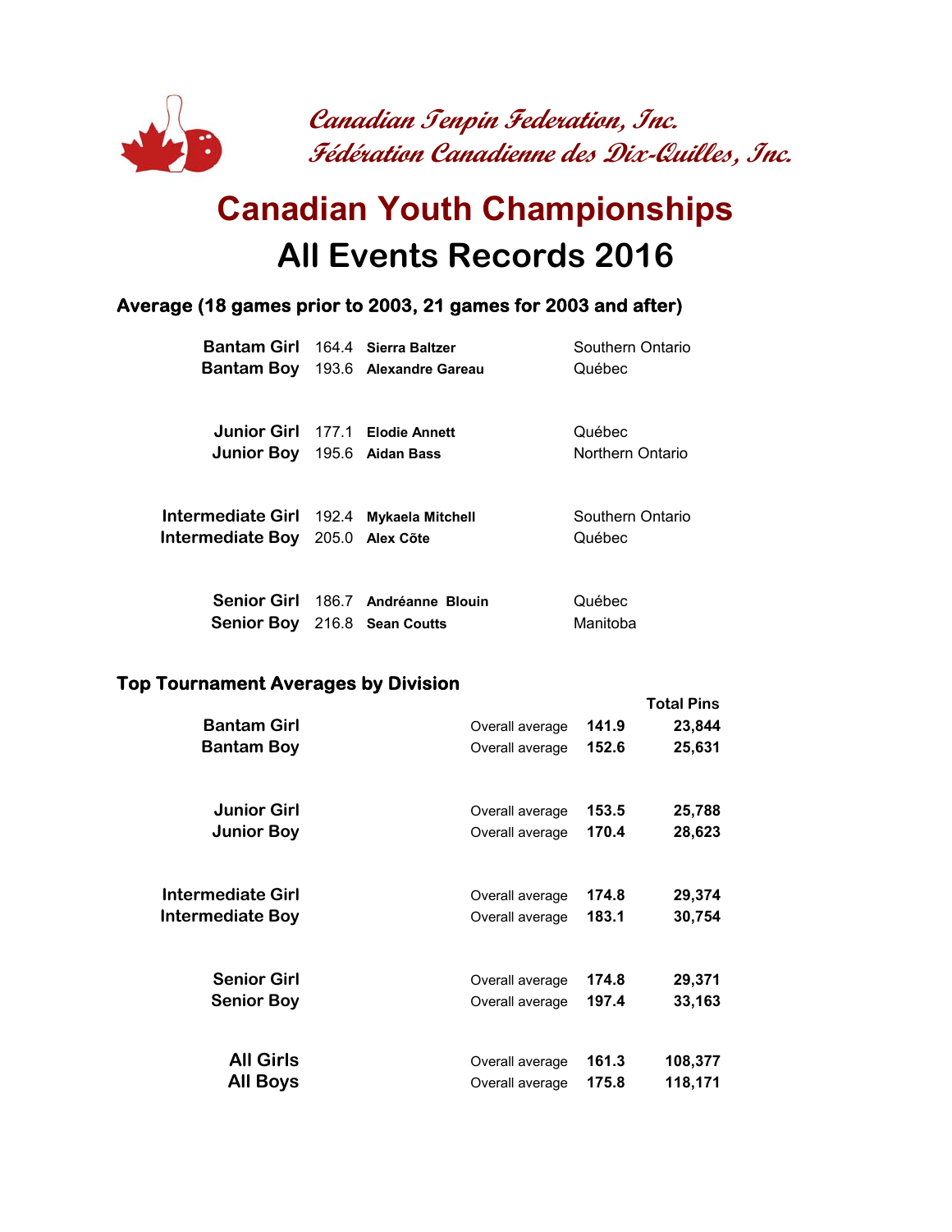Canadian Tenpin Federation, Inc.
Fédération Canadienne des Dix-Quilles, Inc.

# Canadian Youth Championships
# All Events Records 2016

### Average (18 games prior to 2003, 21 games for 2003 and after)

| | | | |
|---|---|---|---|
| **Bantam Girl** | 164.4 | **Sierra Baltzer** | Southern Ontario |
| **Bantam Boy** | 193.6 | **Alexandre Gareau** | Québec |
| **Junior Girl** | 177.1 | **Elodie Annett** | Québec |
| **Junior Boy** | 195.6 | **Aidan Bass** | Northern Ontario |
| **Intermediate Girl** | 192.4 | **Mykaela Mitchell** | Southern Ontario |
| **Intermediate Boy** | 205.0 | **Alex Cõte** | Québec |
| **Senior Girl** | 186.7 | **Andréanne Blouin** | Québec |
| **Senior Boy** | 216.8 | **Sean Coutts** | Manitoba |

### Top Tournament Averages by Division

| | | | Total Pins |
|---|---|---|---|
| **Bantam Girl** | Overall average | **141.9** | **23,844** |
| **Bantam Boy** | Overall average | **152.6** | **25,631** |
| **Junior Girl** | Overall average | **153.5** | **25,788** |
| **Junior Boy** | Overall average | **170.4** | **28,623** |
| **Intermediate Girl** | Overall average | **174.8** | **29,374** |
| **Intermediate Boy** | Overall average | **183.1** | **30,754** |
| **Senior Girl** | Overall average | **174.8** | **29,371** |
| **Senior Boy** | Overall average | **197.4** | **33,163** |
| **All Girls** | Overall average | **161.3** | **108,377** |
| **All Boys** | Overall average | **175.8** | **118,171** |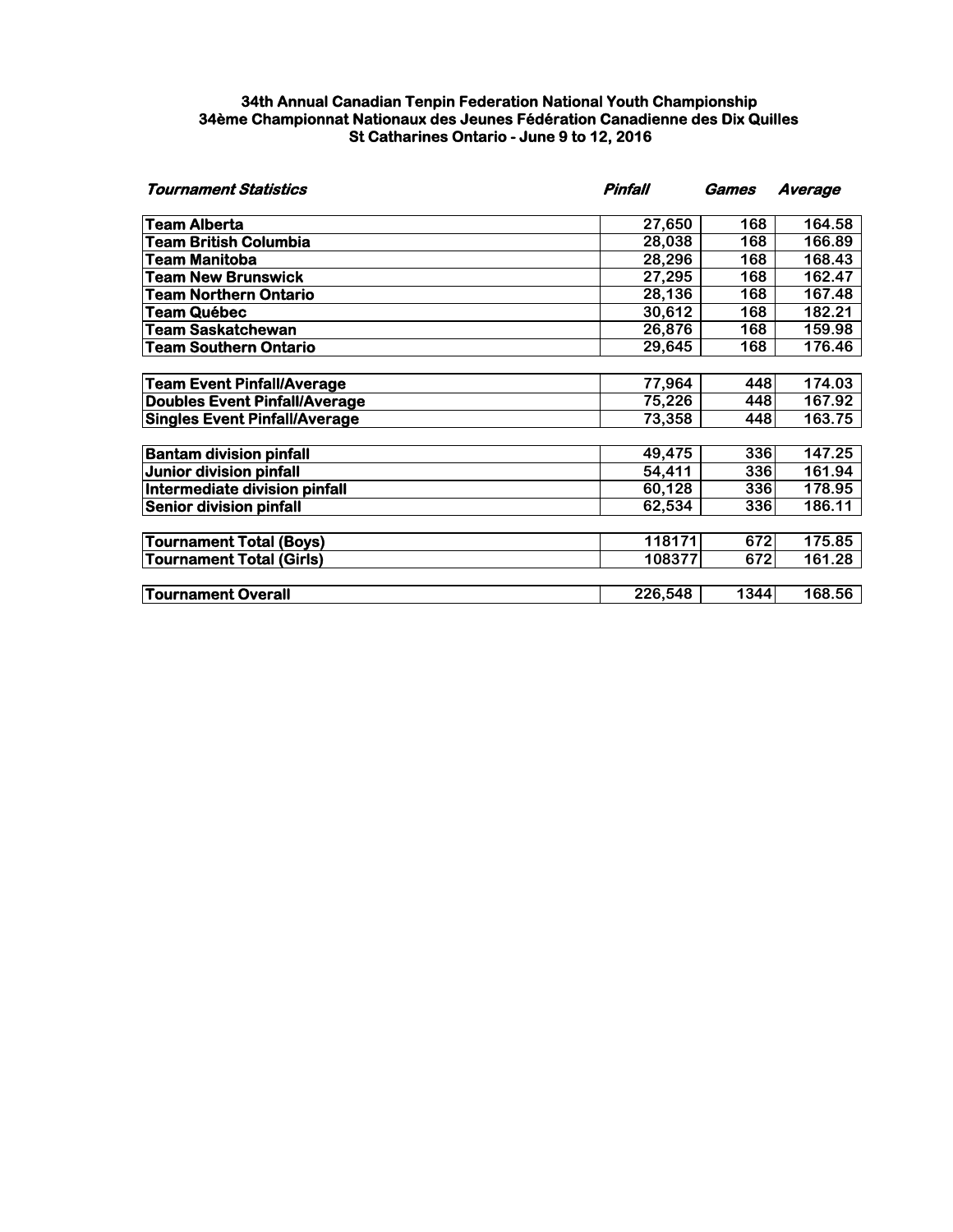**34th Annual Canadian Tenpin Federation National Youth Championship**
**34ème Championnat Nationaux des Jeunes Fédération Canadienne des Dix Quilles**
**St Catharines Ontario - June 9 to 12, 2016**

| *Tournament Statistics* | *Pinfall* | *Games* | *Average* |
|---|---|---|---|
| **Team Alberta** | 27,650 | 168 | 164.58 |
| **Team British Columbia** | 28,038 | 168 | 166.89 |
| **Team Manitoba** | 28,296 | 168 | 168.43 |
| **Team New Brunswick** | 27,295 | 168 | 162.47 |
| **Team Northern Ontario** | 28,136 | 168 | 167.48 |
| **Team Québec** | 30,612 | 168 | 182.21 |
| **Team Saskatchewan** | 26,876 | 168 | 159.98 |
| **Team Southern Ontario** | 29,645 | 168 | 176.46 |
| | | | |
| **Team Event Pinfall/Average** | 77,964 | 448 | 174.03 |
| **Doubles Event Pinfall/Average** | 75,226 | 448 | 167.92 |
| **Singles Event Pinfall/Average** | 73,358 | 448 | 163.75 |
| | | | |
| **Bantam division pinfall** | 49,475 | 336 | 147.25 |
| **Junior division pinfall** | 54,411 | 336 | 161.94 |
| **Intermediate division pinfall** | 60,128 | 336 | 178.95 |
| **Senior division pinfall** | 62,534 | 336 | 186.11 |
| | | | |
| **Tournament Total (Boys)** | 118171 | 672 | 175.85 |
| **Tournament Total (Girls)** | 108377 | 672 | 161.28 |
| | | | |
| **Tournament Overall** | 226,548 | 1344 | 168.56 |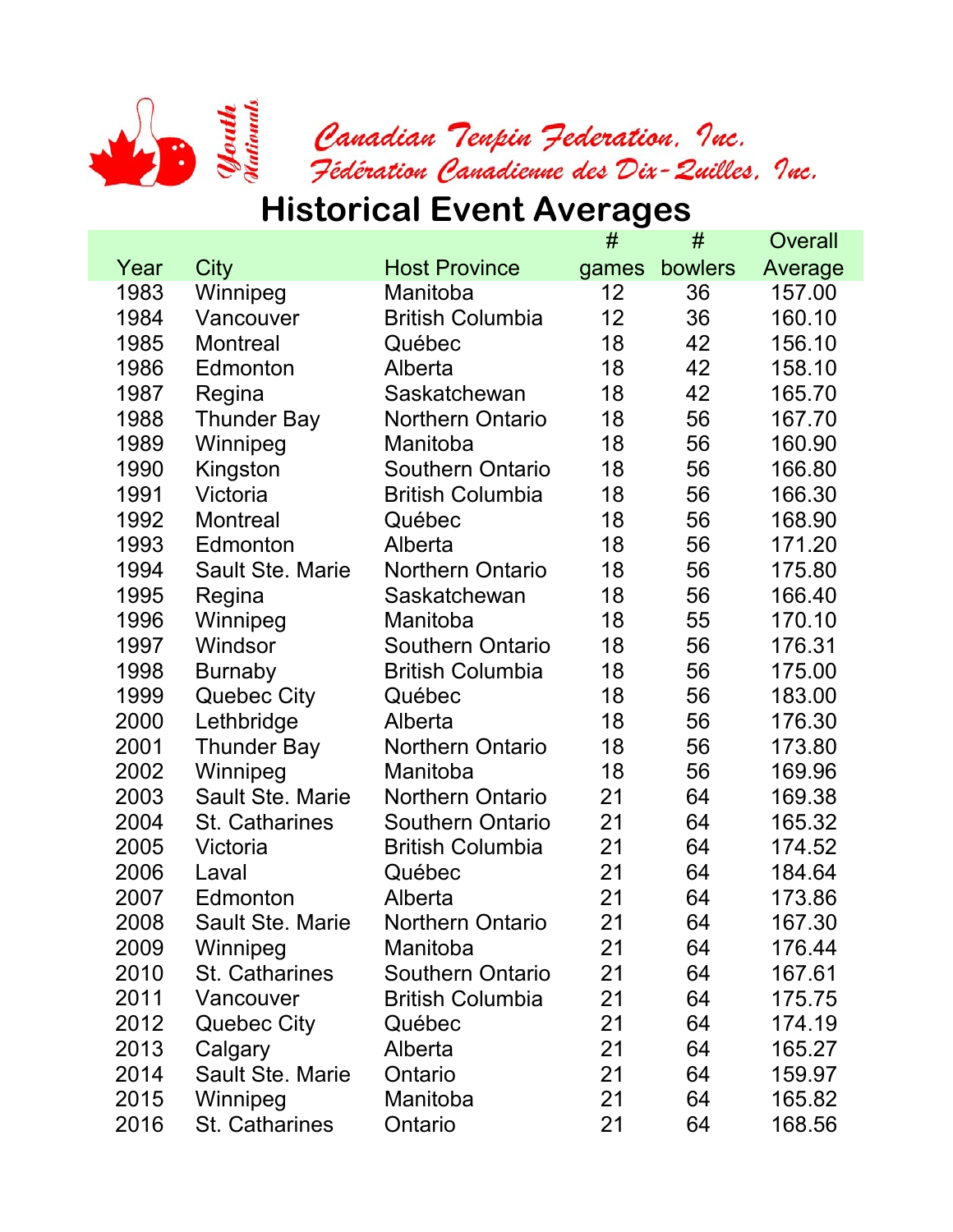Youth Nationals

*Canadian Tenpin Federation, Inc.*
*Fédération Canadienne des Dix-Quilles, Inc.*

# Historical Event Averages

| Year | City | Host Province | # games | # bowlers | Overall Average |
|---|---|---|---|---|---|
| 1983 | Winnipeg | Manitoba | 12 | 36 | 157.00 |
| 1984 | Vancouver | British Columbia | 12 | 36 | 160.10 |
| 1985 | Montreal | Québec | 18 | 42 | 156.10 |
| 1986 | Edmonton | Alberta | 18 | 42 | 158.10 |
| 1987 | Regina | Saskatchewan | 18 | 42 | 165.70 |
| 1988 | Thunder Bay | Northern Ontario | 18 | 56 | 167.70 |
| 1989 | Winnipeg | Manitoba | 18 | 56 | 160.90 |
| 1990 | Kingston | Southern Ontario | 18 | 56 | 166.80 |
| 1991 | Victoria | British Columbia | 18 | 56 | 166.30 |
| 1992 | Montreal | Québec | 18 | 56 | 168.90 |
| 1993 | Edmonton | Alberta | 18 | 56 | 171.20 |
| 1994 | Sault Ste. Marie | Northern Ontario | 18 | 56 | 175.80 |
| 1995 | Regina | Saskatchewan | 18 | 56 | 166.40 |
| 1996 | Winnipeg | Manitoba | 18 | 55 | 170.10 |
| 1997 | Windsor | Southern Ontario | 18 | 56 | 176.31 |
| 1998 | Burnaby | British Columbia | 18 | 56 | 175.00 |
| 1999 | Quebec City | Québec | 18 | 56 | 183.00 |
| 2000 | Lethbridge | Alberta | 18 | 56 | 176.30 |
| 2001 | Thunder Bay | Northern Ontario | 18 | 56 | 173.80 |
| 2002 | Winnipeg | Manitoba | 18 | 56 | 169.96 |
| 2003 | Sault Ste. Marie | Northern Ontario | 21 | 64 | 169.38 |
| 2004 | St. Catharines | Southern Ontario | 21 | 64 | 165.32 |
| 2005 | Victoria | British Columbia | 21 | 64 | 174.52 |
| 2006 | Laval | Québec | 21 | 64 | 184.64 |
| 2007 | Edmonton | Alberta | 21 | 64 | 173.86 |
| 2008 | Sault Ste. Marie | Northern Ontario | 21 | 64 | 167.30 |
| 2009 | Winnipeg | Manitoba | 21 | 64 | 176.44 |
| 2010 | St. Catharines | Southern Ontario | 21 | 64 | 167.61 |
| 2011 | Vancouver | British Columbia | 21 | 64 | 175.75 |
| 2012 | Quebec City | Québec | 21 | 64 | 174.19 |
| 2013 | Calgary | Alberta | 21 | 64 | 165.27 |
| 2014 | Sault Ste. Marie | Ontario | 21 | 64 | 159.97 |
| 2015 | Winnipeg | Manitoba | 21 | 64 | 165.82 |
| 2016 | St. Catharines | Ontario | 21 | 64 | 168.56 |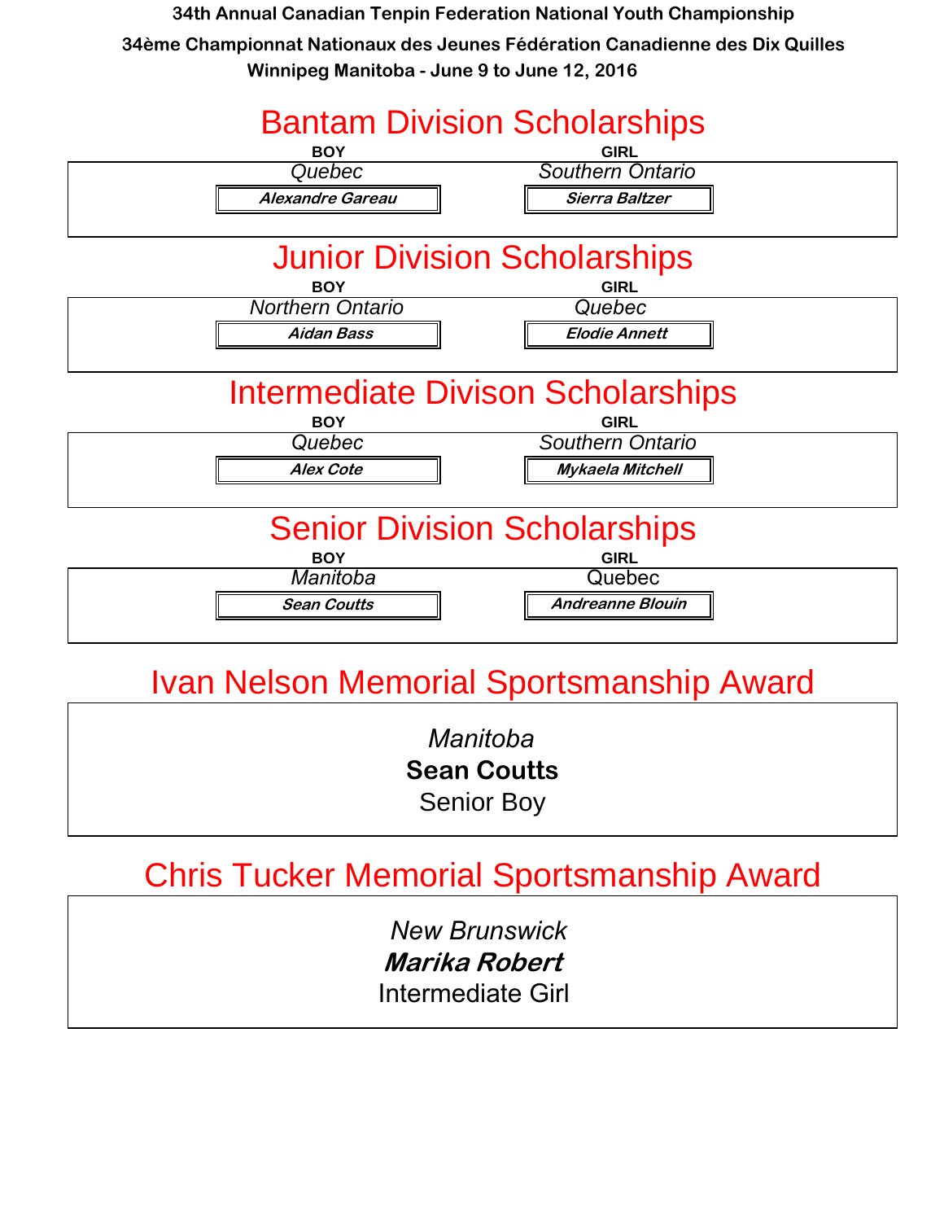**34th Annual Canadian Tenpin Federation National Youth Championship**

**34ème Championnat Nationaux des Jeunes Fédération Canadienne des Dix Quilles**

**Winnipeg Manitoba - June 9 to June 12, 2016**

## Bantam Division Scholarships

| BOY | GIRL |
|---|---|
| *Quebec* | *Southern Ontario* |
| ***Alexandre Gareau*** | ***Sierra Baltzer*** |

## Junior Division Scholarships

| BOY | GIRL |
|---|---|
| *Northern Ontario* | *Quebec* |
| ***Aidan Bass*** | ***Elodie Annett*** |

## Intermediate Divison Scholarships

| BOY | GIRL |
|---|---|
| *Quebec* | *Southern Ontario* |
| ***Alex Cote*** | ***Mykaela Mitchell*** |

## Senior Division Scholarships

| BOY | GIRL |
|---|---|
| *Manitoba* | Quebec |
| ***Sean Coutts*** | ***Andreanne Blouin*** |

## Ivan Nelson Memorial Sportsmanship Award

*Manitoba*
**Sean Coutts**
Senior Boy

## Chris Tucker Memorial Sportsmanship Award

*New Brunswick*
***Marika Robert***
Intermediate Girl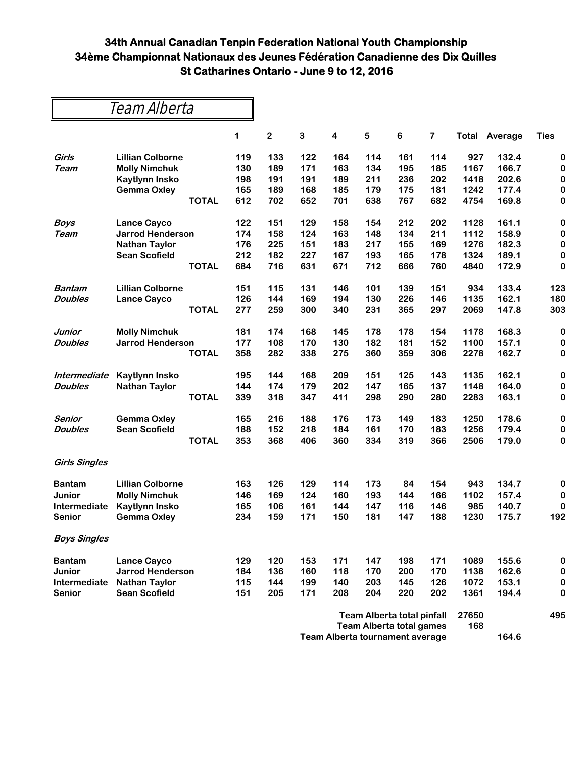# 34th Annual Canadian Tenpin Federation National Youth Championship
# 34ème Championnat Nationaux des Jeunes Fédération Canadienne des Dix Quilles
# St Catharines Ontario - June 9 to 12, 2016

## Team Alberta

| | | | 1 | 2 | 3 | 4 | 5 | 6 | 7 | Total | Average | Ties |
|---|---|---|---|---|---|---|---|---|---|---|---|---|
| *Girls* | Lillian Colborne | | 119 | 133 | 122 | 164 | 114 | 161 | 114 | 927 | 132.4 | 0 |
| *Team* | Molly Nimchuk | | 130 | 189 | 171 | 163 | 134 | 195 | 185 | 1167 | 166.7 | 0 |
| | Kaytlynn Insko | | 198 | 191 | 191 | 189 | 211 | 236 | 202 | 1418 | 202.6 | 0 |
| | Gemma Oxley | | 165 | 189 | 168 | 185 | 179 | 175 | 181 | 1242 | 177.4 | 0 |
| | | TOTAL | 612 | 702 | 652 | 701 | 638 | 767 | 682 | 4754 | 169.8 | 0 |
| *Boys* | Lance Cayco | | 122 | 151 | 129 | 158 | 154 | 212 | 202 | 1128 | 161.1 | 0 |
| *Team* | Jarrod Henderson | | 174 | 158 | 124 | 163 | 148 | 134 | 211 | 1112 | 158.9 | 0 |
| | Nathan Taylor | | 176 | 225 | 151 | 183 | 217 | 155 | 169 | 1276 | 182.3 | 0 |
| | Sean Scofield | | 212 | 182 | 227 | 167 | 193 | 165 | 178 | 1324 | 189.1 | 0 |
| | | TOTAL | 684 | 716 | 631 | 671 | 712 | 666 | 760 | 4840 | 172.9 | 0 |
| *Bantam* | Lillian Colborne | | 151 | 115 | 131 | 146 | 101 | 139 | 151 | 934 | 133.4 | 123 |
| *Doubles* | Lance Cayco | | 126 | 144 | 169 | 194 | 130 | 226 | 146 | 1135 | 162.1 | 180 |
| | | TOTAL | 277 | 259 | 300 | 340 | 231 | 365 | 297 | 2069 | 147.8 | 303 |
| *Junior* | Molly Nimchuk | | 181 | 174 | 168 | 145 | 178 | 178 | 154 | 1178 | 168.3 | 0 |
| *Doubles* | Jarrod Henderson | | 177 | 108 | 170 | 130 | 182 | 181 | 152 | 1100 | 157.1 | 0 |
| | | TOTAL | 358 | 282 | 338 | 275 | 360 | 359 | 306 | 2278 | 162.7 | 0 |
| *Intermediate* | Kaytlynn Insko | | 195 | 144 | 168 | 209 | 151 | 125 | 143 | 1135 | 162.1 | 0 |
| *Doubles* | Nathan Taylor | | 144 | 174 | 179 | 202 | 147 | 165 | 137 | 1148 | 164.0 | 0 |
| | | TOTAL | 339 | 318 | 347 | 411 | 298 | 290 | 280 | 2283 | 163.1 | 0 |
| *Senior* | Gemma Oxley | | 165 | 216 | 188 | 176 | 173 | 149 | 183 | 1250 | 178.6 | 0 |
| *Doubles* | Sean Scofield | | 188 | 152 | 218 | 184 | 161 | 170 | 183 | 1256 | 179.4 | 0 |
| | | TOTAL | 353 | 368 | 406 | 360 | 334 | 319 | 366 | 2506 | 179.0 | 0 |
| *Girls Singles* | | | | | | | | | | | | |
| Bantam | Lillian Colborne | | 163 | 126 | 129 | 114 | 173 | 84 | 154 | 943 | 134.7 | 0 |
| Junior | Molly Nimchuk | | 146 | 169 | 124 | 160 | 193 | 144 | 166 | 1102 | 157.4 | 0 |
| Intermediate | Kaytlynn Insko | | 165 | 106 | 161 | 144 | 147 | 116 | 146 | 985 | 140.7 | 0 |
| Senior | Gemma Oxley | | 234 | 159 | 171 | 150 | 181 | 147 | 188 | 1230 | 175.7 | 192 |
| *Boys Singles* | | | | | | | | | | | | |
| Bantam | Lance Cayco | | 129 | 120 | 153 | 171 | 147 | 198 | 171 | 1089 | 155.6 | 0 |
| Junior | Jarrod Henderson | | 184 | 136 | 160 | 118 | 170 | 200 | 170 | 1138 | 162.6 | 0 |
| Intermediate | Nathan Taylor | | 115 | 144 | 199 | 140 | 203 | 145 | 126 | 1072 | 153.1 | 0 |
| Senior | Sean Scofield | | 151 | 205 | 171 | 208 | 204 | 220 | 202 | 1361 | 194.4 | 0 |

| | | | |
|---|---|---|---|
| Team Alberta total pinfall | 27650 | | 495 |
| Team Alberta total games | 168 | | |
| Team Alberta tournament average | | 164.6 | |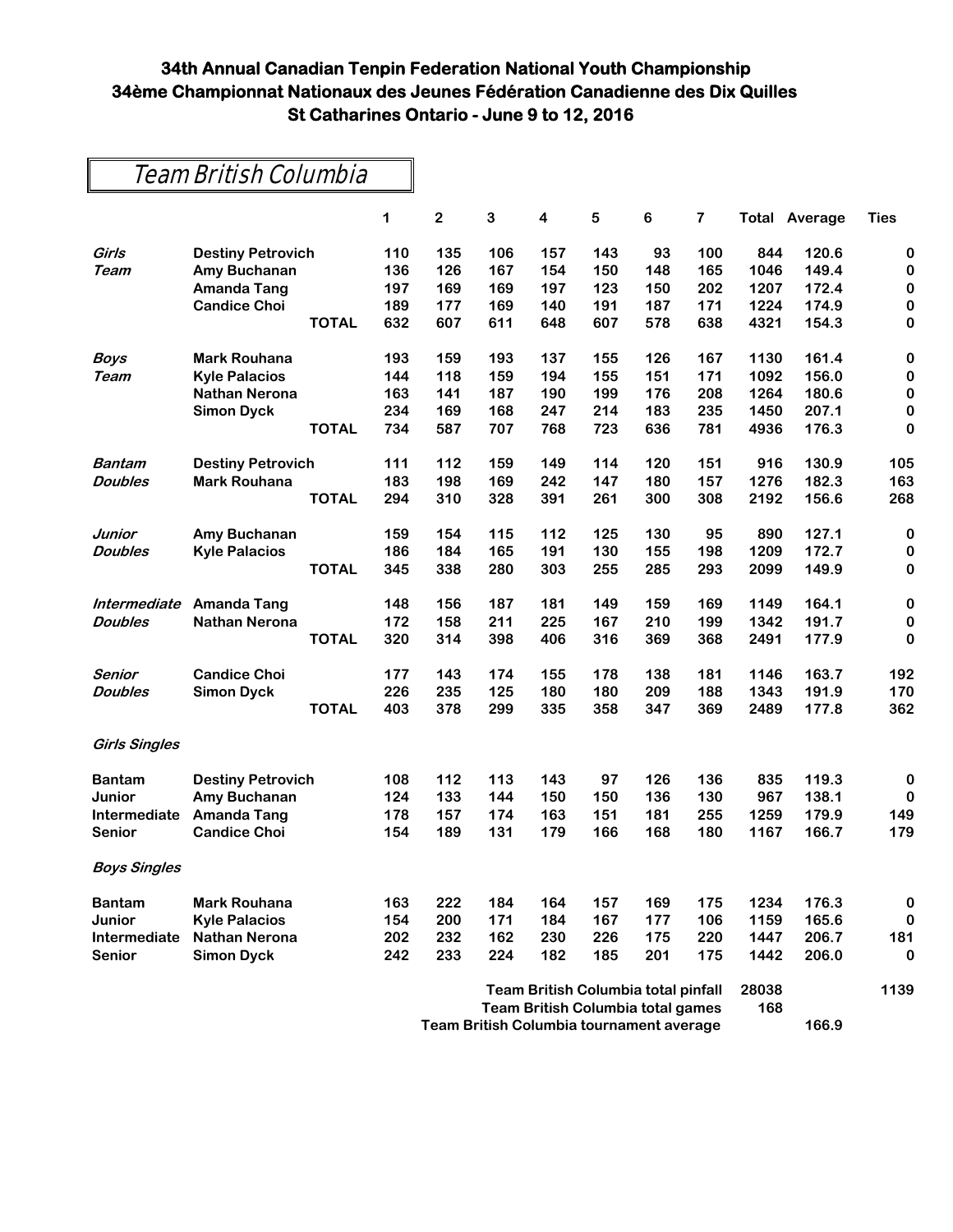# 34th Annual Canadian Tenpin Federation National Youth Championship
# 34ème Championnat Nationaux des Jeunes Fédération Canadienne des Dix Quilles
# St Catharines Ontario - June 9 to 12, 2016

## Team British Columbia

| | | 1 | 2 | 3 | 4 | 5 | 6 | 7 | Total | Average | Ties |
|---|---|---|---|---|---|---|---|---|---|---|---|
| *Girls* | Destiny Petrovich | 110 | 135 | 106 | 157 | 143 | 93 | 100 | 844 | 120.6 | 0 |
| *Team* | Amy Buchanan | 136 | 126 | 167 | 154 | 150 | 148 | 165 | 1046 | 149.4 | 0 |
| | Amanda Tang | 197 | 169 | 169 | 197 | 123 | 150 | 202 | 1207 | 172.4 | 0 |
| | Candice Choi | 189 | 177 | 169 | 140 | 191 | 187 | 171 | 1224 | 174.9 | 0 |
| | TOTAL | 632 | 607 | 611 | 648 | 607 | 578 | 638 | 4321 | 154.3 | 0 |
| *Boys* | Mark Rouhana | 193 | 159 | 193 | 137 | 155 | 126 | 167 | 1130 | 161.4 | 0 |
| *Team* | Kyle Palacios | 144 | 118 | 159 | 194 | 155 | 151 | 171 | 1092 | 156.0 | 0 |
| | Nathan Nerona | 163 | 141 | 187 | 190 | 199 | 176 | 208 | 1264 | 180.6 | 0 |
| | Simon Dyck | 234 | 169 | 168 | 247 | 214 | 183 | 235 | 1450 | 207.1 | 0 |
| | TOTAL | 734 | 587 | 707 | 768 | 723 | 636 | 781 | 4936 | 176.3 | 0 |
| *Bantam* | Destiny Petrovich | 111 | 112 | 159 | 149 | 114 | 120 | 151 | 916 | 130.9 | 105 |
| *Doubles* | Mark Rouhana | 183 | 198 | 169 | 242 | 147 | 180 | 157 | 1276 | 182.3 | 163 |
| | TOTAL | 294 | 310 | 328 | 391 | 261 | 300 | 308 | 2192 | 156.6 | 268 |
| *Junior* | Amy Buchanan | 159 | 154 | 115 | 112 | 125 | 130 | 95 | 890 | 127.1 | 0 |
| *Doubles* | Kyle Palacios | 186 | 184 | 165 | 191 | 130 | 155 | 198 | 1209 | 172.7 | 0 |
| | TOTAL | 345 | 338 | 280 | 303 | 255 | 285 | 293 | 2099 | 149.9 | 0 |
| *Intermediate* | Amanda Tang | 148 | 156 | 187 | 181 | 149 | 159 | 169 | 1149 | 164.1 | 0 |
| *Doubles* | Nathan Nerona | 172 | 158 | 211 | 225 | 167 | 210 | 199 | 1342 | 191.7 | 0 |
| | TOTAL | 320 | 314 | 398 | 406 | 316 | 369 | 368 | 2491 | 177.9 | 0 |
| *Senior* | Candice Choi | 177 | 143 | 174 | 155 | 178 | 138 | 181 | 1146 | 163.7 | 192 |
| *Doubles* | Simon Dyck | 226 | 235 | 125 | 180 | 180 | 209 | 188 | 1343 | 191.9 | 170 |
| | TOTAL | 403 | 378 | 299 | 335 | 358 | 347 | 369 | 2489 | 177.8 | 362 |
| *Girls Singles* | | | | | | | | | | | |
| Bantam | Destiny Petrovich | 108 | 112 | 113 | 143 | 97 | 126 | 136 | 835 | 119.3 | 0 |
| Junior | Amy Buchanan | 124 | 133 | 144 | 150 | 150 | 136 | 130 | 967 | 138.1 | 0 |
| Intermediate | Amanda Tang | 178 | 157 | 174 | 163 | 151 | 181 | 255 | 1259 | 179.9 | 149 |
| Senior | Candice Choi | 154 | 189 | 131 | 179 | 166 | 168 | 180 | 1167 | 166.7 | 179 |
| *Boys Singles* | | | | | | | | | | | |
| Bantam | Mark Rouhana | 163 | 222 | 184 | 164 | 157 | 169 | 175 | 1234 | 176.3 | 0 |
| Junior | Kyle Palacios | 154 | 200 | 171 | 184 | 167 | 177 | 106 | 1159 | 165.6 | 0 |
| Intermediate | Nathan Nerona | 202 | 232 | 162 | 230 | 226 | 175 | 220 | 1447 | 206.7 | 181 |
| Senior | Simon Dyck | 242 | 233 | 224 | 182 | 185 | 201 | 175 | 1442 | 206.0 | 0 |

**Team British Columbia total pinfall** 28038 1139

**Team British Columbia total games** 168

**Team British Columbia tournament average** 166.9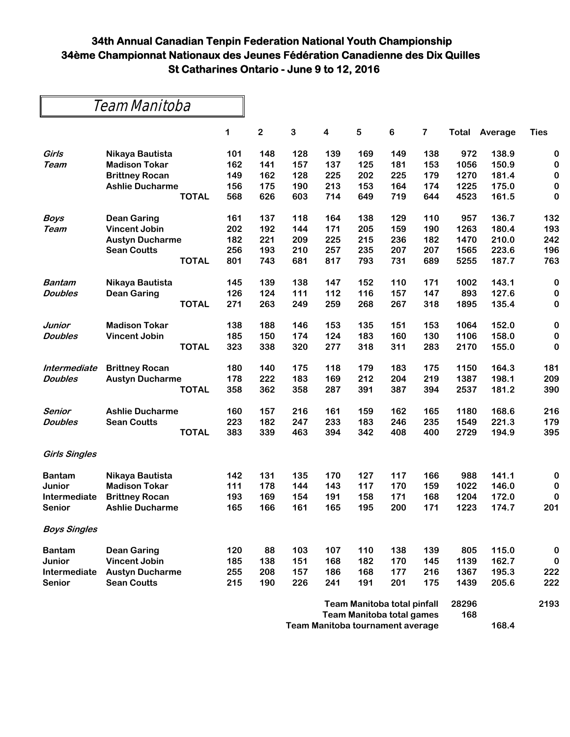**34th Annual Canadian Tenpin Federation National Youth Championship**
**34ème Championnat Nationaux des Jeunes Fédération Canadienne des Dix Quilles**
**St Catharines Ontario - June 9 to 12, 2016**

## Team Manitoba

| | | 1 | 2 | 3 | 4 | 5 | 6 | 7 | Total | Average | Ties |
|---|---|---|---|---|---|---|---|---|---|---|---|
| *Girls* | Nikaya Bautista | 101 | 148 | 128 | 139 | 169 | 149 | 138 | 972 | 138.9 | 0 |
| *Team* | Madison Tokar | 162 | 141 | 157 | 137 | 125 | 181 | 153 | 1056 | 150.9 | 0 |
| | Brittney Rocan | 149 | 162 | 128 | 225 | 202 | 225 | 179 | 1270 | 181.4 | 0 |
| | Ashlie Ducharme | 156 | 175 | 190 | 213 | 153 | 164 | 174 | 1225 | 175.0 | 0 |
| | **TOTAL** | 568 | 626 | 603 | 714 | 649 | 719 | 644 | 4523 | 161.5 | 0 |
| *Boys* | Dean Garing | 161 | 137 | 118 | 164 | 138 | 129 | 110 | 957 | 136.7 | 132 |
| *Team* | Vincent Jobin | 202 | 192 | 144 | 171 | 205 | 159 | 190 | 1263 | 180.4 | 193 |
| | Austyn Ducharme | 182 | 221 | 209 | 225 | 215 | 236 | 182 | 1470 | 210.0 | 242 |
| | Sean Coutts | 256 | 193 | 210 | 257 | 235 | 207 | 207 | 1565 | 223.6 | 196 |
| | **TOTAL** | 801 | 743 | 681 | 817 | 793 | 731 | 689 | 5255 | 187.7 | 763 |
| *Bantam* | Nikaya Bautista | 145 | 139 | 138 | 147 | 152 | 110 | 171 | 1002 | 143.1 | 0 |
| *Doubles* | Dean Garing | 126 | 124 | 111 | 112 | 116 | 157 | 147 | 893 | 127.6 | 0 |
| | **TOTAL** | 271 | 263 | 249 | 259 | 268 | 267 | 318 | 1895 | 135.4 | 0 |
| *Junior* | Madison Tokar | 138 | 188 | 146 | 153 | 135 | 151 | 153 | 1064 | 152.0 | 0 |
| *Doubles* | Vincent Jobin | 185 | 150 | 174 | 124 | 183 | 160 | 130 | 1106 | 158.0 | 0 |
| | **TOTAL** | 323 | 338 | 320 | 277 | 318 | 311 | 283 | 2170 | 155.0 | 0 |
| *Intermediate* | Brittney Rocan | 180 | 140 | 175 | 118 | 179 | 183 | 175 | 1150 | 164.3 | 181 |
| *Doubles* | Austyn Ducharme | 178 | 222 | 183 | 169 | 212 | 204 | 219 | 1387 | 198.1 | 209 |
| | **TOTAL** | 358 | 362 | 358 | 287 | 391 | 387 | 394 | 2537 | 181.2 | 390 |
| *Senior* | Ashlie Ducharme | 160 | 157 | 216 | 161 | 159 | 162 | 165 | 1180 | 168.6 | 216 |
| *Doubles* | Sean Coutts | 223 | 182 | 247 | 233 | 183 | 246 | 235 | 1549 | 221.3 | 179 |
| | **TOTAL** | 383 | 339 | 463 | 394 | 342 | 408 | 400 | 2729 | 194.9 | 395 |
| *Girls Singles* | | | | | | | | | | | |
| Bantam | Nikaya Bautista | 142 | 131 | 135 | 170 | 127 | 117 | 166 | 988 | 141.1 | 0 |
| Junior | Madison Tokar | 111 | 178 | 144 | 143 | 117 | 170 | 159 | 1022 | 146.0 | 0 |
| Intermediate | Brittney Rocan | 193 | 169 | 154 | 191 | 158 | 171 | 168 | 1204 | 172.0 | 0 |
| Senior | Ashlie Ducharme | 165 | 166 | 161 | 165 | 195 | 200 | 171 | 1223 | 174.7 | 201 |
| *Boys Singles* | | | | | | | | | | | |
| Bantam | Dean Garing | 120 | 88 | 103 | 107 | 110 | 138 | 139 | 805 | 115.0 | 0 |
| Junior | Vincent Jobin | 185 | 138 | 151 | 168 | 182 | 170 | 145 | 1139 | 162.7 | 0 |
| Intermediate | Austyn Ducharme | 255 | 208 | 157 | 186 | 168 | 177 | 216 | 1367 | 195.3 | 222 |
| Senior | Sean Coutts | 215 | 190 | 226 | 241 | 191 | 201 | 175 | 1439 | 205.6 | 222 |

**Team Manitoba total pinfall** 28296 2193
**Team Manitoba total games** 168
**Team Manitoba tournament average** 168.4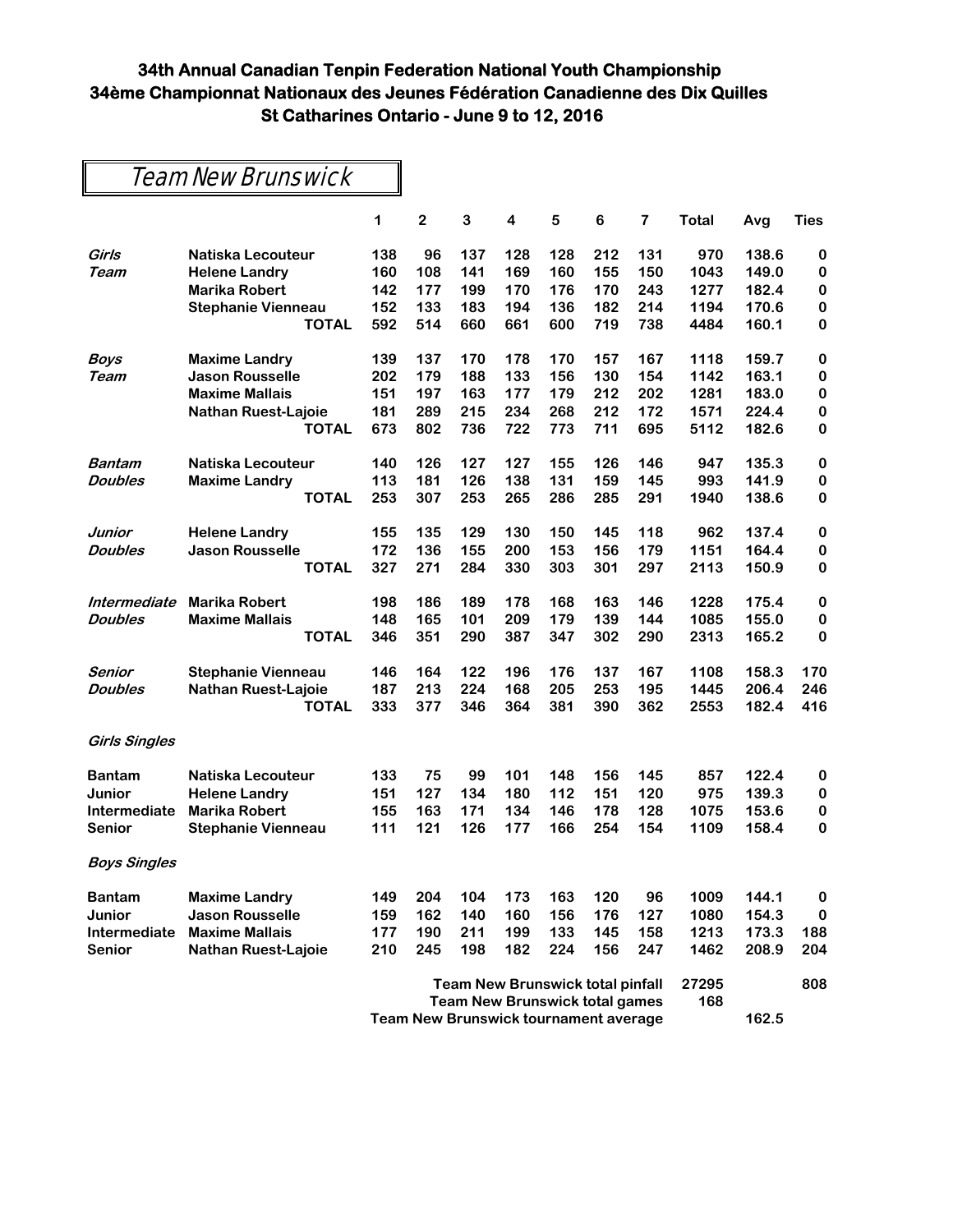**34th Annual Canadian Tenpin Federation National Youth Championship**
**34ème Championnat Nationaux des Jeunes Fédération Canadienne des Dix Quilles**
**St Catharines Ontario - June 9 to 12, 2016**

## Team New Brunswick

| | | 1 | 2 | 3 | 4 | 5 | 6 | 7 | Total | Avg | Ties |
|---|---|---|---|---|---|---|---|---|---|---|---|
| *Girls* | Natiska Lecouteur | 138 | 96 | 137 | 128 | 128 | 212 | 131 | 970 | 138.6 | 0 |
| *Team* | Helene Landry | 160 | 108 | 141 | 169 | 160 | 155 | 150 | 1043 | 149.0 | 0 |
| | Marika Robert | 142 | 177 | 199 | 170 | 176 | 170 | 243 | 1277 | 182.4 | 0 |
| | Stephanie Vienneau | 152 | 133 | 183 | 194 | 136 | 182 | 214 | 1194 | 170.6 | 0 |
| | TOTAL | 592 | 514 | 660 | 661 | 600 | 719 | 738 | 4484 | 160.1 | 0 |
| *Boys* | Maxime Landry | 139 | 137 | 170 | 178 | 170 | 157 | 167 | 1118 | 159.7 | 0 |
| *Team* | Jason Rousselle | 202 | 179 | 188 | 133 | 156 | 130 | 154 | 1142 | 163.1 | 0 |
| | Maxime Mallais | 151 | 197 | 163 | 177 | 179 | 212 | 202 | 1281 | 183.0 | 0 |
| | Nathan Ruest-Lajoie | 181 | 289 | 215 | 234 | 268 | 212 | 172 | 1571 | 224.4 | 0 |
| | TOTAL | 673 | 802 | 736 | 722 | 773 | 711 | 695 | 5112 | 182.6 | 0 |
| *Bantam* | Natiska Lecouteur | 140 | 126 | 127 | 127 | 155 | 126 | 146 | 947 | 135.3 | 0 |
| *Doubles* | Maxime Landry | 113 | 181 | 126 | 138 | 131 | 159 | 145 | 993 | 141.9 | 0 |
| | TOTAL | 253 | 307 | 253 | 265 | 286 | 285 | 291 | 1940 | 138.6 | 0 |
| *Junior* | Helene Landry | 155 | 135 | 129 | 130 | 150 | 145 | 118 | 962 | 137.4 | 0 |
| *Doubles* | Jason Rousselle | 172 | 136 | 155 | 200 | 153 | 156 | 179 | 1151 | 164.4 | 0 |
| | TOTAL | 327 | 271 | 284 | 330 | 303 | 301 | 297 | 2113 | 150.9 | 0 |
| *Intermediate* | Marika Robert | 198 | 186 | 189 | 178 | 168 | 163 | 146 | 1228 | 175.4 | 0 |
| *Doubles* | Maxime Mallais | 148 | 165 | 101 | 209 | 179 | 139 | 144 | 1085 | 155.0 | 0 |
| | TOTAL | 346 | 351 | 290 | 387 | 347 | 302 | 290 | 2313 | 165.2 | 0 |
| *Senior* | Stephanie Vienneau | 146 | 164 | 122 | 196 | 176 | 137 | 167 | 1108 | 158.3 | 170 |
| *Doubles* | Nathan Ruest-Lajoie | 187 | 213 | 224 | 168 | 205 | 253 | 195 | 1445 | 206.4 | 246 |
| | TOTAL | 333 | 377 | 346 | 364 | 381 | 390 | 362 | 2553 | 182.4 | 416 |
| *Girls Singles* | | | | | | | | | | | |
| Bantam | Natiska Lecouteur | 133 | 75 | 99 | 101 | 148 | 156 | 145 | 857 | 122.4 | 0 |
| Junior | Helene Landry | 151 | 127 | 134 | 180 | 112 | 151 | 120 | 975 | 139.3 | 0 |
| Intermediate | Marika Robert | 155 | 163 | 171 | 134 | 146 | 178 | 128 | 1075 | 153.6 | 0 |
| Senior | Stephanie Vienneau | 111 | 121 | 126 | 177 | 166 | 254 | 154 | 1109 | 158.4 | 0 |
| *Boys Singles* | | | | | | | | | | | |
| Bantam | Maxime Landry | 149 | 204 | 104 | 173 | 163 | 120 | 96 | 1009 | 144.1 | 0 |
| Junior | Jason Rousselle | 159 | 162 | 140 | 160 | 156 | 176 | 127 | 1080 | 154.3 | 0 |
| Intermediate | Maxime Mallais | 177 | 190 | 211 | 199 | 133 | 145 | 158 | 1213 | 173.3 | 188 |
| Senior | Nathan Ruest-Lajoie | 210 | 245 | 198 | 182 | 224 | 156 | 247 | 1462 | 208.9 | 204 |

**Team New Brunswick total pinfall** 27295 808
**Team New Brunswick total games** 168
**Team New Brunswick tournament average** 162.5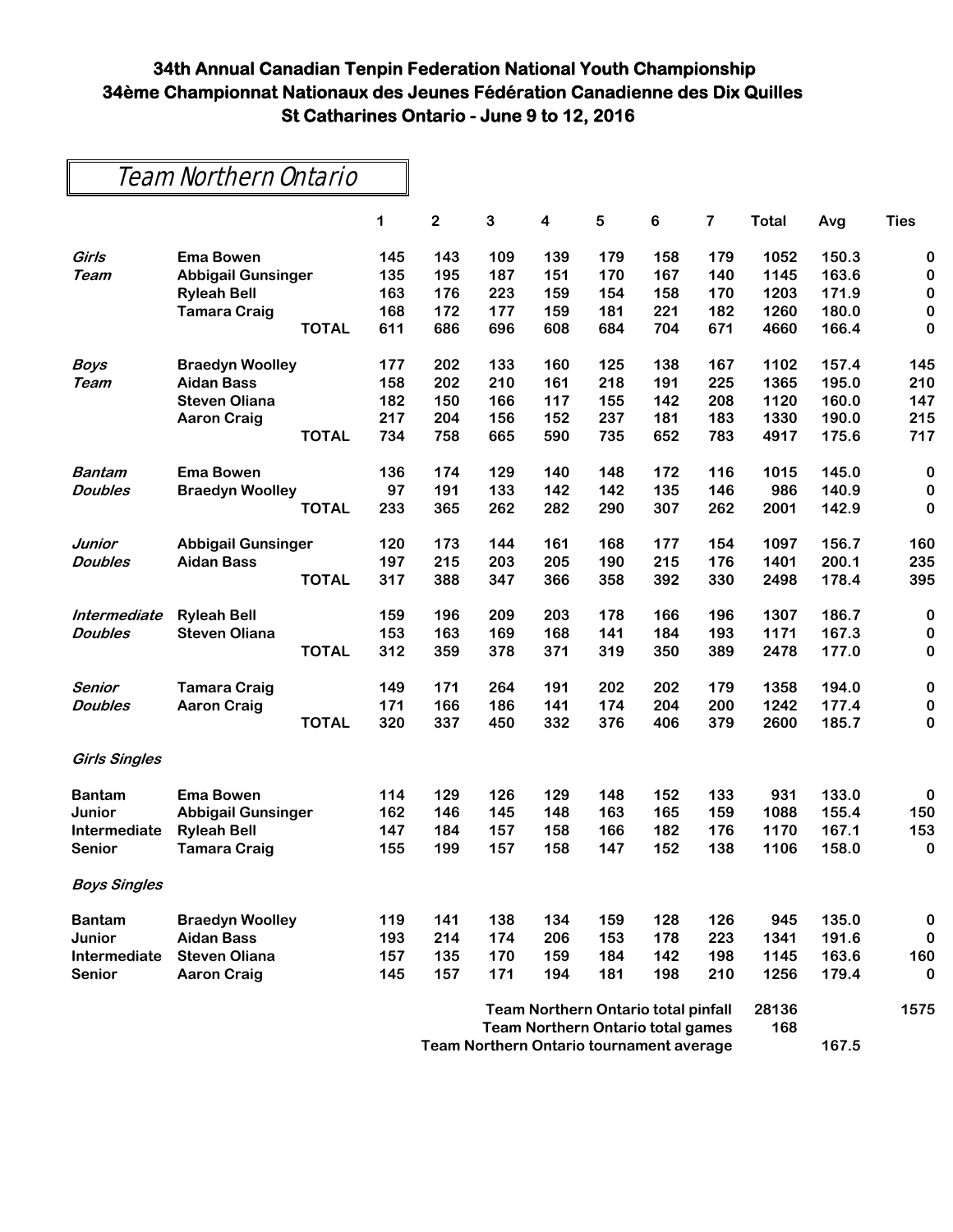# 34th Annual Canadian Tenpin Federation National Youth Championship
# 34ème Championnat Nationaux des Jeunes Fédération Canadienne des Dix Quilles
# St Catharines Ontario - June 9 to 12, 2016

## Team Northern Ontario

| | | 1 | 2 | 3 | 4 | 5 | 6 | 7 | Total | Avg | Ties |
|---|---|---|---|---|---|---|---|---|---|---|---|
| *Girls* | Ema Bowen | 145 | 143 | 109 | 139 | 179 | 158 | 179 | 1052 | 150.3 | 0 |
| *Team* | Abbigail Gunsinger | 135 | 195 | 187 | 151 | 170 | 167 | 140 | 1145 | 163.6 | 0 |
| | Ryleah Bell | 163 | 176 | 223 | 159 | 154 | 158 | 170 | 1203 | 171.9 | 0 |
| | Tamara Craig | 168 | 172 | 177 | 159 | 181 | 221 | 182 | 1260 | 180.0 | 0 |
| | TOTAL | 611 | 686 | 696 | 608 | 684 | 704 | 671 | 4660 | 166.4 | 0 |
| *Boys* | Braedyn Woolley | 177 | 202 | 133 | 160 | 125 | 138 | 167 | 1102 | 157.4 | 145 |
| *Team* | Aidan Bass | 158 | 202 | 210 | 161 | 218 | 191 | 225 | 1365 | 195.0 | 210 |
| | Steven Oliana | 182 | 150 | 166 | 117 | 155 | 142 | 208 | 1120 | 160.0 | 147 |
| | Aaron Craig | 217 | 204 | 156 | 152 | 237 | 181 | 183 | 1330 | 190.0 | 215 |
| | TOTAL | 734 | 758 | 665 | 590 | 735 | 652 | 783 | 4917 | 175.6 | 717 |
| *Bantam* | Ema Bowen | 136 | 174 | 129 | 140 | 148 | 172 | 116 | 1015 | 145.0 | 0 |
| *Doubles* | Braedyn Woolley | 97 | 191 | 133 | 142 | 142 | 135 | 146 | 986 | 140.9 | 0 |
| | TOTAL | 233 | 365 | 262 | 282 | 290 | 307 | 262 | 2001 | 142.9 | 0 |
| *Junior* | Abbigail Gunsinger | 120 | 173 | 144 | 161 | 168 | 177 | 154 | 1097 | 156.7 | 160 |
| *Doubles* | Aidan Bass | 197 | 215 | 203 | 205 | 190 | 215 | 176 | 1401 | 200.1 | 235 |
| | TOTAL | 317 | 388 | 347 | 366 | 358 | 392 | 330 | 2498 | 178.4 | 395 |
| *Intermediate* | Ryleah Bell | 159 | 196 | 209 | 203 | 178 | 166 | 196 | 1307 | 186.7 | 0 |
| *Doubles* | Steven Oliana | 153 | 163 | 169 | 168 | 141 | 184 | 193 | 1171 | 167.3 | 0 |
| | TOTAL | 312 | 359 | 378 | 371 | 319 | 350 | 389 | 2478 | 177.0 | 0 |
| *Senior* | Tamara Craig | 149 | 171 | 264 | 191 | 202 | 202 | 179 | 1358 | 194.0 | 0 |
| *Doubles* | Aaron Craig | 171 | 166 | 186 | 141 | 174 | 204 | 200 | 1242 | 177.4 | 0 |
| | TOTAL | 320 | 337 | 450 | 332 | 376 | 406 | 379 | 2600 | 185.7 | 0 |
| *Girls Singles* | | | | | | | | | | | |
| Bantam | Ema Bowen | 114 | 129 | 126 | 129 | 148 | 152 | 133 | 931 | 133.0 | 0 |
| Junior | Abbigail Gunsinger | 162 | 146 | 145 | 148 | 163 | 165 | 159 | 1088 | 155.4 | 150 |
| Intermediate | Ryleah Bell | 147 | 184 | 157 | 158 | 166 | 182 | 176 | 1170 | 167.1 | 153 |
| Senior | Tamara Craig | 155 | 199 | 157 | 158 | 147 | 152 | 138 | 1106 | 158.0 | 0 |
| *Boys Singles* | | | | | | | | | | | |
| Bantam | Braedyn Woolley | 119 | 141 | 138 | 134 | 159 | 128 | 126 | 945 | 135.0 | 0 |
| Junior | Aidan Bass | 193 | 214 | 174 | 206 | 153 | 178 | 223 | 1341 | 191.6 | 0 |
| Intermediate | Steven Oliana | 157 | 135 | 170 | 159 | 184 | 142 | 198 | 1145 | 163.6 | 160 |
| Senior | Aaron Craig | 145 | 157 | 171 | 194 | 181 | 198 | 210 | 1256 | 179.4 | 0 |

Team Northern Ontario total pinfall 28136 1575

Team Northern Ontario total games 168

Team Northern Ontario tournament average 167.5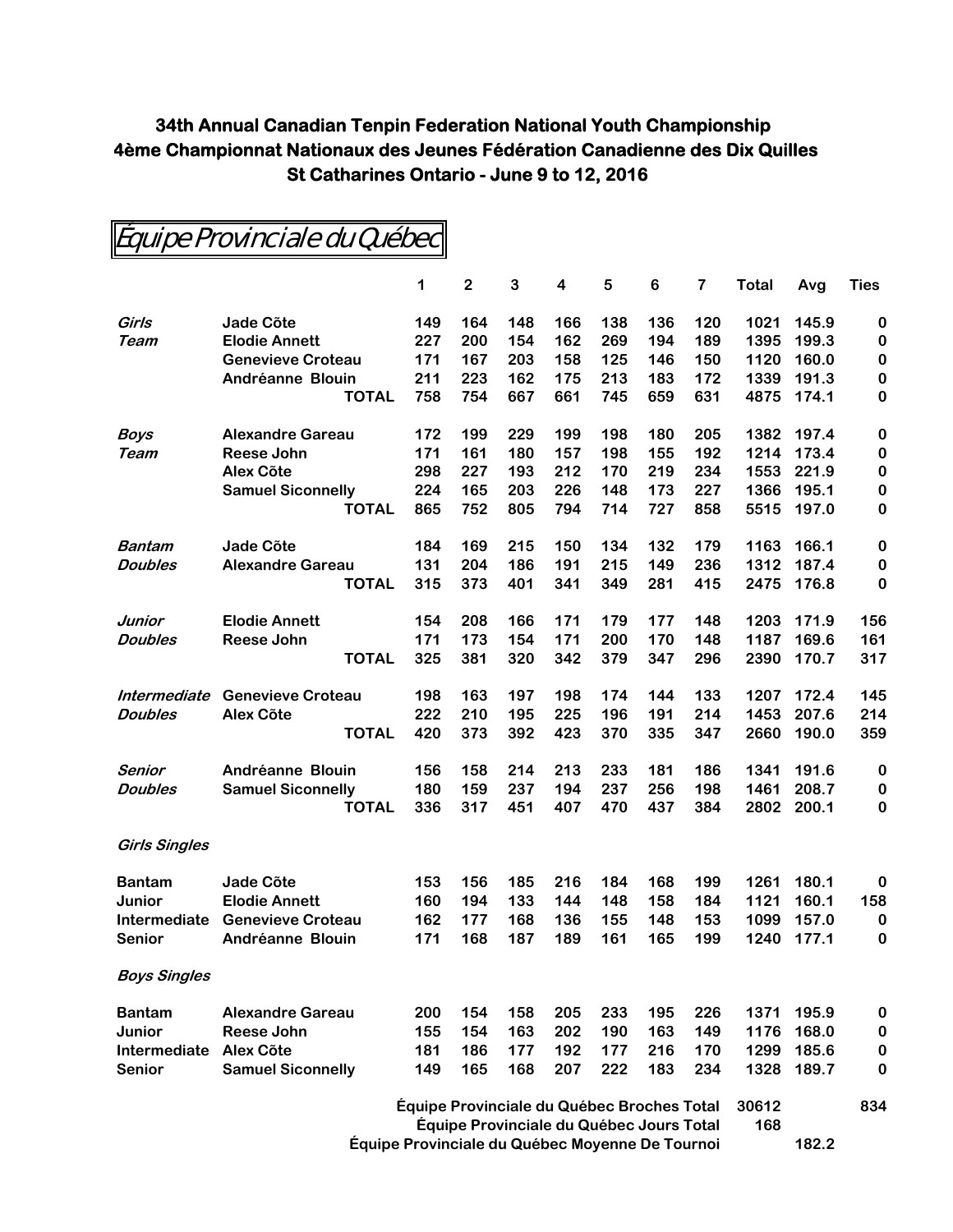**34th Annual Canadian Tenpin Federation National Youth Championship**
**4ème Championnat Nationaux des Jeunes Fédération Canadienne des Dix Quilles**
**St Catharines Ontario - June 9 to 12, 2016**

## Équipe Provinciale du Québec

| | | 1 | 2 | 3 | 4 | 5 | 6 | 7 | Total | Avg | Ties |
|---|---|---|---|---|---|---|---|---|---|---|---|
| *Girls* | Jade Cõte | 149 | 164 | 148 | 166 | 138 | 136 | 120 | 1021 | 145.9 | 0 |
| *Team* | Elodie Annett | 227 | 200 | 154 | 162 | 269 | 194 | 189 | 1395 | 199.3 | 0 |
| | Genevieve Croteau | 171 | 167 | 203 | 158 | 125 | 146 | 150 | 1120 | 160.0 | 0 |
| | Andréanne Blouin | 211 | 223 | 162 | 175 | 213 | 183 | 172 | 1339 | 191.3 | 0 |
| | TOTAL | 758 | 754 | 667 | 661 | 745 | 659 | 631 | 4875 | 174.1 | 0 |
| *Boys* | Alexandre Gareau | 172 | 199 | 229 | 199 | 198 | 180 | 205 | 1382 | 197.4 | 0 |
| *Team* | Reese John | 171 | 161 | 180 | 157 | 198 | 155 | 192 | 1214 | 173.4 | 0 |
| | Alex Cõte | 298 | 227 | 193 | 212 | 170 | 219 | 234 | 1553 | 221.9 | 0 |
| | Samuel Siconnelly | 224 | 165 | 203 | 226 | 148 | 173 | 227 | 1366 | 195.1 | 0 |
| | TOTAL | 865 | 752 | 805 | 794 | 714 | 727 | 858 | 5515 | 197.0 | 0 |
| *Bantam* | Jade Cõte | 184 | 169 | 215 | 150 | 134 | 132 | 179 | 1163 | 166.1 | 0 |
| *Doubles* | Alexandre Gareau | 131 | 204 | 186 | 191 | 215 | 149 | 236 | 1312 | 187.4 | 0 |
| | TOTAL | 315 | 373 | 401 | 341 | 349 | 281 | 415 | 2475 | 176.8 | 0 |
| *Junior* | Elodie Annett | 154 | 208 | 166 | 171 | 179 | 177 | 148 | 1203 | 171.9 | 156 |
| *Doubles* | Reese John | 171 | 173 | 154 | 171 | 200 | 170 | 148 | 1187 | 169.6 | 161 |
| | TOTAL | 325 | 381 | 320 | 342 | 379 | 347 | 296 | 2390 | 170.7 | 317 |
| *Intermediate* | Genevieve Croteau | 198 | 163 | 197 | 198 | 174 | 144 | 133 | 1207 | 172.4 | 145 |
| *Doubles* | Alex Cõte | 222 | 210 | 195 | 225 | 196 | 191 | 214 | 1453 | 207.6 | 214 |
| | TOTAL | 420 | 373 | 392 | 423 | 370 | 335 | 347 | 2660 | 190.0 | 359 |
| *Senior* | Andréanne Blouin | 156 | 158 | 214 | 213 | 233 | 181 | 186 | 1341 | 191.6 | 0 |
| *Doubles* | Samuel Siconnelly | 180 | 159 | 237 | 194 | 237 | 256 | 198 | 1461 | 208.7 | 0 |
| | TOTAL | 336 | 317 | 451 | 407 | 470 | 437 | 384 | 2802 | 200.1 | 0 |
| *Girls Singles* | | | | | | | | | | | |
| Bantam | Jade Cõte | 153 | 156 | 185 | 216 | 184 | 168 | 199 | 1261 | 180.1 | 0 |
| Junior | Elodie Annett | 160 | 194 | 133 | 144 | 148 | 158 | 184 | 1121 | 160.1 | 158 |
| Intermediate | Genevieve Croteau | 162 | 177 | 168 | 136 | 155 | 148 | 153 | 1099 | 157.0 | 0 |
| Senior | Andréanne Blouin | 171 | 168 | 187 | 189 | 161 | 165 | 199 | 1240 | 177.1 | 0 |
| *Boys Singles* | | | | | | | | | | | |
| Bantam | Alexandre Gareau | 200 | 154 | 158 | 205 | 233 | 195 | 226 | 1371 | 195.9 | 0 |
| Junior | Reese John | 155 | 154 | 163 | 202 | 190 | 163 | 149 | 1176 | 168.0 | 0 |
| Intermediate | Alex Cõte | 181 | 186 | 177 | 192 | 177 | 216 | 170 | 1299 | 185.6 | 0 |
| Senior | Samuel Siconnelly | 149 | 165 | 168 | 207 | 222 | 183 | 234 | 1328 | 189.7 | 0 |

Équipe Provinciale du Québec Broches Total 30612 834

Équipe Provinciale du Québec Jours Total 168

Équipe Provinciale du Québec Moyenne De Tournoi 182.2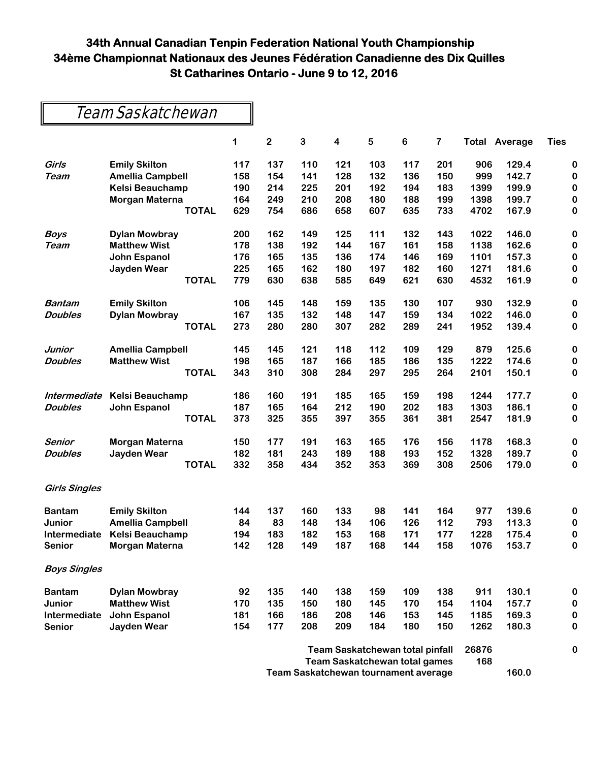# 34th Annual Canadian Tenpin Federation National Youth Championship
# 34ème Championnat Nationaux des Jeunes Fédération Canadienne des Dix Quilles
# St Catharines Ontario - June 9 to 12, 2016

## Team Saskatchewan

| | | 1 | 2 | 3 | 4 | 5 | 6 | 7 | Total | Average | Ties |
|---|---|---|---|---|---|---|---|---|---|---|---|
| *Girls* | **Emily Skilton** | 117 | 137 | 110 | 121 | 103 | 117 | 201 | 906 | 129.4 | 0 |
| *Team* | **Amellia Campbell** | 158 | 154 | 141 | 128 | 132 | 136 | 150 | 999 | 142.7 | 0 |
| | **Kelsi Beauchamp** | 190 | 214 | 225 | 201 | 192 | 194 | 183 | 1399 | 199.9 | 0 |
| | **Morgan Materna** | 164 | 249 | 210 | 208 | 180 | 188 | 199 | 1398 | 199.7 | 0 |
| | **TOTAL** | 629 | 754 | 686 | 658 | 607 | 635 | 733 | 4702 | 167.9 | 0 |
| *Boys* | **Dylan Mowbray** | 200 | 162 | 149 | 125 | 111 | 132 | 143 | 1022 | 146.0 | 0 |
| *Team* | **Matthew Wist** | 178 | 138 | 192 | 144 | 167 | 161 | 158 | 1138 | 162.6 | 0 |
| | **John Espanol** | 176 | 165 | 135 | 136 | 174 | 146 | 169 | 1101 | 157.3 | 0 |
| | **Jayden Wear** | 225 | 165 | 162 | 180 | 197 | 182 | 160 | 1271 | 181.6 | 0 |
| | **TOTAL** | 779 | 630 | 638 | 585 | 649 | 621 | 630 | 4532 | 161.9 | 0 |
| *Bantam* | **Emily Skilton** | 106 | 145 | 148 | 159 | 135 | 130 | 107 | 930 | 132.9 | 0 |
| *Doubles* | **Dylan Mowbray** | 167 | 135 | 132 | 148 | 147 | 159 | 134 | 1022 | 146.0 | 0 |
| | **TOTAL** | 273 | 280 | 280 | 307 | 282 | 289 | 241 | 1952 | 139.4 | 0 |
| *Junior* | **Amellia Campbell** | 145 | 145 | 121 | 118 | 112 | 109 | 129 | 879 | 125.6 | 0 |
| *Doubles* | **Matthew Wist** | 198 | 165 | 187 | 166 | 185 | 186 | 135 | 1222 | 174.6 | 0 |
| | **TOTAL** | 343 | 310 | 308 | 284 | 297 | 295 | 264 | 2101 | 150.1 | 0 |
| *Intermediate* | **Kelsi Beauchamp** | 186 | 160 | 191 | 185 | 165 | 159 | 198 | 1244 | 177.7 | 0 |
| *Doubles* | **John Espanol** | 187 | 165 | 164 | 212 | 190 | 202 | 183 | 1303 | 186.1 | 0 |
| | **TOTAL** | 373 | 325 | 355 | 397 | 355 | 361 | 381 | 2547 | 181.9 | 0 |
| *Senior* | **Morgan Materna** | 150 | 177 | 191 | 163 | 165 | 176 | 156 | 1178 | 168.3 | 0 |
| *Doubles* | **Jayden Wear** | 182 | 181 | 243 | 189 | 188 | 193 | 152 | 1328 | 189.7 | 0 |
| | **TOTAL** | 332 | 358 | 434 | 352 | 353 | 369 | 308 | 2506 | 179.0 | 0 |
| *Girls Singles* | | | | | | | | | | | |
| **Bantam** | **Emily Skilton** | 144 | 137 | 160 | 133 | 98 | 141 | 164 | 977 | 139.6 | 0 |
| **Junior** | **Amellia Campbell** | 84 | 83 | 148 | 134 | 106 | 126 | 112 | 793 | 113.3 | 0 |
| **Intermediate** | **Kelsi Beauchamp** | 194 | 183 | 182 | 153 | 168 | 171 | 177 | 1228 | 175.4 | 0 |
| **Senior** | **Morgan Materna** | 142 | 128 | 149 | 187 | 168 | 144 | 158 | 1076 | 153.7 | 0 |
| *Boys Singles* | | | | | | | | | | | |
| **Bantam** | **Dylan Mowbray** | 92 | 135 | 140 | 138 | 159 | 109 | 138 | 911 | 130.1 | 0 |
| **Junior** | **Matthew Wist** | 170 | 135 | 150 | 180 | 145 | 170 | 154 | 1104 | 157.7 | 0 |
| **Intermediate** | **John Espanol** | 181 | 166 | 186 | 208 | 146 | 153 | 145 | 1185 | 169.3 | 0 |
| **Senior** | **Jayden Wear** | 154 | 177 | 208 | 209 | 184 | 180 | 150 | 1262 | 180.3 | 0 |

**Team Saskatchewan total pinfall** 26876 0

**Team Saskatchewan total games** 168

**Team Saskatchewan tournament average** 160.0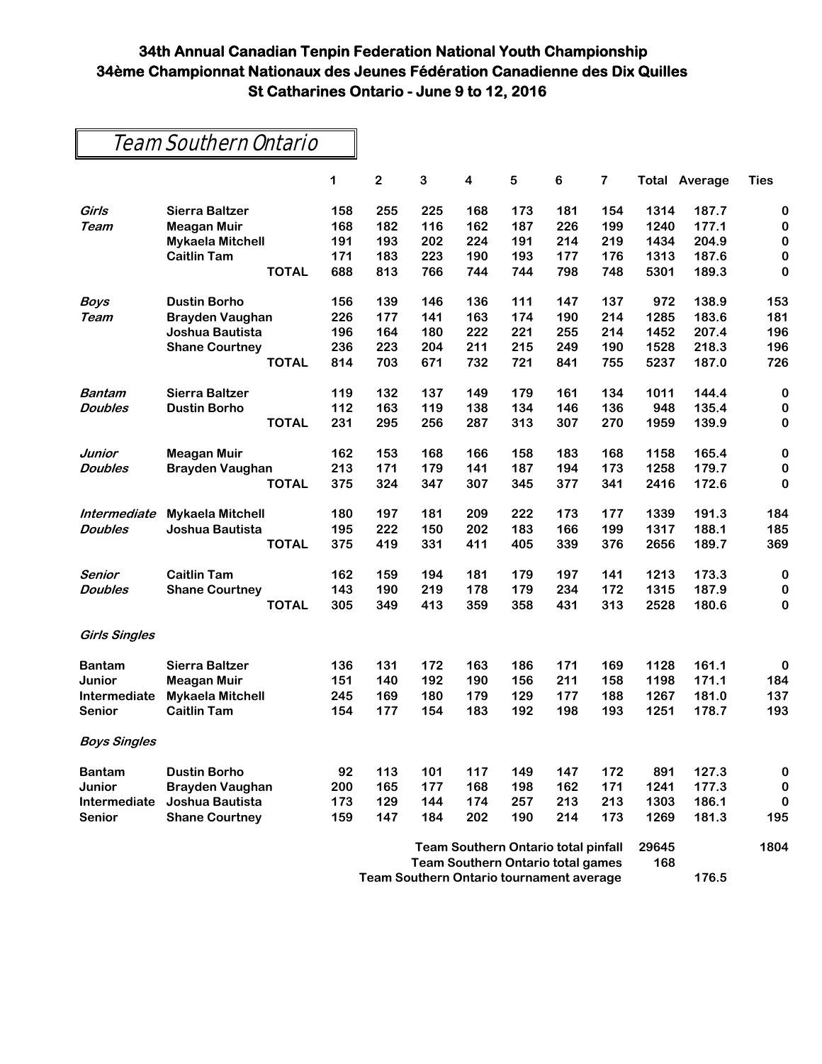# 34th Annual Canadian Tenpin Federation National Youth Championship
# 34ème Championnat Nationaux des Jeunes Fédération Canadienne des Dix Quilles
# St Catharines Ontario - June 9 to 12, 2016

## Team Southern Ontario

| | | 1 | 2 | 3 | 4 | 5 | 6 | 7 | Total | Average | Ties |
|---|---|---|---|---|---|---|---|---|---|---|---|
| *Girls* | Sierra Baltzer | 158 | 255 | 225 | 168 | 173 | 181 | 154 | 1314 | 187.7 | 0 |
| *Team* | Meagan Muir | 168 | 182 | 116 | 162 | 187 | 226 | 199 | 1240 | 177.1 | 0 |
| | Mykaela Mitchell | 191 | 193 | 202 | 224 | 191 | 214 | 219 | 1434 | 204.9 | 0 |
| | Caitlin Tam | 171 | 183 | 223 | 190 | 193 | 177 | 176 | 1313 | 187.6 | 0 |
| | TOTAL | 688 | 813 | 766 | 744 | 744 | 798 | 748 | 5301 | 189.3 | 0 |
| *Boys* | Dustin Borho | 156 | 139 | 146 | 136 | 111 | 147 | 137 | 972 | 138.9 | 153 |
| *Team* | Brayden Vaughan | 226 | 177 | 141 | 163 | 174 | 190 | 214 | 1285 | 183.6 | 181 |
| | Joshua Bautista | 196 | 164 | 180 | 222 | 221 | 255 | 214 | 1452 | 207.4 | 196 |
| | Shane Courtney | 236 | 223 | 204 | 211 | 215 | 249 | 190 | 1528 | 218.3 | 196 |
| | TOTAL | 814 | 703 | 671 | 732 | 721 | 841 | 755 | 5237 | 187.0 | 726 |
| *Bantam* | Sierra Baltzer | 119 | 132 | 137 | 149 | 179 | 161 | 134 | 1011 | 144.4 | 0 |
| *Doubles* | Dustin Borho | 112 | 163 | 119 | 138 | 134 | 146 | 136 | 948 | 135.4 | 0 |
| | TOTAL | 231 | 295 | 256 | 287 | 313 | 307 | 270 | 1959 | 139.9 | 0 |
| *Junior* | Meagan Muir | 162 | 153 | 168 | 166 | 158 | 183 | 168 | 1158 | 165.4 | 0 |
| *Doubles* | Brayden Vaughan | 213 | 171 | 179 | 141 | 187 | 194 | 173 | 1258 | 179.7 | 0 |
| | TOTAL | 375 | 324 | 347 | 307 | 345 | 377 | 341 | 2416 | 172.6 | 0 |
| *Intermediate* | Mykaela Mitchell | 180 | 197 | 181 | 209 | 222 | 173 | 177 | 1339 | 191.3 | 184 |
| *Doubles* | Joshua Bautista | 195 | 222 | 150 | 202 | 183 | 166 | 199 | 1317 | 188.1 | 185 |
| | TOTAL | 375 | 419 | 331 | 411 | 405 | 339 | 376 | 2656 | 189.7 | 369 |
| *Senior* | Caitlin Tam | 162 | 159 | 194 | 181 | 179 | 197 | 141 | 1213 | 173.3 | 0 |
| *Doubles* | Shane Courtney | 143 | 190 | 219 | 178 | 179 | 234 | 172 | 1315 | 187.9 | 0 |
| | TOTAL | 305 | 349 | 413 | 359 | 358 | 431 | 313 | 2528 | 180.6 | 0 |
| *Girls Singles* | | | | | | | | | | | |
| Bantam | Sierra Baltzer | 136 | 131 | 172 | 163 | 186 | 171 | 169 | 1128 | 161.1 | 0 |
| Junior | Meagan Muir | 151 | 140 | 192 | 190 | 156 | 211 | 158 | 1198 | 171.1 | 184 |
| Intermediate | Mykaela Mitchell | 245 | 169 | 180 | 179 | 129 | 177 | 188 | 1267 | 181.0 | 137 |
| Senior | Caitlin Tam | 154 | 177 | 154 | 183 | 192 | 198 | 193 | 1251 | 178.7 | 193 |
| *Boys Singles* | | | | | | | | | | | |
| Bantam | Dustin Borho | 92 | 113 | 101 | 117 | 149 | 147 | 172 | 891 | 127.3 | 0 |
| Junior | Brayden Vaughan | 200 | 165 | 177 | 168 | 198 | 162 | 171 | 1241 | 177.3 | 0 |
| Intermediate | Joshua Bautista | 173 | 129 | 144 | 174 | 257 | 213 | 213 | 1303 | 186.1 | 0 |
| Senior | Shane Courtney | 159 | 147 | 184 | 202 | 190 | 214 | 173 | 1269 | 181.3 | 195 |

Team Southern Ontario total pinfall 29645 1804

Team Southern Ontario total games 168

Team Southern Ontario tournament average 176.5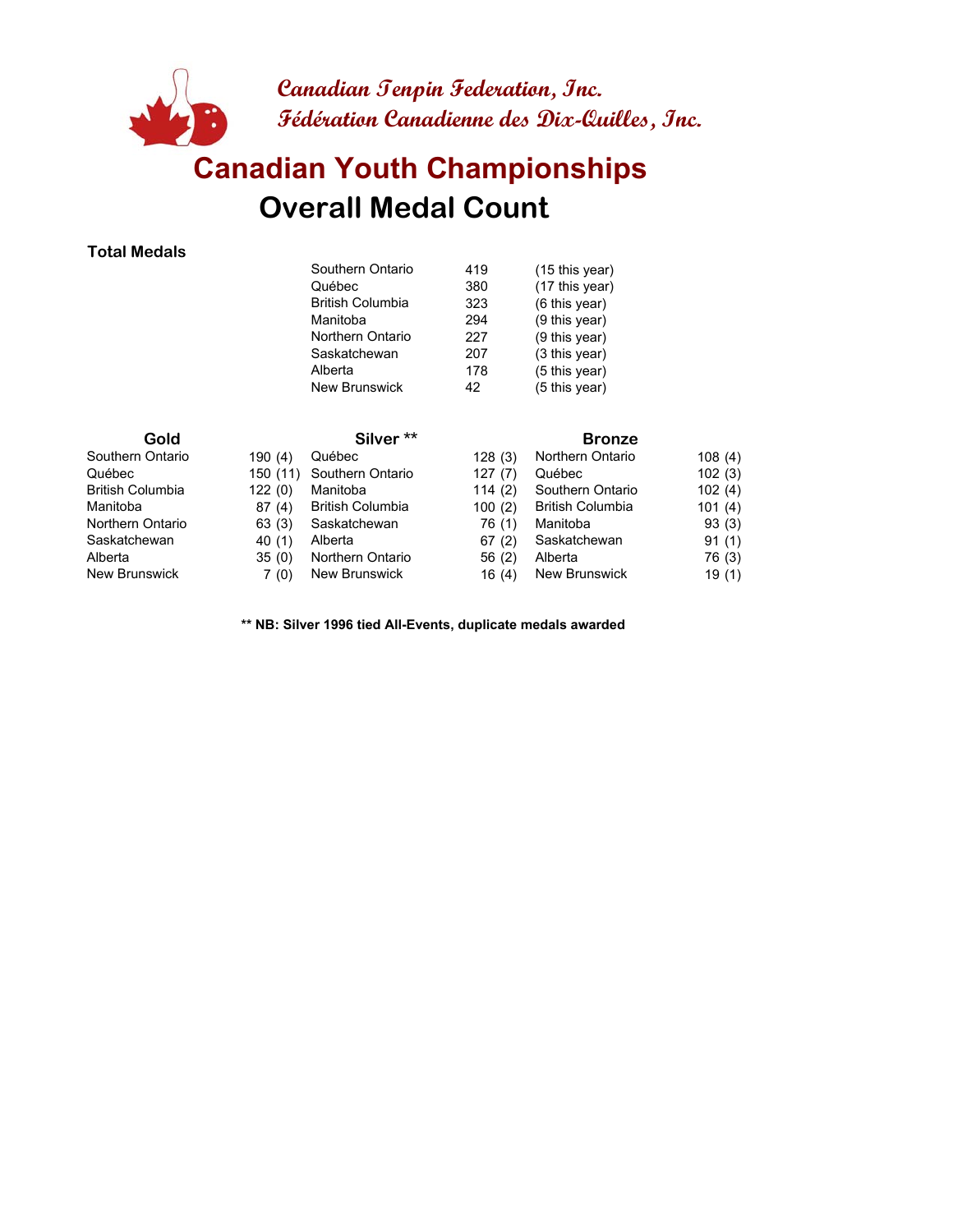Canadian Tenpin Federation, Inc.
Fédération Canadienne des Dix-Quilles, Inc.

# Canadian Youth Championships

# Overall Medal Count

**Total Medals**

| | | |
|---|---|---|
| Southern Ontario | 419 | (15 this year) |
| Québec | 380 | (17 this year) |
| British Columbia | 323 | (6 this year) |
| Manitoba | 294 | (9 this year) |
| Northern Ontario | 227 | (9 this year) |
| Saskatchewan | 207 | (3 this year) |
| Alberta | 178 | (5 this year) |
| New Brunswick | 42 | (5 this year) |

| Gold | | Silver ** | | Bronze | |
|---|---|---|---|---|---|
| Southern Ontario | 190 (4) | Québec | 128 (3) | Northern Ontario | 108 (4) |
| Québec | 150 (11) | Southern Ontario | 127 (7) | Québec | 102 (3) |
| British Columbia | 122 (0) | Manitoba | 114 (2) | Southern Ontario | 102 (4) |
| Manitoba | 87 (4) | British Columbia | 100 (2) | British Columbia | 101 (4) |
| Northern Ontario | 63 (3) | Saskatchewan | 76 (1) | Manitoba | 93 (3) |
| Saskatchewan | 40 (1) | Alberta | 67 (2) | Saskatchewan | 91 (1) |
| Alberta | 35 (0) | Northern Ontario | 56 (2) | Alberta | 76 (3) |
| New Brunswick | 7 (0) | New Brunswick | 16 (4) | New Brunswick | 19 (1) |

**** NB: Silver 1996 tied All-Events, duplicate medals awarded**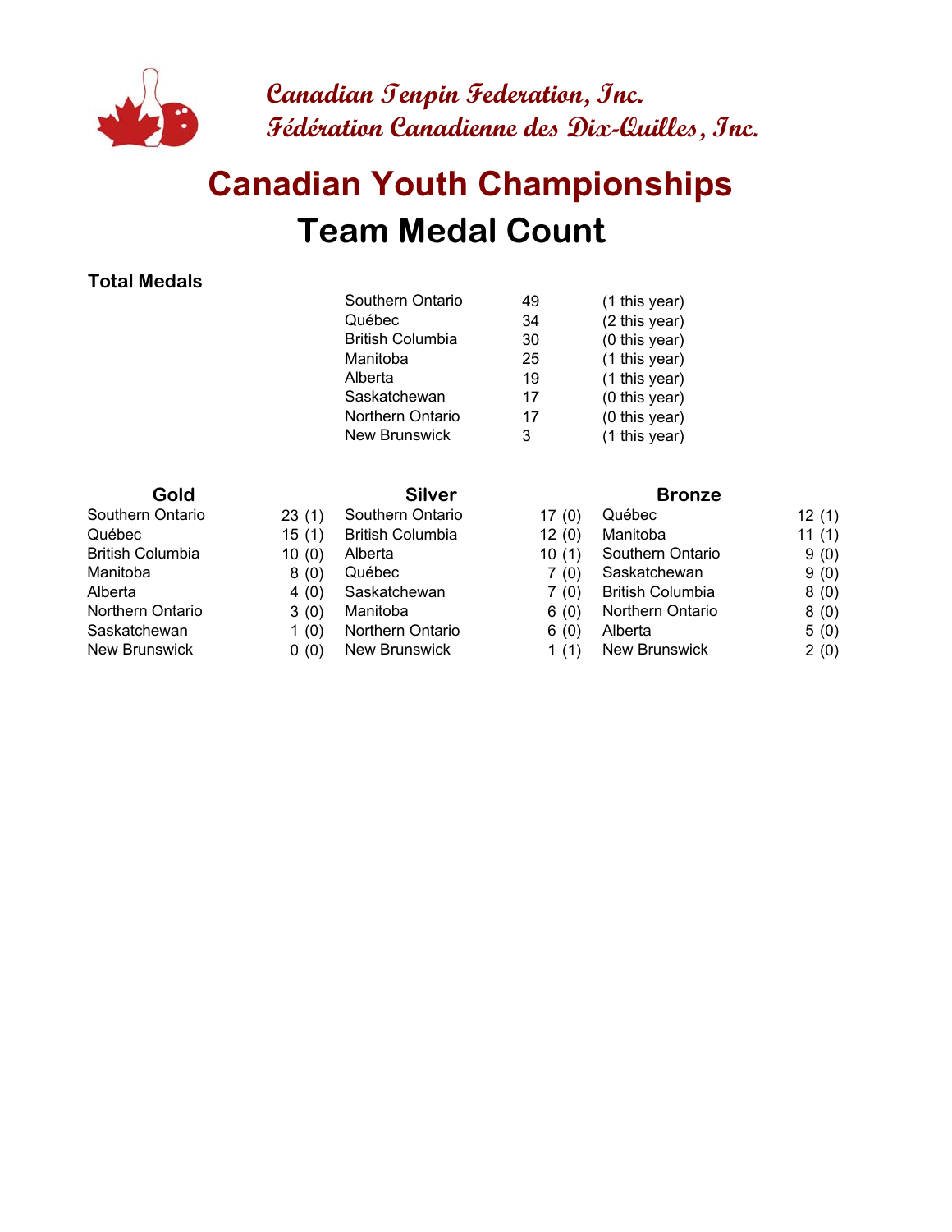*Canadian Tenpin Federation, Inc.*
*Fédération Canadienne des Dix-Quilles, Inc.*

# Canadian Youth Championships
# Team Medal Count

**Total Medals**

| | | |
|---|---|---|
| Southern Ontario | 49 | (1 this year) |
| Québec | 34 | (2 this year) |
| British Columbia | 30 | (0 this year) |
| Manitoba | 25 | (1 this year) |
| Alberta | 19 | (1 this year) |
| Saskatchewan | 17 | (0 this year) |
| Northern Ontario | 17 | (0 this year) |
| New Brunswick | 3 | (1 this year) |

| Gold | | Silver | | Bronze | |
|---|---|---|---|---|---|
| Southern Ontario | 23 (1) | Southern Ontario | 17 (0) | Québec | 12 (1) |
| Québec | 15 (1) | British Columbia | 12 (0) | Manitoba | 11 (1) |
| British Columbia | 10 (0) | Alberta | 10 (1) | Southern Ontario | 9 (0) |
| Manitoba | 8 (0) | Québec | 7 (0) | Saskatchewan | 9 (0) |
| Alberta | 4 (0) | Saskatchewan | 7 (0) | British Columbia | 8 (0) |
| Northern Ontario | 3 (0) | Manitoba | 6 (0) | Northern Ontario | 8 (0) |
| Saskatchewan | 1 (0) | Northern Ontario | 6 (0) | Alberta | 5 (0) |
| New Brunswick | 0 (0) | New Brunswick | 1 (1) | New Brunswick | 2 (0) |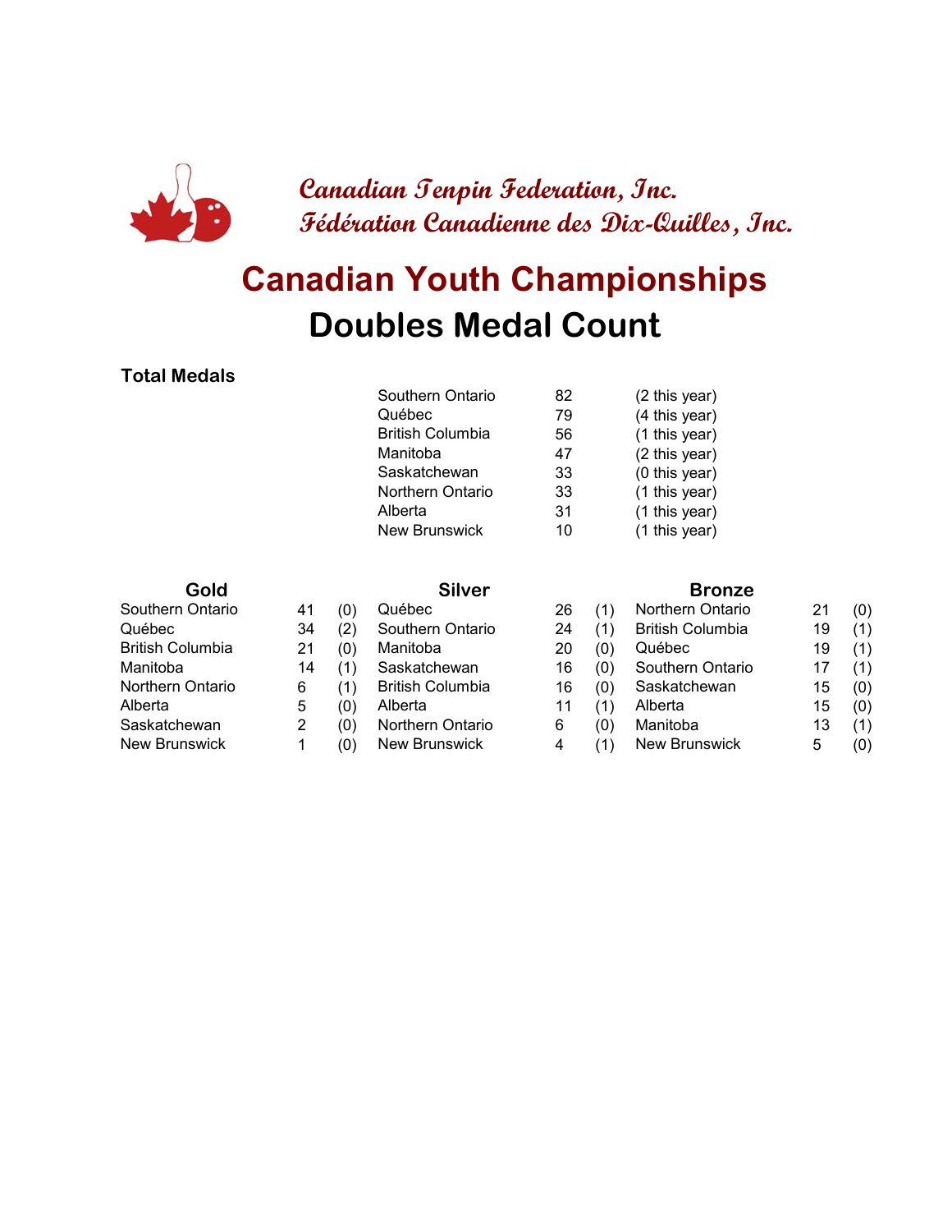*Canadian Tenpin Federation, Inc.*
*Fédération Canadienne des Dix-Quilles, Inc.*

# Canadian Youth Championships
# Doubles Medal Count

**Total Medals**

| | | |
|---|---|---|
| Southern Ontario | 82 | (2 this year) |
| Québec | 79 | (4 this year) |
| British Columbia | 56 | (1 this year) |
| Manitoba | 47 | (2 this year) |
| Saskatchewan | 33 | (0 this year) |
| Northern Ontario | 33 | (1 this year) |
| Alberta | 31 | (1 this year) |
| New Brunswick | 10 | (1 this year) |

| Gold | | | Silver | | | Bronze | | |
|---|---|---|---|---|---|---|---|---|
| Southern Ontario | 41 | (0) | Québec | 26 | (1) | Northern Ontario | 21 | (0) |
| Québec | 34 | (2) | Southern Ontario | 24 | (1) | British Columbia | 19 | (1) |
| British Columbia | 21 | (0) | Manitoba | 20 | (0) | Québec | 19 | (1) |
| Manitoba | 14 | (1) | Saskatchewan | 16 | (0) | Southern Ontario | 17 | (1) |
| Northern Ontario | 6 | (1) | British Columbia | 16 | (0) | Saskatchewan | 15 | (0) |
| Alberta | 5 | (0) | Alberta | 11 | (1) | Alberta | 15 | (0) |
| Saskatchewan | 2 | (0) | Northern Ontario | 6 | (0) | Manitoba | 13 | (1) |
| New Brunswick | 1 | (0) | New Brunswick | 4 | (1) | New Brunswick | 5 | (0) |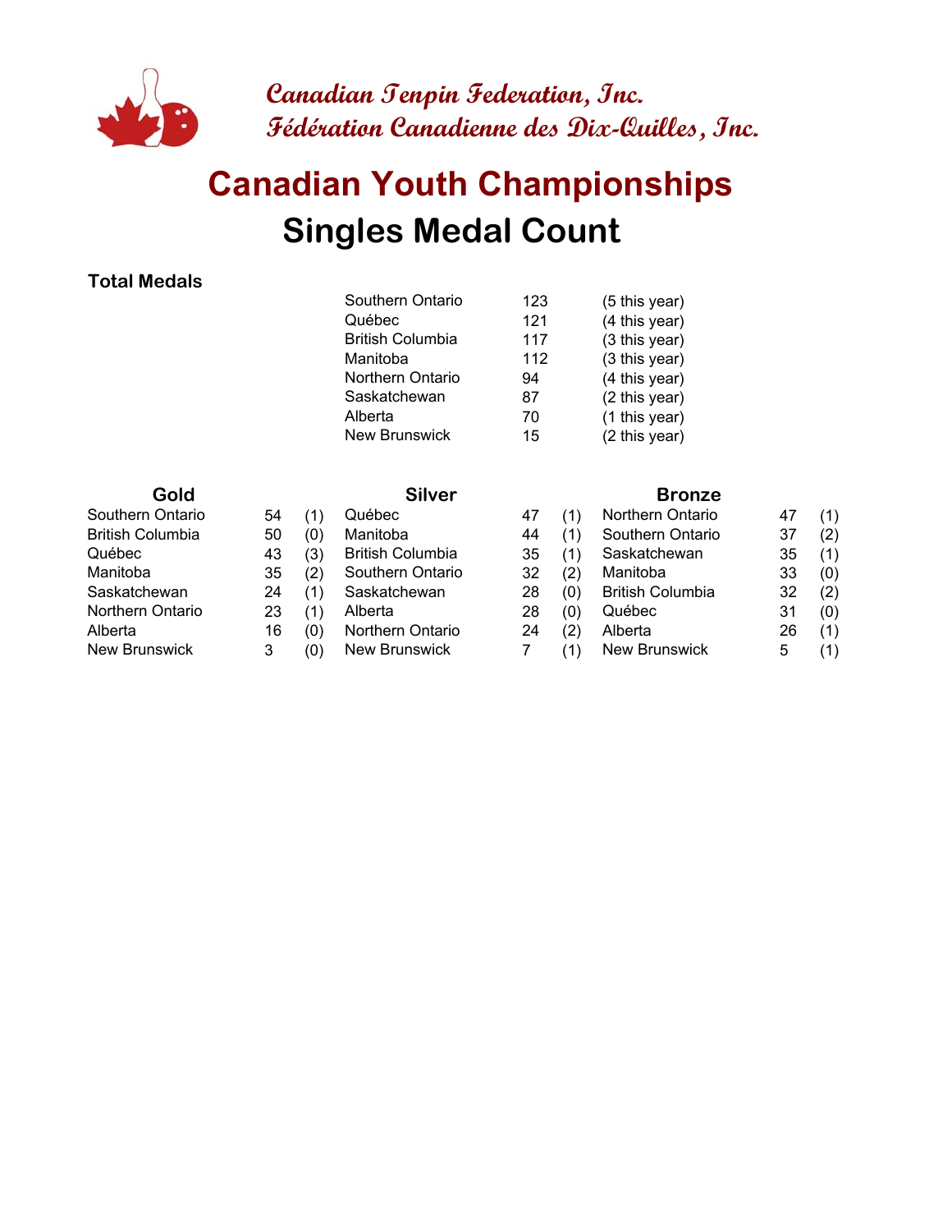Canadian Tenpin Federation, Inc.
Fédération Canadienne des Dix-Quilles, Inc.

# Canadian Youth Championships

## Singles Medal Count

### Total Medals

| | | |
|---|---|---|
| Southern Ontario | 123 | (5 this year) |
| Québec | 121 | (4 this year) |
| British Columbia | 117 | (3 this year) |
| Manitoba | 112 | (3 this year) |
| Northern Ontario | 94 | (4 this year) |
| Saskatchewan | 87 | (2 this year) |
| Alberta | 70 | (1 this year) |
| New Brunswick | 15 | (2 this year) |

| Gold | | | Silver | | | Bronze | | |
|---|---|---|---|---|---|---|---|---|
| Southern Ontario | 54 | (1) | Québec | 47 | (1) | Northern Ontario | 47 | (1) |
| British Columbia | 50 | (0) | Manitoba | 44 | (1) | Southern Ontario | 37 | (2) |
| Québec | 43 | (3) | British Columbia | 35 | (1) | Saskatchewan | 35 | (1) |
| Manitoba | 35 | (2) | Southern Ontario | 32 | (2) | Manitoba | 33 | (0) |
| Saskatchewan | 24 | (1) | Saskatchewan | 28 | (0) | British Columbia | 32 | (2) |
| Northern Ontario | 23 | (1) | Alberta | 28 | (0) | Québec | 31 | (0) |
| Alberta | 16 | (0) | Northern Ontario | 24 | (2) | Alberta | 26 | (1) |
| New Brunswick | 3 | (0) | New Brunswick | 7 | (1) | New Brunswick | 5 | (1) |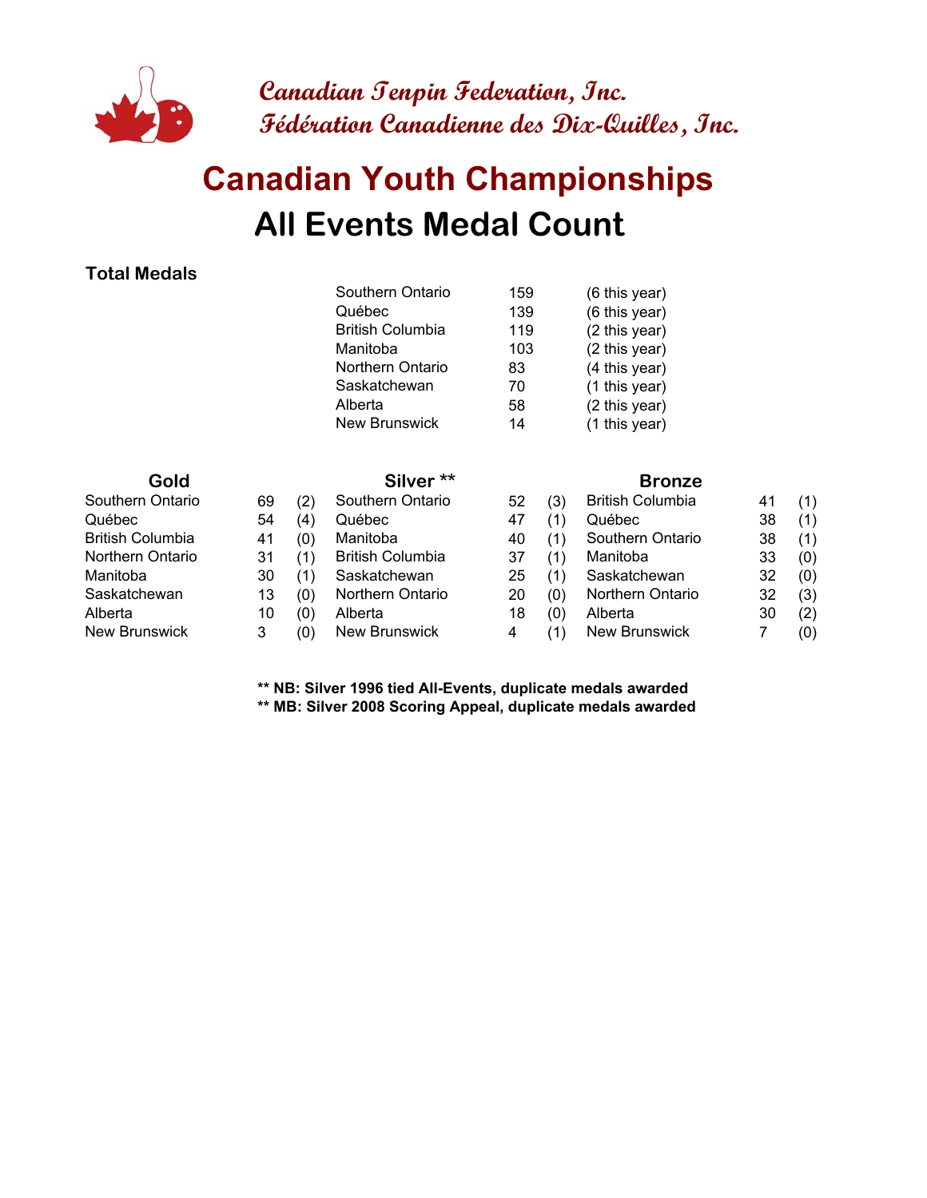*Canadian Tenpin Federation, Inc.*
*Fédération Canadienne des Dix-Quilles, Inc.*

# Canadian Youth Championships
# All Events Medal Count

### Total Medals

| | | |
|---|---|---|
| Southern Ontario | 159 | (6 this year) |
| Québec | 139 | (6 this year) |
| British Columbia | 119 | (2 this year) |
| Manitoba | 103 | (2 this year) |
| Northern Ontario | 83 | (4 this year) |
| Saskatchewan | 70 | (1 this year) |
| Alberta | 58 | (2 this year) |
| New Brunswick | 14 | (1 this year) |

| Gold | | | Silver ** | | | Bronze | | |
|---|---|---|---|---|---|---|---|---|
| Southern Ontario | 69 | (2) | Southern Ontario | 52 | (3) | British Columbia | 41 | (1) |
| Québec | 54 | (4) | Québec | 47 | (1) | Québec | 38 | (1) |
| British Columbia | 41 | (0) | Manitoba | 40 | (1) | Southern Ontario | 38 | (1) |
| Northern Ontario | 31 | (1) | British Columbia | 37 | (1) | Manitoba | 33 | (0) |
| Manitoba | 30 | (1) | Saskatchewan | 25 | (1) | Saskatchewan | 32 | (0) |
| Saskatchewan | 13 | (0) | Northern Ontario | 20 | (0) | Northern Ontario | 32 | (3) |
| Alberta | 10 | (0) | Alberta | 18 | (0) | Alberta | 30 | (2) |
| New Brunswick | 3 | (0) | New Brunswick | 4 | (1) | New Brunswick | 7 | (0) |

**** NB: Silver 1996 tied All-Events, duplicate medals awarded**
**** MB: Silver 2008 Scoring Appeal, duplicate medals awarded**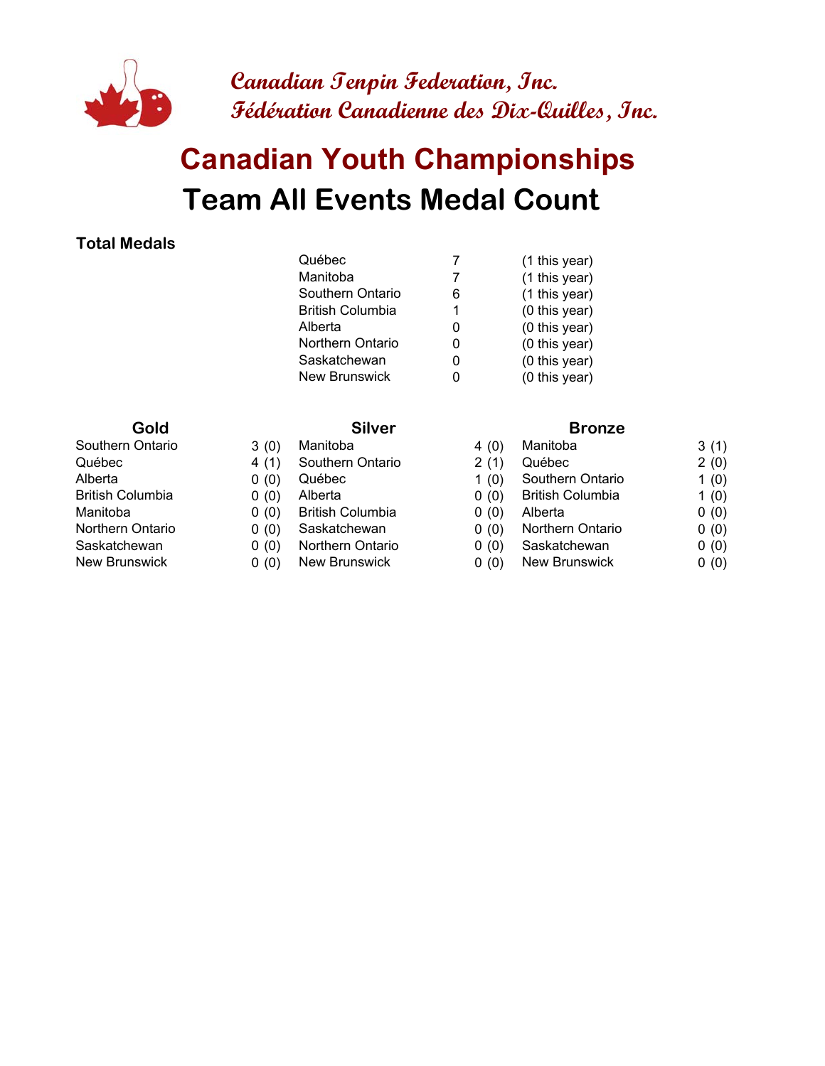Canadian Tenpin Federation, Inc.
Fédération Canadienne des Dix-Quilles, Inc.

# Canadian Youth Championships

# Team All Events Medal Count

**Total Medals**

| | | |
|---|---|---|
| Québec | 7 | (1 this year) |
| Manitoba | 7 | (1 this year) |
| Southern Ontario | 6 | (1 this year) |
| British Columbia | 1 | (0 this year) |
| Alberta | 0 | (0 this year) |
| Northern Ontario | 0 | (0 this year) |
| Saskatchewan | 0 | (0 this year) |
| New Brunswick | 0 | (0 this year) |

| Gold | | Silver | | Bronze | |
|---|---|---|---|---|---|
| Southern Ontario | 3 (0) | Manitoba | 4 (0) | Manitoba | 3 (1) |
| Québec | 4 (1) | Southern Ontario | 2 (1) | Québec | 2 (0) |
| Alberta | 0 (0) | Québec | 1 (0) | Southern Ontario | 1 (0) |
| British Columbia | 0 (0) | Alberta | 0 (0) | British Columbia | 1 (0) |
| Manitoba | 0 (0) | British Columbia | 0 (0) | Alberta | 0 (0) |
| Northern Ontario | 0 (0) | Saskatchewan | 0 (0) | Northern Ontario | 0 (0) |
| Saskatchewan | 0 (0) | Northern Ontario | 0 (0) | Saskatchewan | 0 (0) |
| New Brunswick | 0 (0) | New Brunswick | 0 (0) | New Brunswick | 0 (0) |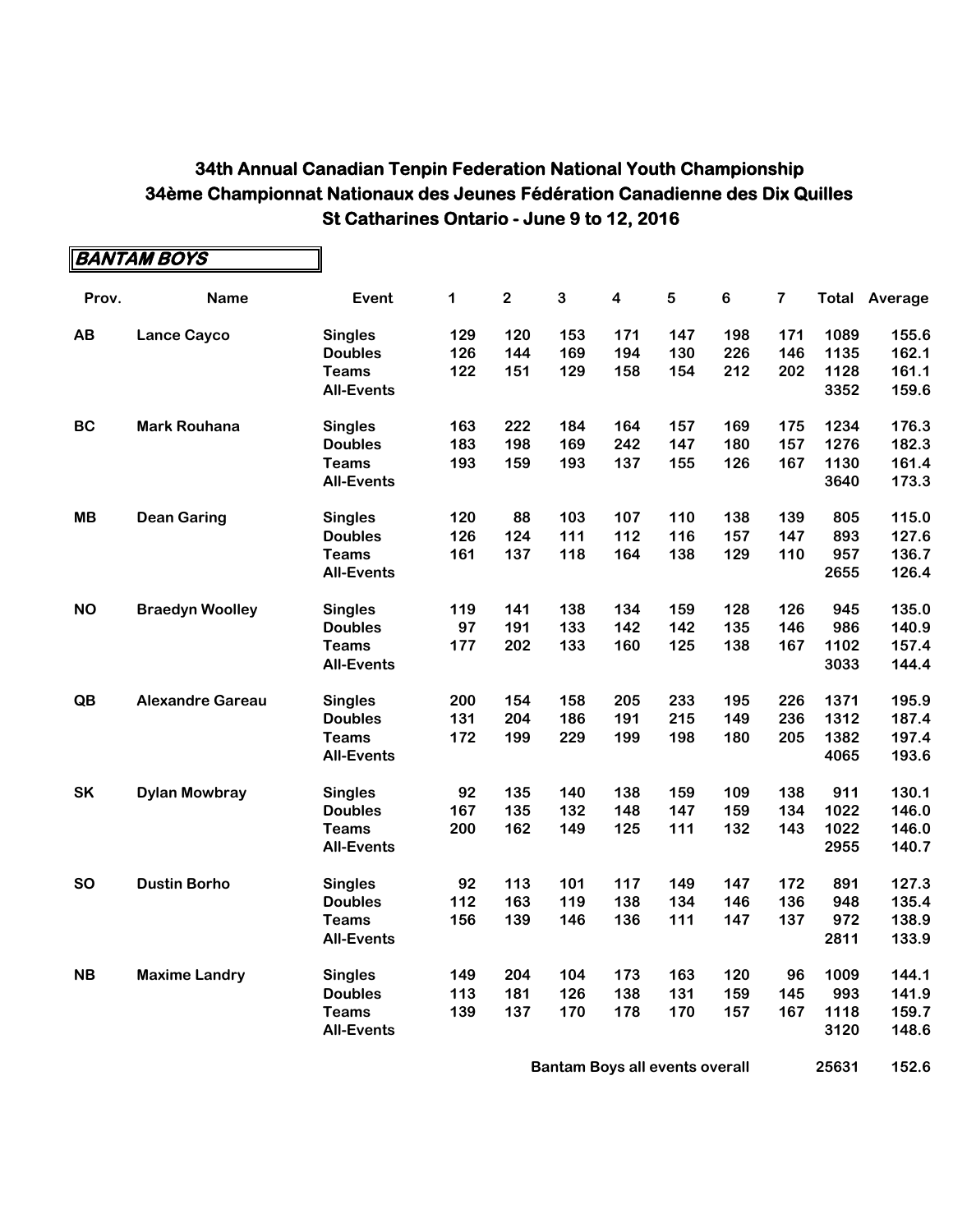# 34th Annual Canadian Tenpin Federation National Youth Championship
# 34ème Championnat Nationaux des Jeunes Fédération Canadienne des Dix Quilles
## St Catharines Ontario - June 9 to 12, 2016

### BANTAM BOYS

| Prov. | Name | Event | 1 | 2 | 3 | 4 | 5 | 6 | 7 | Total | Average |
|---|---|---|---|---|---|---|---|---|---|---|---|
| AB | Lance Cayco | Singles | 129 | 120 | 153 | 171 | 147 | 198 | 171 | 1089 | 155.6 |
| | | Doubles | 126 | 144 | 169 | 194 | 130 | 226 | 146 | 1135 | 162.1 |
| | | Teams | 122 | 151 | 129 | 158 | 154 | 212 | 202 | 1128 | 161.1 |
| | | All-Events | | | | | | | | 3352 | 159.6 |
| BC | Mark Rouhana | Singles | 163 | 222 | 184 | 164 | 157 | 169 | 175 | 1234 | 176.3 |
| | | Doubles | 183 | 198 | 169 | 242 | 147 | 180 | 157 | 1276 | 182.3 |
| | | Teams | 193 | 159 | 193 | 137 | 155 | 126 | 167 | 1130 | 161.4 |
| | | All-Events | | | | | | | | 3640 | 173.3 |
| MB | Dean Garing | Singles | 120 | 88 | 103 | 107 | 110 | 138 | 139 | 805 | 115.0 |
| | | Doubles | 126 | 124 | 111 | 112 | 116 | 157 | 147 | 893 | 127.6 |
| | | Teams | 161 | 137 | 118 | 164 | 138 | 129 | 110 | 957 | 136.7 |
| | | All-Events | | | | | | | | 2655 | 126.4 |
| NO | Braedyn Woolley | Singles | 119 | 141 | 138 | 134 | 159 | 128 | 126 | 945 | 135.0 |
| | | Doubles | 97 | 191 | 133 | 142 | 142 | 135 | 146 | 986 | 140.9 |
| | | Teams | 177 | 202 | 133 | 160 | 125 | 138 | 167 | 1102 | 157.4 |
| | | All-Events | | | | | | | | 3033 | 144.4 |
| QB | Alexandre Gareau | Singles | 200 | 154 | 158 | 205 | 233 | 195 | 226 | 1371 | 195.9 |
| | | Doubles | 131 | 204 | 186 | 191 | 215 | 149 | 236 | 1312 | 187.4 |
| | | Teams | 172 | 199 | 229 | 199 | 198 | 180 | 205 | 1382 | 197.4 |
| | | All-Events | | | | | | | | 4065 | 193.6 |
| SK | Dylan Mowbray | Singles | 92 | 135 | 140 | 138 | 159 | 109 | 138 | 911 | 130.1 |
| | | Doubles | 167 | 135 | 132 | 148 | 147 | 159 | 134 | 1022 | 146.0 |
| | | Teams | 200 | 162 | 149 | 125 | 111 | 132 | 143 | 1022 | 146.0 |
| | | All-Events | | | | | | | | 2955 | 140.7 |
| SO | Dustin Borho | Singles | 92 | 113 | 101 | 117 | 149 | 147 | 172 | 891 | 127.3 |
| | | Doubles | 112 | 163 | 119 | 138 | 134 | 146 | 136 | 948 | 135.4 |
| | | Teams | 156 | 139 | 146 | 136 | 111 | 147 | 137 | 972 | 138.9 |
| | | All-Events | | | | | | | | 2811 | 133.9 |
| NB | Maxime Landry | Singles | 149 | 204 | 104 | 173 | 163 | 120 | 96 | 1009 | 144.1 |
| | | Doubles | 113 | 181 | 126 | 138 | 131 | 159 | 145 | 993 | 141.9 |
| | | Teams | 139 | 137 | 170 | 178 | 170 | 157 | 167 | 1118 | 159.7 |
| | | All-Events | | | | | | | | 3120 | 148.6 |
| | | | | | | Bantam Boys all events overall | | | | 25631 | 152.6 |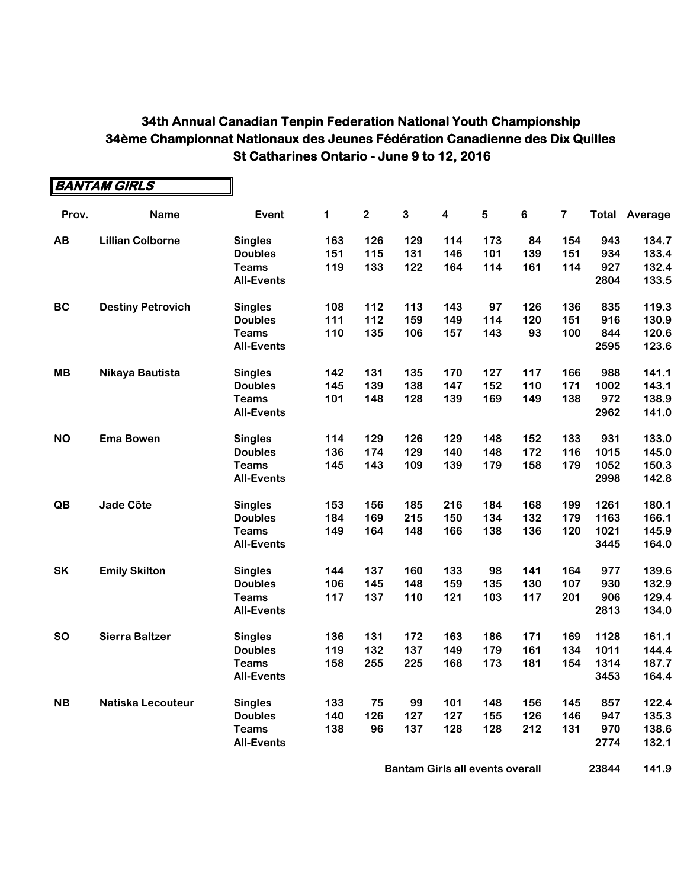**34th Annual Canadian Tenpin Federation National Youth Championship**
**34ème Championnat Nationaux des Jeunes Fédération Canadienne des Dix Quilles**
**St Catharines Ontario - June 9 to 12, 2016**

### BANTAM GIRLS

| Prov. | Name | Event | 1 | 2 | 3 | 4 | 5 | 6 | 7 | Total | Average |
|---|---|---|---|---|---|---|---|---|---|---|---|
| AB | Lillian Colborne | Singles | 163 | 126 | 129 | 114 | 173 | 84 | 154 | 943 | 134.7 |
| | | Doubles | 151 | 115 | 131 | 146 | 101 | 139 | 151 | 934 | 133.4 |
| | | Teams | 119 | 133 | 122 | 164 | 114 | 161 | 114 | 927 | 132.4 |
| | | All-Events | | | | | | | | 2804 | 133.5 |
| BC | Destiny Petrovich | Singles | 108 | 112 | 113 | 143 | 97 | 126 | 136 | 835 | 119.3 |
| | | Doubles | 111 | 112 | 159 | 149 | 114 | 120 | 151 | 916 | 130.9 |
| | | Teams | 110 | 135 | 106 | 157 | 143 | 93 | 100 | 844 | 120.6 |
| | | All-Events | | | | | | | | 2595 | 123.6 |
| MB | Nikaya Bautista | Singles | 142 | 131 | 135 | 170 | 127 | 117 | 166 | 988 | 141.1 |
| | | Doubles | 145 | 139 | 138 | 147 | 152 | 110 | 171 | 1002 | 143.1 |
| | | Teams | 101 | 148 | 128 | 139 | 169 | 149 | 138 | 972 | 138.9 |
| | | All-Events | | | | | | | | 2962 | 141.0 |
| NO | Ema Bowen | Singles | 114 | 129 | 126 | 129 | 148 | 152 | 133 | 931 | 133.0 |
| | | Doubles | 136 | 174 | 129 | 140 | 148 | 172 | 116 | 1015 | 145.0 |
| | | Teams | 145 | 143 | 109 | 139 | 179 | 158 | 179 | 1052 | 150.3 |
| | | All-Events | | | | | | | | 2998 | 142.8 |
| QB | Jade Cõte | Singles | 153 | 156 | 185 | 216 | 184 | 168 | 199 | 1261 | 180.1 |
| | | Doubles | 184 | 169 | 215 | 150 | 134 | 132 | 179 | 1163 | 166.1 |
| | | Teams | 149 | 164 | 148 | 166 | 138 | 136 | 120 | 1021 | 145.9 |
| | | All-Events | | | | | | | | 3445 | 164.0 |
| SK | Emily Skilton | Singles | 144 | 137 | 160 | 133 | 98 | 141 | 164 | 977 | 139.6 |
| | | Doubles | 106 | 145 | 148 | 159 | 135 | 130 | 107 | 930 | 132.9 |
| | | Teams | 117 | 137 | 110 | 121 | 103 | 117 | 201 | 906 | 129.4 |
| | | All-Events | | | | | | | | 2813 | 134.0 |
| SO | Sierra Baltzer | Singles | 136 | 131 | 172 | 163 | 186 | 171 | 169 | 1128 | 161.1 |
| | | Doubles | 119 | 132 | 137 | 149 | 179 | 161 | 134 | 1011 | 144.4 |
| | | Teams | 158 | 255 | 225 | 168 | 173 | 181 | 154 | 1314 | 187.7 |
| | | All-Events | | | | | | | | 3453 | 164.4 |
| NB | Natiska Lecouteur | Singles | 133 | 75 | 99 | 101 | 148 | 156 | 145 | 857 | 122.4 |
| | | Doubles | 140 | 126 | 127 | 127 | 155 | 126 | 146 | 947 | 135.3 |
| | | Teams | 138 | 96 | 137 | 128 | 128 | 212 | 131 | 970 | 138.6 |
| | | All-Events | | | | | | | | 2774 | 132.1 |
| | | | | | Bantam Girls all events overall | | | | | 23844 | 141.9 |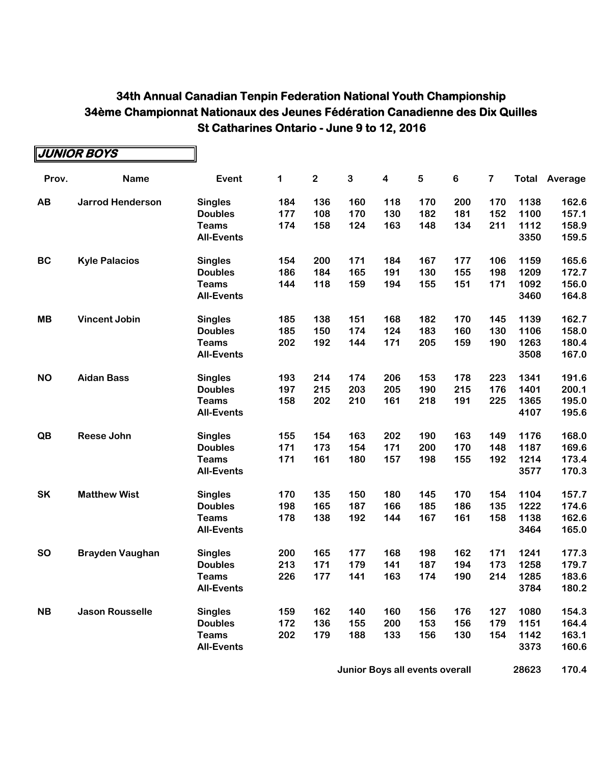# 34th Annual Canadian Tenpin Federation National Youth Championship
# 34ème Championnat Nationaux des Jeunes Fédération Canadienne des Dix Quilles
# St Catharines Ontario - June 9 to 12, 2016

## JUNIOR BOYS

| Prov. | Name | Event | 1 | 2 | 3 | 4 | 5 | 6 | 7 | Total | Average |
|---|---|---|---|---|---|---|---|---|---|---|---|
| AB | Jarrod Henderson | Singles | 184 | 136 | 160 | 118 | 170 | 200 | 170 | 1138 | 162.6 |
| | | Doubles | 177 | 108 | 170 | 130 | 182 | 181 | 152 | 1100 | 157.1 |
| | | Teams | 174 | 158 | 124 | 163 | 148 | 134 | 211 | 1112 | 158.9 |
| | | All-Events | | | | | | | | 3350 | 159.5 |
| BC | Kyle Palacios | Singles | 154 | 200 | 171 | 184 | 167 | 177 | 106 | 1159 | 165.6 |
| | | Doubles | 186 | 184 | 165 | 191 | 130 | 155 | 198 | 1209 | 172.7 |
| | | Teams | 144 | 118 | 159 | 194 | 155 | 151 | 171 | 1092 | 156.0 |
| | | All-Events | | | | | | | | 3460 | 164.8 |
| MB | Vincent Jobin | Singles | 185 | 138 | 151 | 168 | 182 | 170 | 145 | 1139 | 162.7 |
| | | Doubles | 185 | 150 | 174 | 124 | 183 | 160 | 130 | 1106 | 158.0 |
| | | Teams | 202 | 192 | 144 | 171 | 205 | 159 | 190 | 1263 | 180.4 |
| | | All-Events | | | | | | | | 3508 | 167.0 |
| NO | Aidan Bass | Singles | 193 | 214 | 174 | 206 | 153 | 178 | 223 | 1341 | 191.6 |
| | | Doubles | 197 | 215 | 203 | 205 | 190 | 215 | 176 | 1401 | 200.1 |
| | | Teams | 158 | 202 | 210 | 161 | 218 | 191 | 225 | 1365 | 195.0 |
| | | All-Events | | | | | | | | 4107 | 195.6 |
| QB | Reese John | Singles | 155 | 154 | 163 | 202 | 190 | 163 | 149 | 1176 | 168.0 |
| | | Doubles | 171 | 173 | 154 | 171 | 200 | 170 | 148 | 1187 | 169.6 |
| | | Teams | 171 | 161 | 180 | 157 | 198 | 155 | 192 | 1214 | 173.4 |
| | | All-Events | | | | | | | | 3577 | 170.3 |
| SK | Matthew Wist | Singles | 170 | 135 | 150 | 180 | 145 | 170 | 154 | 1104 | 157.7 |
| | | Doubles | 198 | 165 | 187 | 166 | 185 | 186 | 135 | 1222 | 174.6 |
| | | Teams | 178 | 138 | 192 | 144 | 167 | 161 | 158 | 1138 | 162.6 |
| | | All-Events | | | | | | | | 3464 | 165.0 |
| SO | Brayden Vaughan | Singles | 200 | 165 | 177 | 168 | 198 | 162 | 171 | 1241 | 177.3 |
| | | Doubles | 213 | 171 | 179 | 141 | 187 | 194 | 173 | 1258 | 179.7 |
| | | Teams | 226 | 177 | 141 | 163 | 174 | 190 | 214 | 1285 | 183.6 |
| | | All-Events | | | | | | | | 3784 | 180.2 |
| NB | Jason Rousselle | Singles | 159 | 162 | 140 | 160 | 156 | 176 | 127 | 1080 | 154.3 |
| | | Doubles | 172 | 136 | 155 | 200 | 153 | 156 | 179 | 1151 | 164.4 |
| | | Teams | 202 | 179 | 188 | 133 | 156 | 130 | 154 | 1142 | 163.1 |
| | | All-Events | | | | | | | | 3373 | 160.6 |
| | | | | | | | Junior Boys all events overall | | | 28623 | 170.4 |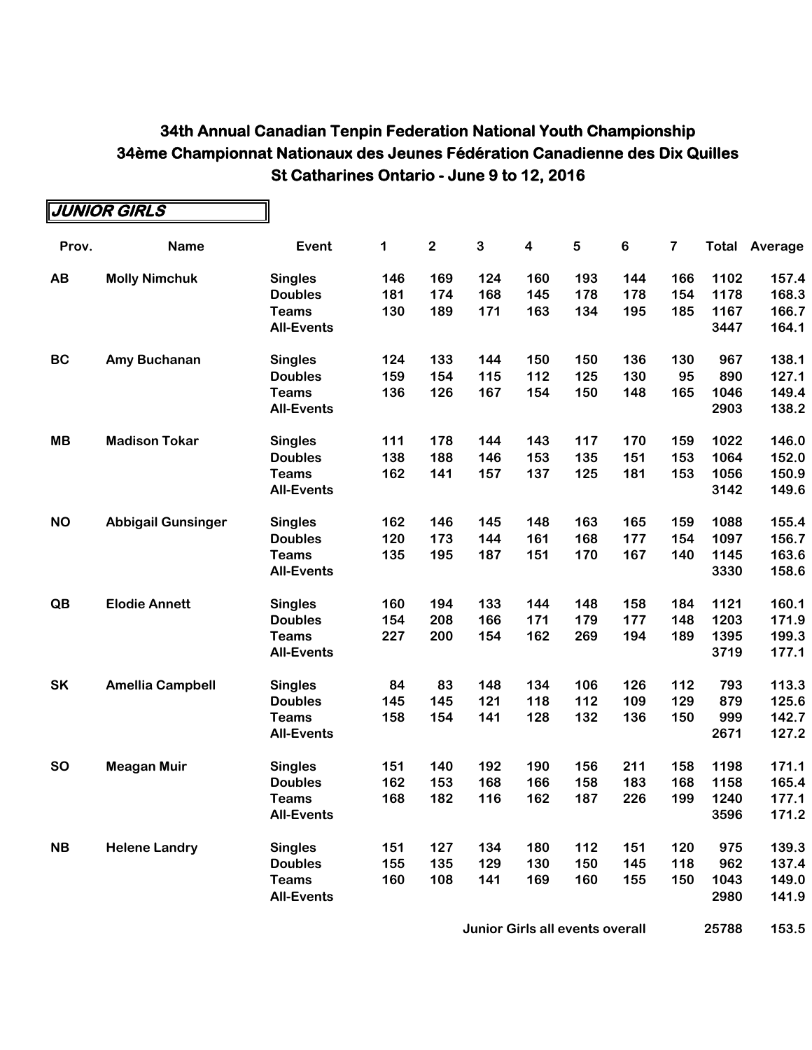# 34th Annual Canadian Tenpin Federation National Youth Championship
# 34ème Championnat Nationaux des Jeunes Fédération Canadienne des Dix Quilles
# St Catharines Ontario - June 9 to 12, 2016

## JUNIOR GIRLS

| Prov. | Name | Event | 1 | 2 | 3 | 4 | 5 | 6 | 7 | Total | Average |
|---|---|---|---|---|---|---|---|---|---|---|---|
| AB | Molly Nimchuk | Singles | 146 | 169 | 124 | 160 | 193 | 144 | 166 | 1102 | 157.4 |
| | | Doubles | 181 | 174 | 168 | 145 | 178 | 178 | 154 | 1178 | 168.3 |
| | | Teams | 130 | 189 | 171 | 163 | 134 | 195 | 185 | 1167 | 166.7 |
| | | All-Events | | | | | | | | 3447 | 164.1 |
| BC | Amy Buchanan | Singles | 124 | 133 | 144 | 150 | 150 | 136 | 130 | 967 | 138.1 |
| | | Doubles | 159 | 154 | 115 | 112 | 125 | 130 | 95 | 890 | 127.1 |
| | | Teams | 136 | 126 | 167 | 154 | 150 | 148 | 165 | 1046 | 149.4 |
| | | All-Events | | | | | | | | 2903 | 138.2 |
| MB | Madison Tokar | Singles | 111 | 178 | 144 | 143 | 117 | 170 | 159 | 1022 | 146.0 |
| | | Doubles | 138 | 188 | 146 | 153 | 135 | 151 | 153 | 1064 | 152.0 |
| | | Teams | 162 | 141 | 157 | 137 | 125 | 181 | 153 | 1056 | 150.9 |
| | | All-Events | | | | | | | | 3142 | 149.6 |
| NO | Abbigail Gunsinger | Singles | 162 | 146 | 145 | 148 | 163 | 165 | 159 | 1088 | 155.4 |
| | | Doubles | 120 | 173 | 144 | 161 | 168 | 177 | 154 | 1097 | 156.7 |
| | | Teams | 135 | 195 | 187 | 151 | 170 | 167 | 140 | 1145 | 163.6 |
| | | All-Events | | | | | | | | 3330 | 158.6 |
| QB | Elodie Annett | Singles | 160 | 194 | 133 | 144 | 148 | 158 | 184 | 1121 | 160.1 |
| | | Doubles | 154 | 208 | 166 | 171 | 179 | 177 | 148 | 1203 | 171.9 |
| | | Teams | 227 | 200 | 154 | 162 | 269 | 194 | 189 | 1395 | 199.3 |
| | | All-Events | | | | | | | | 3719 | 177.1 |
| SK | Amellia Campbell | Singles | 84 | 83 | 148 | 134 | 106 | 126 | 112 | 793 | 113.3 |
| | | Doubles | 145 | 145 | 121 | 118 | 112 | 109 | 129 | 879 | 125.6 |
| | | Teams | 158 | 154 | 141 | 128 | 132 | 136 | 150 | 999 | 142.7 |
| | | All-Events | | | | | | | | 2671 | 127.2 |
| SO | Meagan Muir | Singles | 151 | 140 | 192 | 190 | 156 | 211 | 158 | 1198 | 171.1 |
| | | Doubles | 162 | 153 | 168 | 166 | 158 | 183 | 168 | 1158 | 165.4 |
| | | Teams | 168 | 182 | 116 | 162 | 187 | 226 | 199 | 1240 | 177.1 |
| | | All-Events | | | | | | | | 3596 | 171.2 |
| NB | Helene Landry | Singles | 151 | 127 | 134 | 180 | 112 | 151 | 120 | 975 | 139.3 |
| | | Doubles | 155 | 135 | 129 | 130 | 150 | 145 | 118 | 962 | 137.4 |
| | | Teams | 160 | 108 | 141 | 169 | 160 | 155 | 150 | 1043 | 149.0 |
| | | All-Events | | | | | | | | 2980 | 141.9 |
| | | | | | | Junior Girls all events overall | | | | 25788 | 153.5 |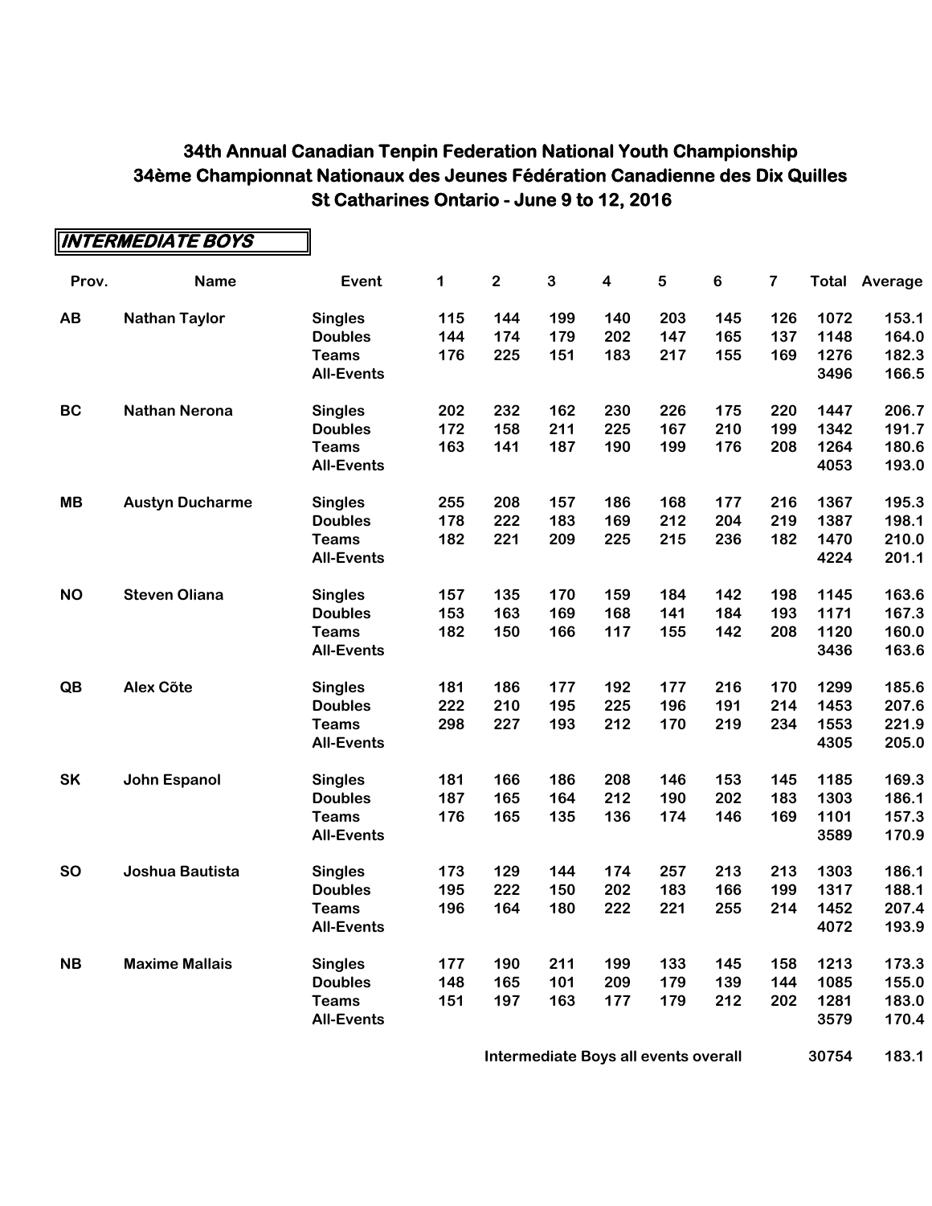# 34th Annual Canadian Tenpin Federation National Youth Championship
# 34ème Championnat Nationaux des Jeunes Fédération Canadienne des Dix Quilles
# St Catharines Ontario - June 9 to 12, 2016

## INTERMEDIATE BOYS

| Prov. | Name | Event | 1 | 2 | 3 | 4 | 5 | 6 | 7 | Total | Average |
|---|---|---|---|---|---|---|---|---|---|---|---|
| AB | Nathan Taylor | Singles | 115 | 144 | 199 | 140 | 203 | 145 | 126 | 1072 | 153.1 |
| | | Doubles | 144 | 174 | 179 | 202 | 147 | 165 | 137 | 1148 | 164.0 |
| | | Teams | 176 | 225 | 151 | 183 | 217 | 155 | 169 | 1276 | 182.3 |
| | | All-Events | | | | | | | | 3496 | 166.5 |
| BC | Nathan Nerona | Singles | 202 | 232 | 162 | 230 | 226 | 175 | 220 | 1447 | 206.7 |
| | | Doubles | 172 | 158 | 211 | 225 | 167 | 210 | 199 | 1342 | 191.7 |
| | | Teams | 163 | 141 | 187 | 190 | 199 | 176 | 208 | 1264 | 180.6 |
| | | All-Events | | | | | | | | 4053 | 193.0 |
| MB | Austyn Ducharme | Singles | 255 | 208 | 157 | 186 | 168 | 177 | 216 | 1367 | 195.3 |
| | | Doubles | 178 | 222 | 183 | 169 | 212 | 204 | 219 | 1387 | 198.1 |
| | | Teams | 182 | 221 | 209 | 225 | 215 | 236 | 182 | 1470 | 210.0 |
| | | All-Events | | | | | | | | 4224 | 201.1 |
| NO | Steven Oliana | Singles | 157 | 135 | 170 | 159 | 184 | 142 | 198 | 1145 | 163.6 |
| | | Doubles | 153 | 163 | 169 | 168 | 141 | 184 | 193 | 1171 | 167.3 |
| | | Teams | 182 | 150 | 166 | 117 | 155 | 142 | 208 | 1120 | 160.0 |
| | | All-Events | | | | | | | | 3436 | 163.6 |
| QB | Alex Cõte | Singles | 181 | 186 | 177 | 192 | 177 | 216 | 170 | 1299 | 185.6 |
| | | Doubles | 222 | 210 | 195 | 225 | 196 | 191 | 214 | 1453 | 207.6 |
| | | Teams | 298 | 227 | 193 | 212 | 170 | 219 | 234 | 1553 | 221.9 |
| | | All-Events | | | | | | | | 4305 | 205.0 |
| SK | John Espanol | Singles | 181 | 166 | 186 | 208 | 146 | 153 | 145 | 1185 | 169.3 |
| | | Doubles | 187 | 165 | 164 | 212 | 190 | 202 | 183 | 1303 | 186.1 |
| | | Teams | 176 | 165 | 135 | 136 | 174 | 146 | 169 | 1101 | 157.3 |
| | | All-Events | | | | | | | | 3589 | 170.9 |
| SO | Joshua Bautista | Singles | 173 | 129 | 144 | 174 | 257 | 213 | 213 | 1303 | 186.1 |
| | | Doubles | 195 | 222 | 150 | 202 | 183 | 166 | 199 | 1317 | 188.1 |
| | | Teams | 196 | 164 | 180 | 222 | 221 | 255 | 214 | 1452 | 207.4 |
| | | All-Events | | | | | | | | 4072 | 193.9 |
| NB | Maxime Mallais | Singles | 177 | 190 | 211 | 199 | 133 | 145 | 158 | 1213 | 173.3 |
| | | Doubles | 148 | 165 | 101 | 209 | 179 | 139 | 144 | 1085 | 155.0 |
| | | Teams | 151 | 197 | 163 | 177 | 179 | 212 | 202 | 1281 | 183.0 |
| | | All-Events | | | | | | | | 3579 | 170.4 |
| | | | | | Intermediate Boys all events overall | | | | | 30754 | 183.1 |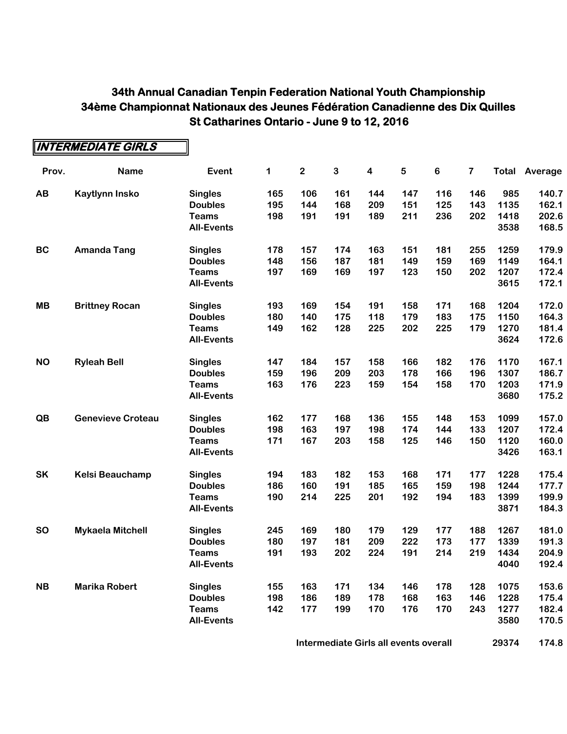# 34th Annual Canadian Tenpin Federation National Youth Championship
# 34ème Championnat Nationaux des Jeunes Fédération Canadienne des Dix Quilles
# St Catharines Ontario - June 9 to 12, 2016

## INTERMEDIATE GIRLS

| Prov. | Name | Event | 1 | 2 | 3 | 4 | 5 | 6 | 7 | Total | Average |
|---|---|---|---|---|---|---|---|---|---|---|---|
| AB | Kaytlynn Insko | Singles | 165 | 106 | 161 | 144 | 147 | 116 | 146 | 985 | 140.7 |
| | | Doubles | 195 | 144 | 168 | 209 | 151 | 125 | 143 | 1135 | 162.1 |
| | | Teams | 198 | 191 | 191 | 189 | 211 | 236 | 202 | 1418 | 202.6 |
| | | All-Events | | | | | | | | 3538 | 168.5 |
| BC | Amanda Tang | Singles | 178 | 157 | 174 | 163 | 151 | 181 | 255 | 1259 | 179.9 |
| | | Doubles | 148 | 156 | 187 | 181 | 149 | 159 | 169 | 1149 | 164.1 |
| | | Teams | 197 | 169 | 169 | 197 | 123 | 150 | 202 | 1207 | 172.4 |
| | | All-Events | | | | | | | | 3615 | 172.1 |
| MB | Brittney Rocan | Singles | 193 | 169 | 154 | 191 | 158 | 171 | 168 | 1204 | 172.0 |
| | | Doubles | 180 | 140 | 175 | 118 | 179 | 183 | 175 | 1150 | 164.3 |
| | | Teams | 149 | 162 | 128 | 225 | 202 | 225 | 179 | 1270 | 181.4 |
| | | All-Events | | | | | | | | 3624 | 172.6 |
| NO | Ryleah Bell | Singles | 147 | 184 | 157 | 158 | 166 | 182 | 176 | 1170 | 167.1 |
| | | Doubles | 159 | 196 | 209 | 203 | 178 | 166 | 196 | 1307 | 186.7 |
| | | Teams | 163 | 176 | 223 | 159 | 154 | 158 | 170 | 1203 | 171.9 |
| | | All-Events | | | | | | | | 3680 | 175.2 |
| QB | Genevieve Croteau | Singles | 162 | 177 | 168 | 136 | 155 | 148 | 153 | 1099 | 157.0 |
| | | Doubles | 198 | 163 | 197 | 198 | 174 | 144 | 133 | 1207 | 172.4 |
| | | Teams | 171 | 167 | 203 | 158 | 125 | 146 | 150 | 1120 | 160.0 |
| | | All-Events | | | | | | | | 3426 | 163.1 |
| SK | Kelsi Beauchamp | Singles | 194 | 183 | 182 | 153 | 168 | 171 | 177 | 1228 | 175.4 |
| | | Doubles | 186 | 160 | 191 | 185 | 165 | 159 | 198 | 1244 | 177.7 |
| | | Teams | 190 | 214 | 225 | 201 | 192 | 194 | 183 | 1399 | 199.9 |
| | | All-Events | | | | | | | | 3871 | 184.3 |
| SO | Mykaela Mitchell | Singles | 245 | 169 | 180 | 179 | 129 | 177 | 188 | 1267 | 181.0 |
| | | Doubles | 180 | 197 | 181 | 209 | 222 | 173 | 177 | 1339 | 191.3 |
| | | Teams | 191 | 193 | 202 | 224 | 191 | 214 | 219 | 1434 | 204.9 |
| | | All-Events | | | | | | | | 4040 | 192.4 |
| NB | Marika Robert | Singles | 155 | 163 | 171 | 134 | 146 | 178 | 128 | 1075 | 153.6 |
| | | Doubles | 198 | 186 | 189 | 178 | 168 | 163 | 146 | 1228 | 175.4 |
| | | Teams | 142 | 177 | 199 | 170 | 176 | 170 | 243 | 1277 | 182.4 |
| | | All-Events | | | | | | | | 3580 | 170.5 |
| | | | | | Intermediate Girls all events overall | | | | | 29374 | 174.8 |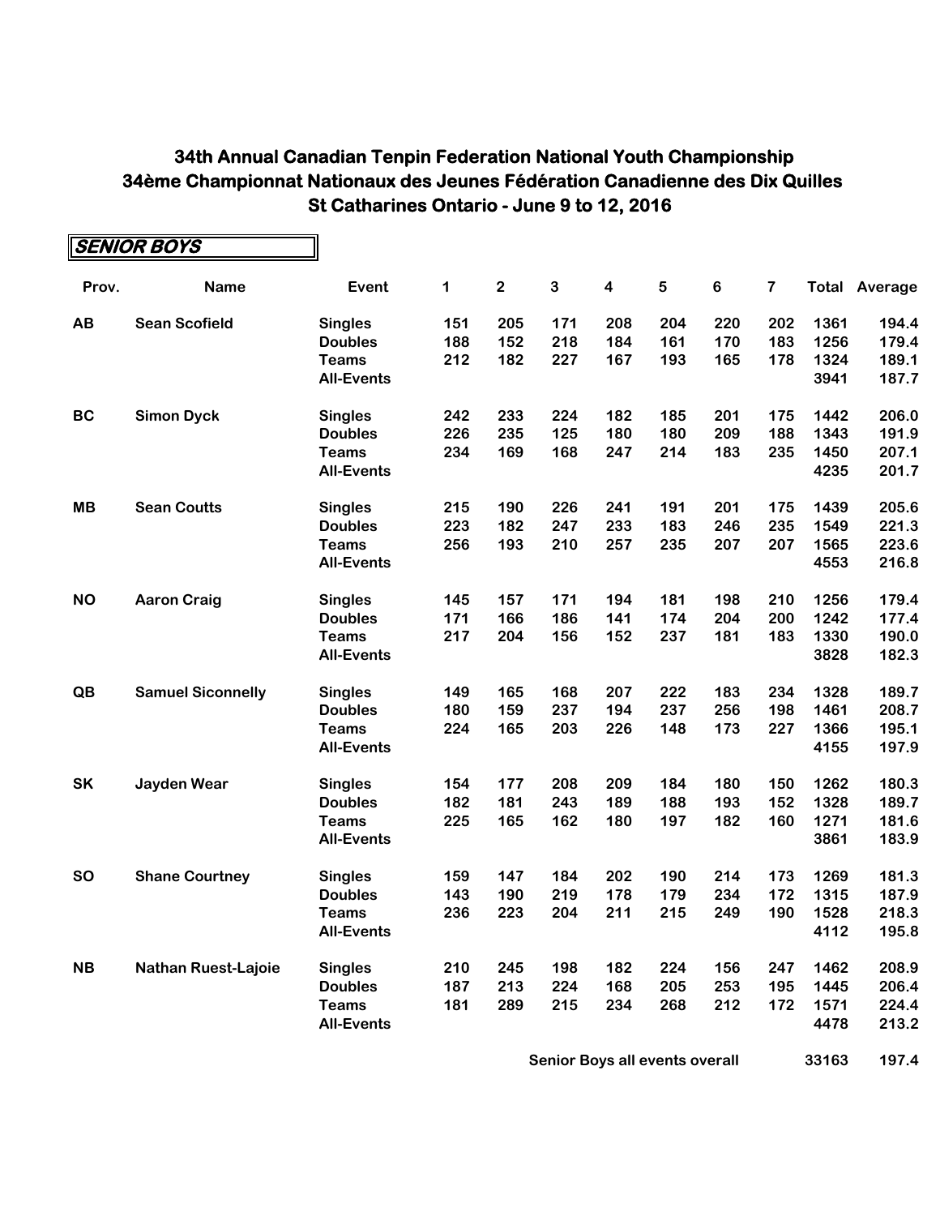# 34th Annual Canadian Tenpin Federation National Youth Championship
# 34ème Championnat Nationaux des Jeunes Fédération Canadienne des Dix Quilles
# St Catharines Ontario - June 9 to 12, 2016

## SENIOR BOYS

| Prov. | Name | Event | 1 | 2 | 3 | 4 | 5 | 6 | 7 | Total | Average |
|---|---|---|---|---|---|---|---|---|---|---|---|
| AB | Sean Scofield | Singles | 151 | 205 | 171 | 208 | 204 | 220 | 202 | 1361 | 194.4 |
| | | Doubles | 188 | 152 | 218 | 184 | 161 | 170 | 183 | 1256 | 179.4 |
| | | Teams | 212 | 182 | 227 | 167 | 193 | 165 | 178 | 1324 | 189.1 |
| | | All-Events | | | | | | | | 3941 | 187.7 |
| BC | Simon Dyck | Singles | 242 | 233 | 224 | 182 | 185 | 201 | 175 | 1442 | 206.0 |
| | | Doubles | 226 | 235 | 125 | 180 | 180 | 209 | 188 | 1343 | 191.9 |
| | | Teams | 234 | 169 | 168 | 247 | 214 | 183 | 235 | 1450 | 207.1 |
| | | All-Events | | | | | | | | 4235 | 201.7 |
| MB | Sean Coutts | Singles | 215 | 190 | 226 | 241 | 191 | 201 | 175 | 1439 | 205.6 |
| | | Doubles | 223 | 182 | 247 | 233 | 183 | 246 | 235 | 1549 | 221.3 |
| | | Teams | 256 | 193 | 210 | 257 | 235 | 207 | 207 | 1565 | 223.6 |
| | | All-Events | | | | | | | | 4553 | 216.8 |
| NO | Aaron Craig | Singles | 145 | 157 | 171 | 194 | 181 | 198 | 210 | 1256 | 179.4 |
| | | Doubles | 171 | 166 | 186 | 141 | 174 | 204 | 200 | 1242 | 177.4 |
| | | Teams | 217 | 204 | 156 | 152 | 237 | 181 | 183 | 1330 | 190.0 |
| | | All-Events | | | | | | | | 3828 | 182.3 |
| QB | Samuel Siconnelly | Singles | 149 | 165 | 168 | 207 | 222 | 183 | 234 | 1328 | 189.7 |
| | | Doubles | 180 | 159 | 237 | 194 | 237 | 256 | 198 | 1461 | 208.7 |
| | | Teams | 224 | 165 | 203 | 226 | 148 | 173 | 227 | 1366 | 195.1 |
| | | All-Events | | | | | | | | 4155 | 197.9 |
| SK | Jayden Wear | Singles | 154 | 177 | 208 | 209 | 184 | 180 | 150 | 1262 | 180.3 |
| | | Doubles | 182 | 181 | 243 | 189 | 188 | 193 | 152 | 1328 | 189.7 |
| | | Teams | 225 | 165 | 162 | 180 | 197 | 182 | 160 | 1271 | 181.6 |
| | | All-Events | | | | | | | | 3861 | 183.9 |
| SO | Shane Courtney | Singles | 159 | 147 | 184 | 202 | 190 | 214 | 173 | 1269 | 181.3 |
| | | Doubles | 143 | 190 | 219 | 178 | 179 | 234 | 172 | 1315 | 187.9 |
| | | Teams | 236 | 223 | 204 | 211 | 215 | 249 | 190 | 1528 | 218.3 |
| | | All-Events | | | | | | | | 4112 | 195.8 |
| NB | Nathan Ruest-Lajoie | Singles | 210 | 245 | 198 | 182 | 224 | 156 | 247 | 1462 | 208.9 |
| | | Doubles | 187 | 213 | 224 | 168 | 205 | 253 | 195 | 1445 | 206.4 |
| | | Teams | 181 | 289 | 215 | 234 | 268 | 212 | 172 | 1571 | 224.4 |
| | | All-Events | | | | | | | | 4478 | 213.2 |
| | | | | | | Senior Boys all events overall | | | | 33163 | 197.4 |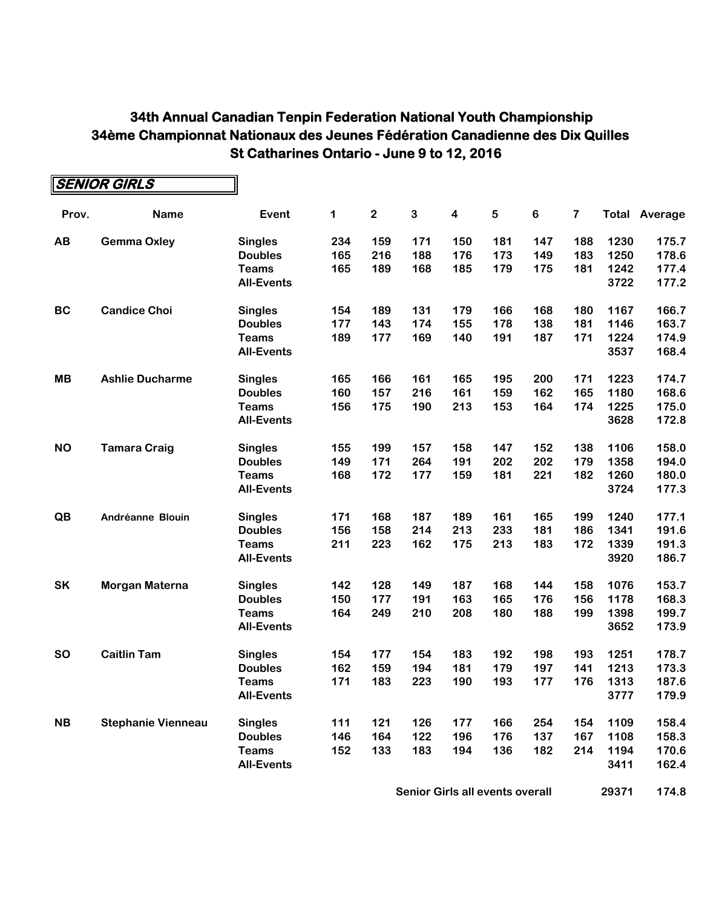# 34th Annual Canadian Tenpin Federation National Youth Championship
# 34ème Championnat Nationaux des Jeunes Fédération Canadienne des Dix Quilles
# St Catharines Ontario - June 9 to 12, 2016

## SENIOR GIRLS

| Prov. | Name | Event | 1 | 2 | 3 | 4 | 5 | 6 | 7 | Total | Average |
|---|---|---|---|---|---|---|---|---|---|---|---|
| AB | Gemma Oxley | Singles | 234 | 159 | 171 | 150 | 181 | 147 | 188 | 1230 | 175.7 |
| | | Doubles | 165 | 216 | 188 | 176 | 173 | 149 | 183 | 1250 | 178.6 |
| | | Teams | 165 | 189 | 168 | 185 | 179 | 175 | 181 | 1242 | 177.4 |
| | | All-Events | | | | | | | | 3722 | 177.2 |
| BC | Candice Choi | Singles | 154 | 189 | 131 | 179 | 166 | 168 | 180 | 1167 | 166.7 |
| | | Doubles | 177 | 143 | 174 | 155 | 178 | 138 | 181 | 1146 | 163.7 |
| | | Teams | 189 | 177 | 169 | 140 | 191 | 187 | 171 | 1224 | 174.9 |
| | | All-Events | | | | | | | | 3537 | 168.4 |
| MB | Ashlie Ducharme | Singles | 165 | 166 | 161 | 165 | 195 | 200 | 171 | 1223 | 174.7 |
| | | Doubles | 160 | 157 | 216 | 161 | 159 | 162 | 165 | 1180 | 168.6 |
| | | Teams | 156 | 175 | 190 | 213 | 153 | 164 | 174 | 1225 | 175.0 |
| | | All-Events | | | | | | | | 3628 | 172.8 |
| NO | Tamara Craig | Singles | 155 | 199 | 157 | 158 | 147 | 152 | 138 | 1106 | 158.0 |
| | | Doubles | 149 | 171 | 264 | 191 | 202 | 202 | 179 | 1358 | 194.0 |
| | | Teams | 168 | 172 | 177 | 159 | 181 | 221 | 182 | 1260 | 180.0 |
| | | All-Events | | | | | | | | 3724 | 177.3 |
| QB | Andréanne Blouin | Singles | 171 | 168 | 187 | 189 | 161 | 165 | 199 | 1240 | 177.1 |
| | | Doubles | 156 | 158 | 214 | 213 | 233 | 181 | 186 | 1341 | 191.6 |
| | | Teams | 211 | 223 | 162 | 175 | 213 | 183 | 172 | 1339 | 191.3 |
| | | All-Events | | | | | | | | 3920 | 186.7 |
| SK | Morgan Materna | Singles | 142 | 128 | 149 | 187 | 168 | 144 | 158 | 1076 | 153.7 |
| | | Doubles | 150 | 177 | 191 | 163 | 165 | 176 | 156 | 1178 | 168.3 |
| | | Teams | 164 | 249 | 210 | 208 | 180 | 188 | 199 | 1398 | 199.7 |
| | | All-Events | | | | | | | | 3652 | 173.9 |
| SO | Caitlin Tam | Singles | 154 | 177 | 154 | 183 | 192 | 198 | 193 | 1251 | 178.7 |
| | | Doubles | 162 | 159 | 194 | 181 | 179 | 197 | 141 | 1213 | 173.3 |
| | | Teams | 171 | 183 | 223 | 190 | 193 | 177 | 176 | 1313 | 187.6 |
| | | All-Events | | | | | | | | 3777 | 179.9 |
| NB | Stephanie Vienneau | Singles | 111 | 121 | 126 | 177 | 166 | 254 | 154 | 1109 | 158.4 |
| | | Doubles | 146 | 164 | 122 | 196 | 176 | 137 | 167 | 1108 | 158.3 |
| | | Teams | 152 | 133 | 183 | 194 | 136 | 182 | 214 | 1194 | 170.6 |
| | | All-Events | | | | | | | | 3411 | 162.4 |
| | | | | | | Senior Girls all events overall | | | | 29371 | 174.8 |